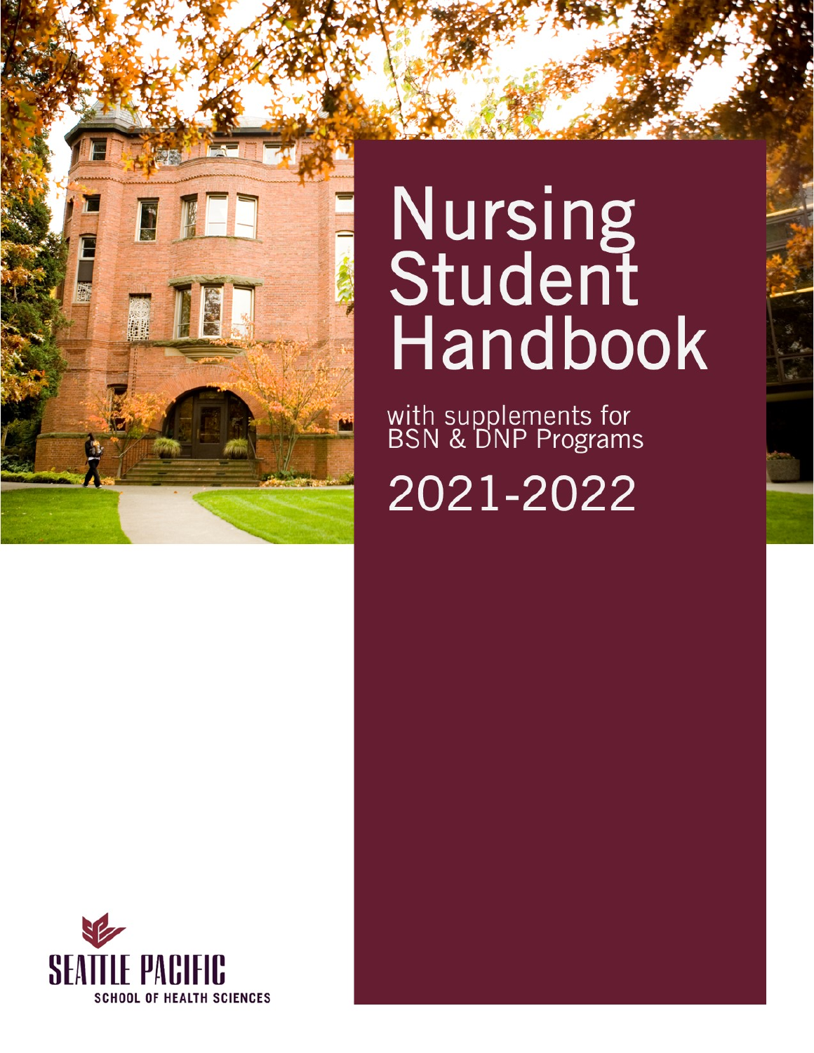# Nursing Student Handbook

with supplements for BSN & DNP Programs

2021-2022

SEATTLE PACIFIC

SCHOOL OF HEALTH SCIENCES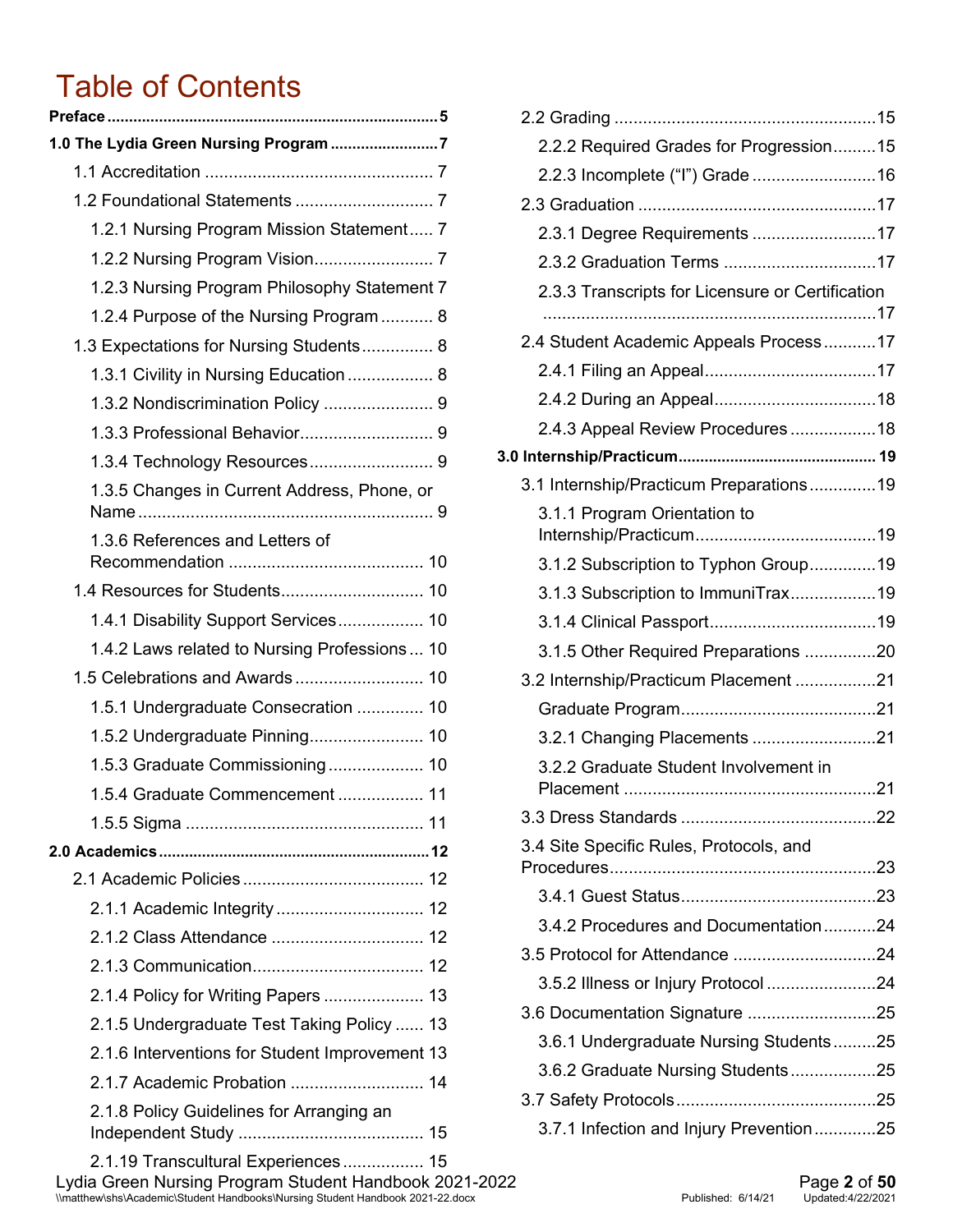# Table of Contents

**Preface** ........................................................................ 5

**1.0 The Lydia Green Nursing Program** ........................ 7

- 1.1 Accreditation ............................................. 7
- 1.2 Foundational Statements ............................ 7
  - 1.2.1 Nursing Program Mission Statement ..... 7
  - 1.2.2 Nursing Program Vision........................ 7
  - 1.2.3 Nursing Program Philosophy Statement 7
  - 1.2.4 Purpose of the Nursing Program ........... 8
- 1.3 Expectations for Nursing Students .............. 8
  - 1.3.1 Civility in Nursing Education .................. 8
  - 1.3.2 Nondiscrimination Policy ....................... 9
  - 1.3.3 Professional Behavior............................ 9
  - 1.3.4 Technology Resources .......................... 9
  - 1.3.5 Changes in Current Address, Phone, or Name ............................................................. 9
  - 1.3.6 References and Letters of Recommendation ......................................... 10
- 1.4 Resources for Students.............................. 10
  - 1.4.1 Disability Support Services.................. 10
  - 1.4.2 Laws related to Nursing Professions ... 10
- 1.5 Celebrations and Awards ........................... 10
  - 1.5.1 Undergraduate Consecration .............. 10
  - 1.5.2 Undergraduate Pinning........................ 10
  - 1.5.3 Graduate Commissioning .................... 10
  - 1.5.4 Graduate Commencement .................. 11
  - 1.5.5 Sigma .................................................. 11

**2.0 Academics** ..................................................................12

- 2.1 Academic Policies ...................................... 12
  - 2.1.1 Academic Integrity ............................... 12
  - 2.1.2 Class Attendance ................................ 12
  - 2.1.3 Communication.................................... 12
  - 2.1.4 Policy for Writing Papers ..................... 13
  - 2.1.5 Undergraduate Test Taking Policy ...... 13
  - 2.1.6 Interventions for Student Improvement 13
  - 2.1.7 Academic Probation ............................ 14
  - 2.1.8 Policy Guidelines for Arranging an Independent Study ....................................... 15
  - 2.1.19 Transcultural Experiences ................. 15
- 2.2 Grading ......................................................15
  - 2.2.2 Required Grades for Progression.........15
  - 2.2.3 Incomplete (“I”) Grade ..........................16
- 2.3 Graduation ..................................................17
  - 2.3.1 Degree Requirements ..........................17
  - 2.3.2 Graduation Terms ................................17
  - 2.3.3 Transcripts for Licensure or Certification ......................................................................17
- 2.4 Student Academic Appeals Process ...........17
  - 2.4.1 Filing an Appeal....................................17
  - 2.4.2 During an Appeal..................................18
  - 2.4.3 Appeal Review Procedures ..................18

**3.0 Internship/Practicum**............................................. 19

- 3.1 Internship/Practicum Preparations..............19
  - 3.1.1 Program Orientation to Internship/Practicum......................................19
  - 3.1.2 Subscription to Typhon Group..............19
  - 3.1.3 Subscription to ImmuniTrax..................19
  - 3.1.4 Clinical Passport...................................19
  - 3.1.5 Other Required Preparations ...............20
- 3.2 Internship/Practicum Placement .................21
  - Graduate Program.........................................21
  - 3.2.1 Changing Placements ..........................21
  - 3.2.2 Graduate Student Involvement in Placement .....................................................21
- 3.3 Dress Standards .........................................22
- 3.4 Site Specific Rules, Protocols, and Procedures........................................................23
  - 3.4.1 Guest Status.........................................23
  - 3.4.2 Procedures and Documentation...........24
- 3.5 Protocol for Attendance ..............................24
  - 3.5.2 Illness or Injury Protocol .......................24
- 3.6 Documentation Signature ...........................25
  - 3.6.1 Undergraduate Nursing Students.........25
  - 3.6.2 Graduate Nursing Students..................25
- 3.7 Safety Protocols..........................................25
  - 3.7.1 Infection and Injury Prevention.............25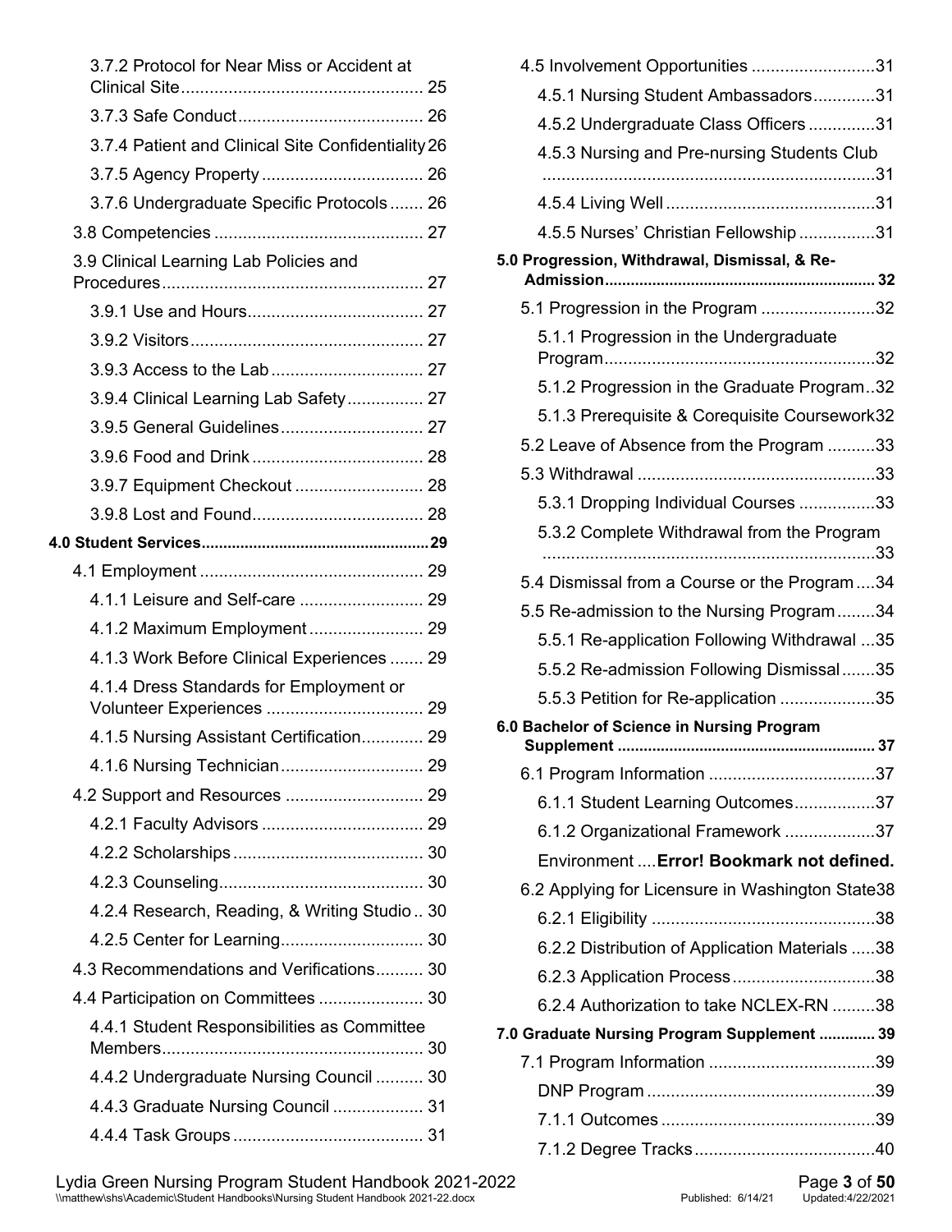3.7.2 Protocol for Near Miss or Accident at Clinical Site ................................................... 25

3.7.3 Safe Conduct ....................................... 26

3.7.4 Patient and Clinical Site Confidentiality 26

3.7.5 Agency Property .................................. 26

3.7.6 Undergraduate Specific Protocols ....... 26

3.8 Competencies ............................................ 27

3.9 Clinical Learning Lab Policies and Procedures ....................................................... 27

3.9.1 Use and Hours ..................................... 27

3.9.2 Visitors ................................................. 27

3.9.3 Access to the Lab ................................ 27

3.9.4 Clinical Learning Lab Safety ................ 27

3.9.5 General Guidelines .............................. 27

3.9.6 Food and Drink .................................... 28

3.9.7 Equipment Checkout ........................... 28

3.9.8 Lost and Found .................................... 28

**4.0 Student Services ..................................................... 29**

4.1 Employment ............................................... 29

4.1.1 Leisure and Self-care .......................... 29

4.1.2 Maximum Employment ........................ 29

4.1.3 Work Before Clinical Experiences ....... 29

4.1.4 Dress Standards for Employment or Volunteer Experiences ................................. 29

4.1.5 Nursing Assistant Certification ............. 29

4.1.6 Nursing Technician .............................. 29

4.2 Support and Resources ............................. 29

4.2.1 Faculty Advisors .................................. 29

4.2.2 Scholarships ........................................ 30

4.2.3 Counseling ........................................... 30

4.2.4 Research, Reading, & Writing Studio .. 30

4.2.5 Center for Learning .............................. 30

4.3 Recommendations and Verifications .......... 30

4.4 Participation on Committees ...................... 30

4.4.1 Student Responsibilities as Committee Members ....................................................... 30

4.4.2 Undergraduate Nursing Council .......... 30

4.4.3 Graduate Nursing Council ................... 31

4.4.4 Task Groups ........................................ 31

4.5 Involvement Opportunities .......................... 31

4.5.1 Nursing Student Ambassadors ............. 31

4.5.2 Undergraduate Class Officers .............. 31

4.5.3 Nursing and Pre-nursing Students Club ...................................................................... 31

4.5.4 Living Well ............................................ 31

4.5.5 Nurses' Christian Fellowship ................ 31

**5.0 Progression, Withdrawal, Dismissal, & Re-Admission .............................................................. 32**

5.1 Progression in the Program ........................ 32

5.1.1 Progression in the Undergraduate Program ......................................................... 32

5.1.2 Progression in the Graduate Program .. 32

5.1.3 Prerequisite & Corequisite Coursework 32

5.2 Leave of Absence from the Program ........... 33

5.3 Withdrawal .................................................. 33

5.3.1 Dropping Individual Courses ................ 33

5.3.2 Complete Withdrawal from the Program ...................................................................... 33

5.4 Dismissal from a Course or the Program .... 34

5.5 Re-admission to the Nursing Program ........ 34

5.5.1 Re-application Following Withdrawal ... 35

5.5.2 Re-admission Following Dismissal ....... 35

5.5.3 Petition for Re-application .................... 35

**6.0 Bachelor of Science in Nursing Program Supplement ........................................................... 37**

6.1 Program Information ................................... 37

6.1.1 Student Learning Outcomes ................. 37

6.1.2 Organizational Framework ................... 37

Environment .... **Error! Bookmark not defined.**

6.2 Applying for Licensure in Washington State 38

6.2.1 Eligibility ............................................... 38

6.2.2 Distribution of Application Materials ..... 38

6.2.3 Application Process .............................. 38

6.2.4 Authorization to take NCLEX-RN ......... 38

**7.0 Graduate Nursing Program Supplement ............. 39**

7.1 Program Information ................................... 39

DNP Program ................................................ 39

7.1.1 Outcomes ............................................. 39

7.1.2 Degree Tracks ...................................... 40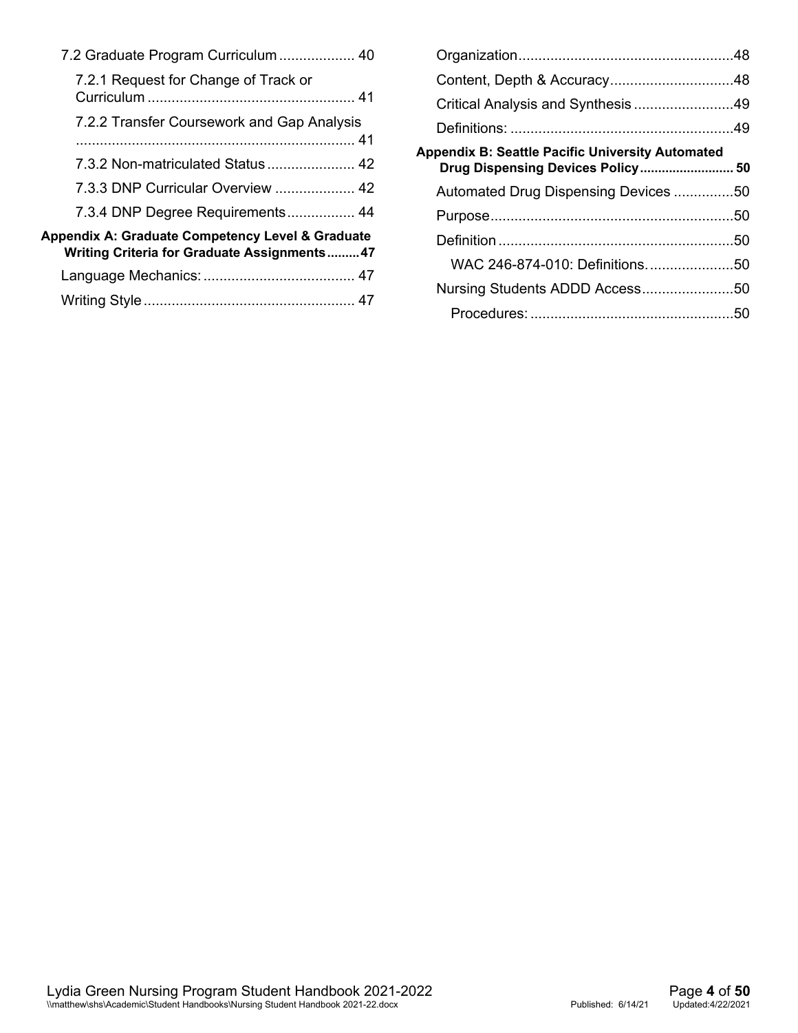7.2 Graduate Program Curriculum ................... 40

7.2.1 Request for Change of Track or Curriculum .................................................... 41

7.2.2 Transfer Coursework and Gap Analysis ...................................................................... 41

7.3.2 Non-matriculated Status ...................... 42

7.3.3 DNP Curricular Overview .................... 42

7.3.4 DNP Degree Requirements ................. 44

**Appendix A: Graduate Competency Level & Graduate Writing Criteria for Graduate Assignments ......... 47**

Language Mechanics: ...................................... 47

Writing Style ..................................................... 47

Organization ..................................................... 48

Content, Depth & Accuracy ............................... 48

Critical Analysis and Synthesis ......................... 49

Definitions: ....................................................... 49

**Appendix B: Seattle Pacific University Automated Drug Dispensing Devices Policy .......................... 50**

Automated Drug Dispensing Devices ............... 50

Purpose ............................................................ 50

Definition .......................................................... 50

WAC 246-874-010: Definitions. ..................... 50

Nursing Students ADDD Access ....................... 50

Procedures: .................................................. 50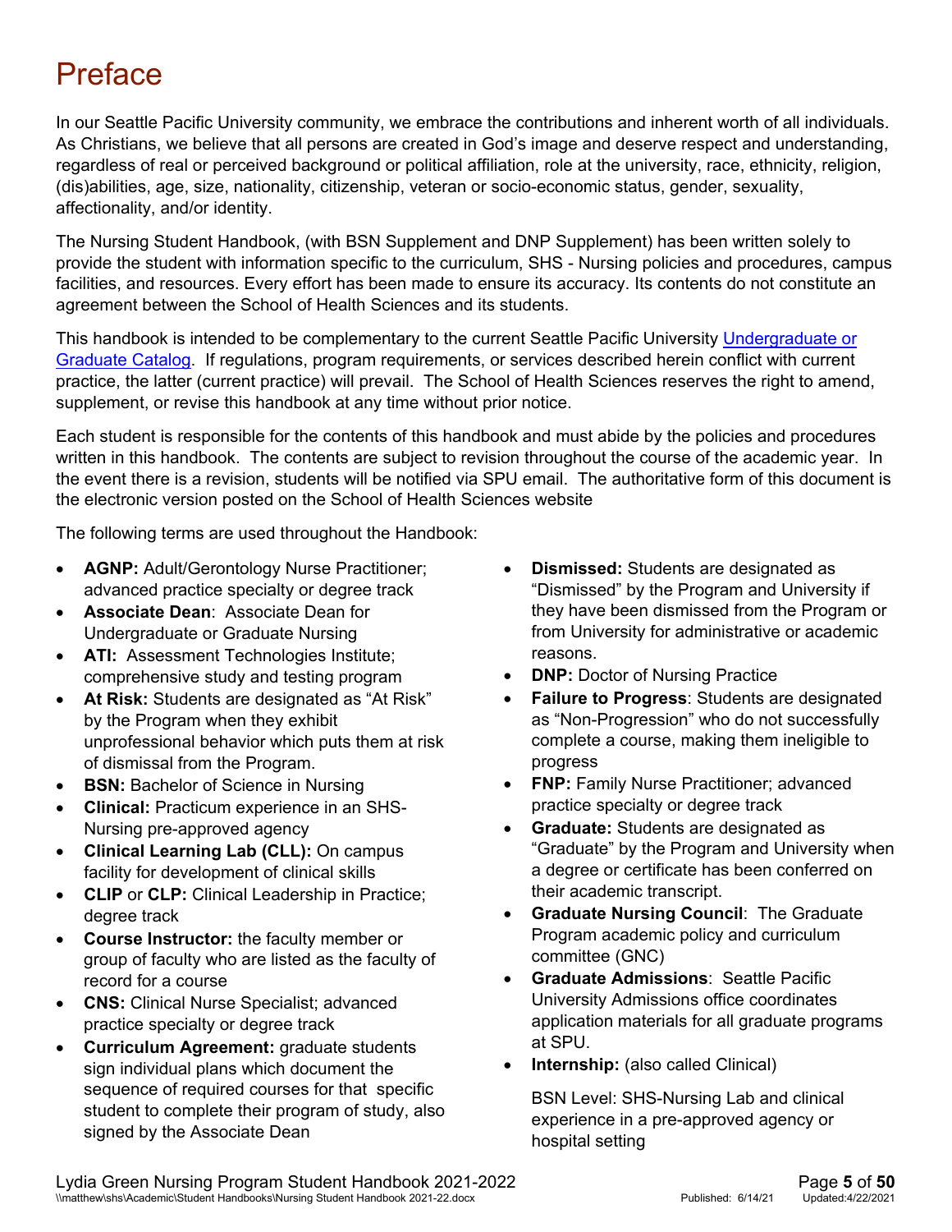# Preface

In our Seattle Pacific University community, we embrace the contributions and inherent worth of all individuals. As Christians, we believe that all persons are created in God's image and deserve respect and understanding, regardless of real or perceived background or political affiliation, role at the university, race, ethnicity, religion, (dis)abilities, age, size, nationality, citizenship, veteran or socio-economic status, gender, sexuality, affectionality, and/or identity.

The Nursing Student Handbook, (with BSN Supplement and DNP Supplement) has been written solely to provide the student with information specific to the curriculum, SHS - Nursing policies and procedures, campus facilities, and resources. Every effort has been made to ensure its accuracy. Its contents do not constitute an agreement between the School of Health Sciences and its students.

This handbook is intended to be complementary to the current Seattle Pacific University Undergraduate or Graduate Catalog. If regulations, program requirements, or services described herein conflict with current practice, the latter (current practice) will prevail. The School of Health Sciences reserves the right to amend, supplement, or revise this handbook at any time without prior notice.

Each student is responsible for the contents of this handbook and must abide by the policies and procedures written in this handbook. The contents are subject to revision throughout the course of the academic year. In the event there is a revision, students will be notified via SPU email. The authoritative form of this document is the electronic version posted on the School of Health Sciences website

The following terms are used throughout the Handbook:

- **AGNP:** Adult/Gerontology Nurse Practitioner; advanced practice specialty or degree track
- **Associate Dean**: Associate Dean for Undergraduate or Graduate Nursing
- **ATI:** Assessment Technologies Institute; comprehensive study and testing program
- **At Risk:** Students are designated as "At Risk" by the Program when they exhibit unprofessional behavior which puts them at risk of dismissal from the Program.
- **BSN:** Bachelor of Science in Nursing
- **Clinical:** Practicum experience in an SHS-Nursing pre-approved agency
- **Clinical Learning Lab (CLL):** On campus facility for development of clinical skills
- **CLIP** or **CLP:** Clinical Leadership in Practice; degree track
- **Course Instructor:** the faculty member or group of faculty who are listed as the faculty of record for a course
- **CNS:** Clinical Nurse Specialist; advanced practice specialty or degree track
- **Curriculum Agreement:** graduate students sign individual plans which document the sequence of required courses for that specific student to complete their program of study, also signed by the Associate Dean
- **Dismissed:** Students are designated as "Dismissed" by the Program and University if they have been dismissed from the Program or from University for administrative or academic reasons.
- **DNP:** Doctor of Nursing Practice
- **Failure to Progress**: Students are designated as "Non-Progression" who do not successfully complete a course, making them ineligible to progress
- **FNP:** Family Nurse Practitioner; advanced practice specialty or degree track
- **Graduate:** Students are designated as "Graduate" by the Program and University when a degree or certificate has been conferred on their academic transcript.
- **Graduate Nursing Council**: The Graduate Program academic policy and curriculum committee (GNC)
- **Graduate Admissions**: Seattle Pacific University Admissions office coordinates application materials for all graduate programs at SPU.
- **Internship:** (also called Clinical)

  BSN Level: SHS-Nursing Lab and clinical experience in a pre-approved agency or hospital setting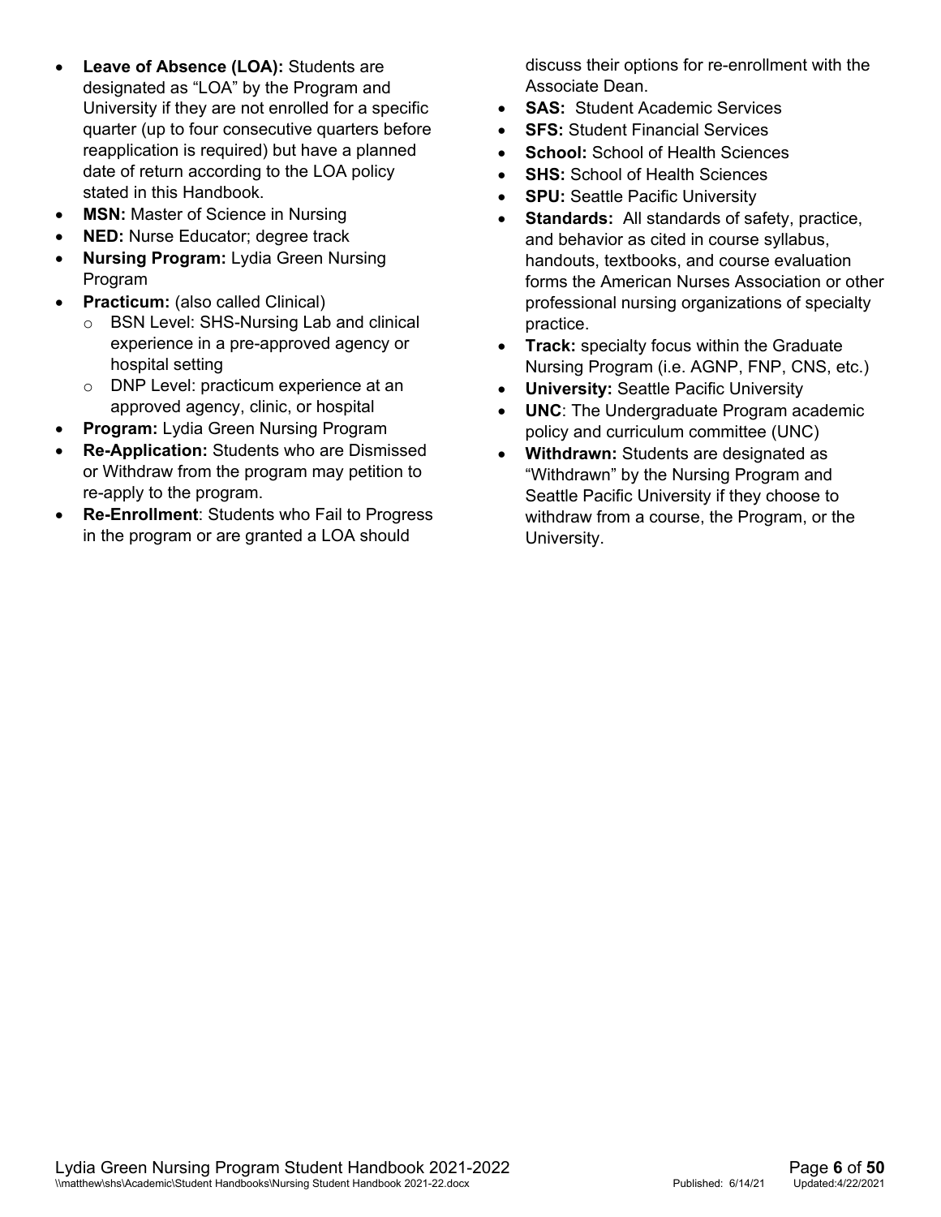- **Leave of Absence (LOA):** Students are designated as "LOA" by the Program and University if they are not enrolled for a specific quarter (up to four consecutive quarters before reapplication is required) but have a planned date of return according to the LOA policy stated in this Handbook.
- **MSN:** Master of Science in Nursing
- **NED:** Nurse Educator; degree track
- **Nursing Program:** Lydia Green Nursing Program
- **Practicum:** (also called Clinical)
  - BSN Level: SHS-Nursing Lab and clinical experience in a pre-approved agency or hospital setting
  - DNP Level: practicum experience at an approved agency, clinic, or hospital
- **Program:** Lydia Green Nursing Program
- **Re-Application:** Students who are Dismissed or Withdraw from the program may petition to re-apply to the program.
- **Re-Enrollment**: Students who Fail to Progress in the program or are granted a LOA should discuss their options for re-enrollment with the Associate Dean.
- **SAS:** Student Academic Services
- **SFS:** Student Financial Services
- **School:** School of Health Sciences
- **SHS:** School of Health Sciences
- **SPU:** Seattle Pacific University
- **Standards:** All standards of safety, practice, and behavior as cited in course syllabus, handouts, textbooks, and course evaluation forms the American Nurses Association or other professional nursing organizations of specialty practice.
- **Track:** specialty focus within the Graduate Nursing Program (i.e. AGNP, FNP, CNS, etc.)
- **University:** Seattle Pacific University
- **UNC**: The Undergraduate Program academic policy and curriculum committee (UNC)
- **Withdrawn:** Students are designated as "Withdrawn" by the Nursing Program and Seattle Pacific University if they choose to withdraw from a course, the Program, or the University.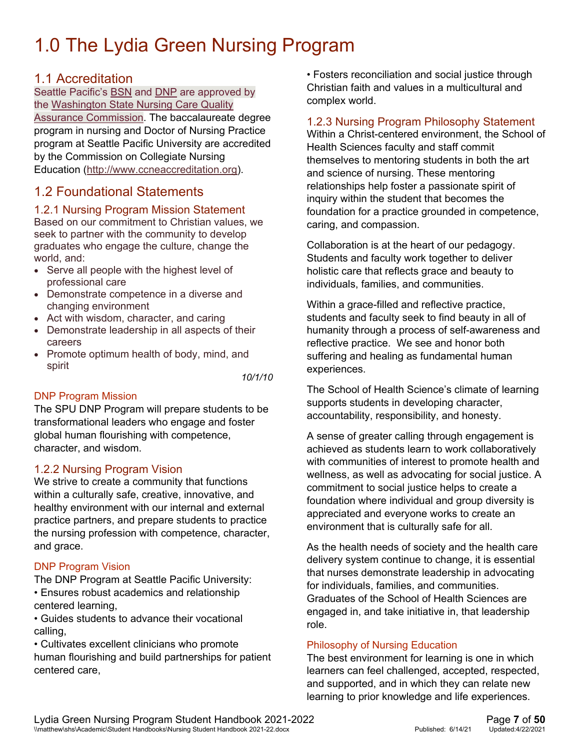# 1.0 The Lydia Green Nursing Program

## 1.1 Accreditation

Seattle Pacific's BSN and DNP are approved by the Washington State Nursing Care Quality Assurance Commission. The baccalaureate degree program in nursing and Doctor of Nursing Practice program at Seattle Pacific University are accredited by the Commission on Collegiate Nursing Education (http://www.ccneaccreditation.org).

## 1.2 Foundational Statements

### 1.2.1 Nursing Program Mission Statement

Based on our commitment to Christian values, we seek to partner with the community to develop graduates who engage the culture, change the world, and:

- Serve all people with the highest level of professional care
- Demonstrate competence in a diverse and changing environment
- Act with wisdom, character, and caring
- Demonstrate leadership in all aspects of their careers
- Promote optimum health of body, mind, and spirit

*10/1/10*

#### DNP Program Mission

The SPU DNP Program will prepare students to be transformational leaders who engage and foster global human flourishing with competence, character, and wisdom.

### 1.2.2 Nursing Program Vision

We strive to create a community that functions within a culturally safe, creative, innovative, and healthy environment with our internal and external practice partners, and prepare students to practice the nursing profession with competence, character, and grace.

#### DNP Program Vision

The DNP Program at Seattle Pacific University:

• Ensures robust academics and relationship centered learning,

• Guides students to advance their vocational calling,

• Cultivates excellent clinicians who promote human flourishing and build partnerships for patient centered care,

• Fosters reconciliation and social justice through Christian faith and values in a multicultural and complex world.

### 1.2.3 Nursing Program Philosophy Statement

Within a Christ-centered environment, the School of Health Sciences faculty and staff commit themselves to mentoring students in both the art and science of nursing. These mentoring relationships help foster a passionate spirit of inquiry within the student that becomes the foundation for a practice grounded in competence, caring, and compassion.

Collaboration is at the heart of our pedagogy. Students and faculty work together to deliver holistic care that reflects grace and beauty to individuals, families, and communities.

Within a grace-filled and reflective practice, students and faculty seek to find beauty in all of humanity through a process of self-awareness and reflective practice. We see and honor both suffering and healing as fundamental human experiences.

The School of Health Science's climate of learning supports students in developing character, accountability, responsibility, and honesty.

A sense of greater calling through engagement is achieved as students learn to work collaboratively with communities of interest to promote health and wellness, as well as advocating for social justice. A commitment to social justice helps to create a foundation where individual and group diversity is appreciated and everyone works to create an environment that is culturally safe for all.

As the health needs of society and the health care delivery system continue to change, it is essential that nurses demonstrate leadership in advocating for individuals, families, and communities. Graduates of the School of Health Sciences are engaged in, and take initiative in, that leadership role.

#### Philosophy of Nursing Education

The best environment for learning is one in which learners can feel challenged, accepted, respected, and supported, and in which they can relate new learning to prior knowledge and life experiences.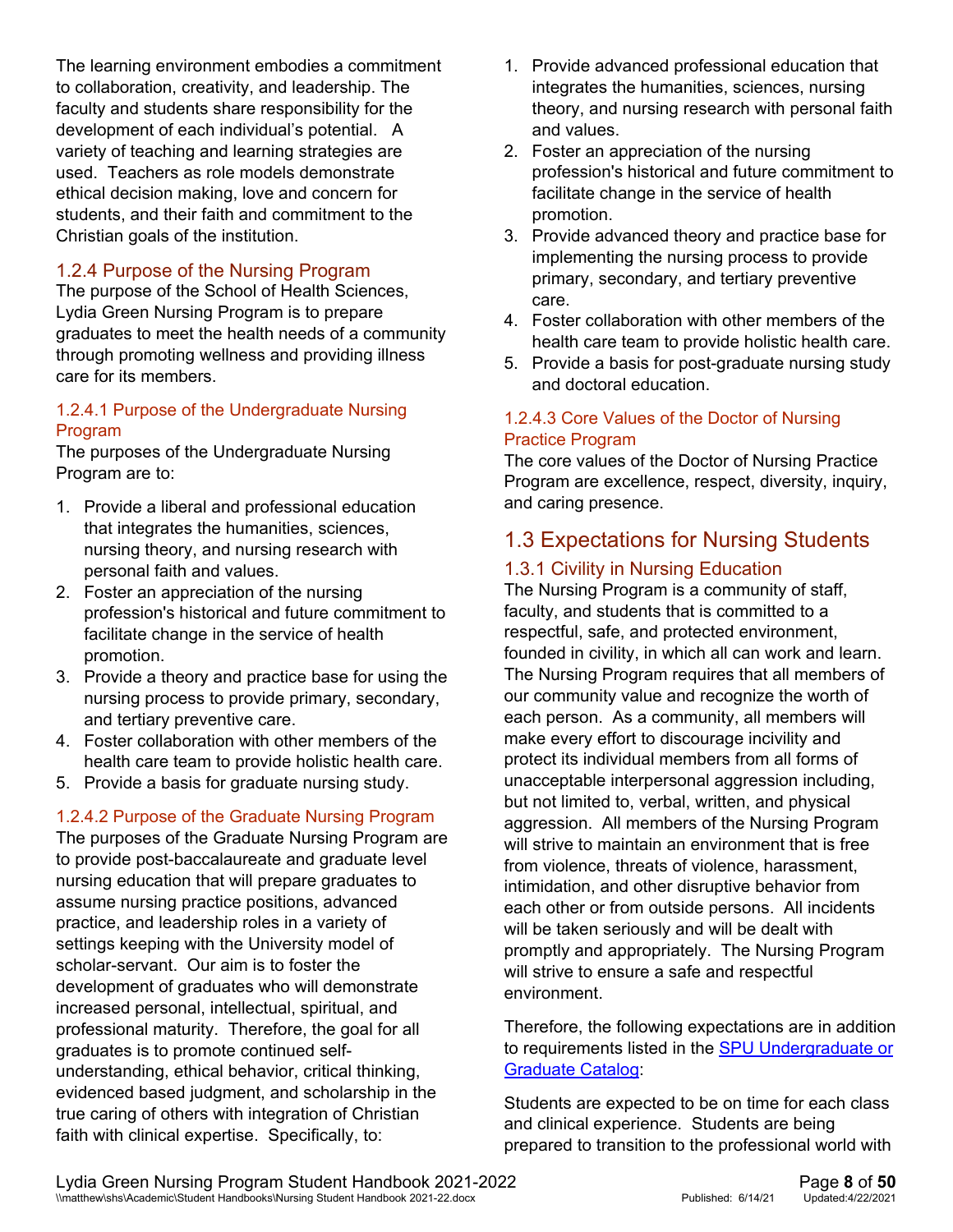The learning environment embodies a commitment to collaboration, creativity, and leadership. The faculty and students share responsibility for the development of each individual's potential. A variety of teaching and learning strategies are used. Teachers as role models demonstrate ethical decision making, love and concern for students, and their faith and commitment to the Christian goals of the institution.

### 1.2.4 Purpose of the Nursing Program

The purpose of the School of Health Sciences, Lydia Green Nursing Program is to prepare graduates to meet the health needs of a community through promoting wellness and providing illness care for its members.

#### 1.2.4.1 Purpose of the Undergraduate Nursing Program

The purposes of the Undergraduate Nursing Program are to:

1. Provide a liberal and professional education that integrates the humanities, sciences, nursing theory, and nursing research with personal faith and values.
2. Foster an appreciation of the nursing profession's historical and future commitment to facilitate change in the service of health promotion.
3. Provide a theory and practice base for using the nursing process to provide primary, secondary, and tertiary preventive care.
4. Foster collaboration with other members of the health care team to provide holistic health care.
5. Provide a basis for graduate nursing study.

#### 1.2.4.2 Purpose of the Graduate Nursing Program

The purposes of the Graduate Nursing Program are to provide post-baccalaureate and graduate level nursing education that will prepare graduates to assume nursing practice positions, advanced practice, and leadership roles in a variety of settings keeping with the University model of scholar-servant. Our aim is to foster the development of graduates who will demonstrate increased personal, intellectual, spiritual, and professional maturity. Therefore, the goal for all graduates is to promote continued self-understanding, ethical behavior, critical thinking, evidenced based judgment, and scholarship in the true caring of others with integration of Christian faith with clinical expertise. Specifically, to:

1. Provide advanced professional education that integrates the humanities, sciences, nursing theory, and nursing research with personal faith and values.
2. Foster an appreciation of the nursing profession's historical and future commitment to facilitate change in the service of health promotion.
3. Provide advanced theory and practice base for implementing the nursing process to provide primary, secondary, and tertiary preventive care.
4. Foster collaboration with other members of the health care team to provide holistic health care.
5. Provide a basis for post-graduate nursing study and doctoral education.

#### 1.2.4.3 Core Values of the Doctor of Nursing Practice Program

The core values of the Doctor of Nursing Practice Program are excellence, respect, diversity, inquiry, and caring presence.

## 1.3 Expectations for Nursing Students

### 1.3.1 Civility in Nursing Education

The Nursing Program is a community of staff, faculty, and students that is committed to a respectful, safe, and protected environment, founded in civility, in which all can work and learn. The Nursing Program requires that all members of our community value and recognize the worth of each person. As a community, all members will make every effort to discourage incivility and protect its individual members from all forms of unacceptable interpersonal aggression including, but not limited to, verbal, written, and physical aggression. All members of the Nursing Program will strive to maintain an environment that is free from violence, threats of violence, harassment, intimidation, and other disruptive behavior from each other or from outside persons. All incidents will be taken seriously and will be dealt with promptly and appropriately. The Nursing Program will strive to ensure a safe and respectful environment.

Therefore, the following expectations are in addition to requirements listed in the [SPU Undergraduate or Graduate Catalog](SPU Undergraduate or Graduate Catalog):

Students are expected to be on time for each class and clinical experience. Students are being prepared to transition to the professional world with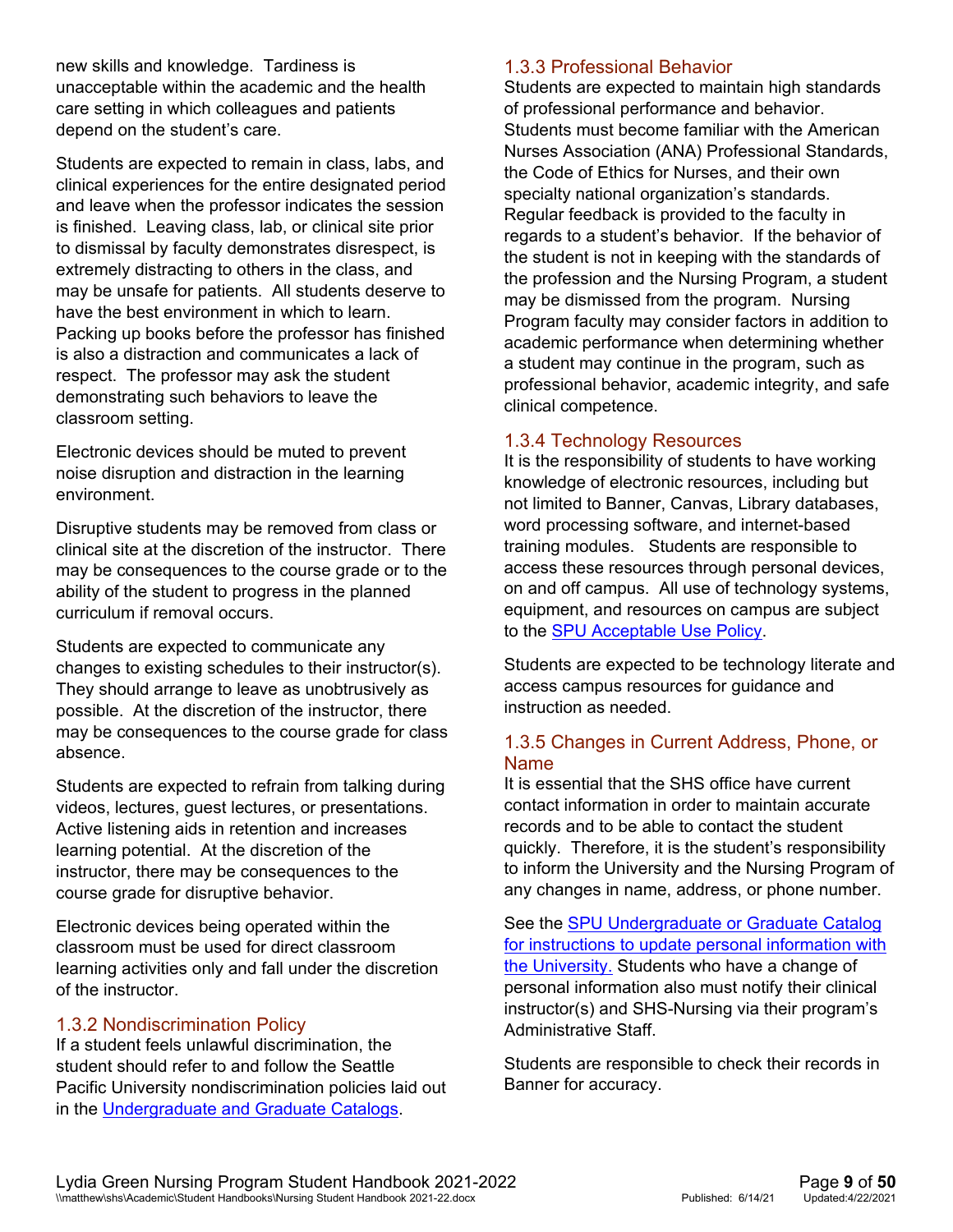new skills and knowledge. Tardiness is unacceptable within the academic and the health care setting in which colleagues and patients depend on the student's care.

Students are expected to remain in class, labs, and clinical experiences for the entire designated period and leave when the professor indicates the session is finished. Leaving class, lab, or clinical site prior to dismissal by faculty demonstrates disrespect, is extremely distracting to others in the class, and may be unsafe for patients. All students deserve to have the best environment in which to learn. Packing up books before the professor has finished is also a distraction and communicates a lack of respect. The professor may ask the student demonstrating such behaviors to leave the classroom setting.

Electronic devices should be muted to prevent noise disruption and distraction in the learning environment.

Disruptive students may be removed from class or clinical site at the discretion of the instructor. There may be consequences to the course grade or to the ability of the student to progress in the planned curriculum if removal occurs.

Students are expected to communicate any changes to existing schedules to their instructor(s). They should arrange to leave as unobtrusively as possible. At the discretion of the instructor, there may be consequences to the course grade for class absence.

Students are expected to refrain from talking during videos, lectures, guest lectures, or presentations. Active listening aids in retention and increases learning potential. At the discretion of the instructor, there may be consequences to the course grade for disruptive behavior.

Electronic devices being operated within the classroom must be used for direct classroom learning activities only and fall under the discretion of the instructor.

### 1.3.2 Nondiscrimination Policy

If a student feels unlawful discrimination, the student should refer to and follow the Seattle Pacific University nondiscrimination policies laid out in the Undergraduate and Graduate Catalogs.

### 1.3.3 Professional Behavior

Students are expected to maintain high standards of professional performance and behavior. Students must become familiar with the American Nurses Association (ANA) Professional Standards, the Code of Ethics for Nurses, and their own specialty national organization's standards. Regular feedback is provided to the faculty in regards to a student's behavior. If the behavior of the student is not in keeping with the standards of the profession and the Nursing Program, a student may be dismissed from the program. Nursing Program faculty may consider factors in addition to academic performance when determining whether a student may continue in the program, such as professional behavior, academic integrity, and safe clinical competence.

### 1.3.4 Technology Resources

It is the responsibility of students to have working knowledge of electronic resources, including but not limited to Banner, Canvas, Library databases, word processing software, and internet-based training modules. Students are responsible to access these resources through personal devices, on and off campus. All use of technology systems, equipment, and resources on campus are subject to the SPU Acceptable Use Policy.

Students are expected to be technology literate and access campus resources for guidance and instruction as needed.

### 1.3.5 Changes in Current Address, Phone, or Name

It is essential that the SHS office have current contact information in order to maintain accurate records and to be able to contact the student quickly. Therefore, it is the student's responsibility to inform the University and the Nursing Program of any changes in name, address, or phone number.

See the SPU Undergraduate or Graduate Catalog for instructions to update personal information with the University. Students who have a change of personal information also must notify their clinical instructor(s) and SHS-Nursing via their program's Administrative Staff.

Students are responsible to check their records in Banner for accuracy.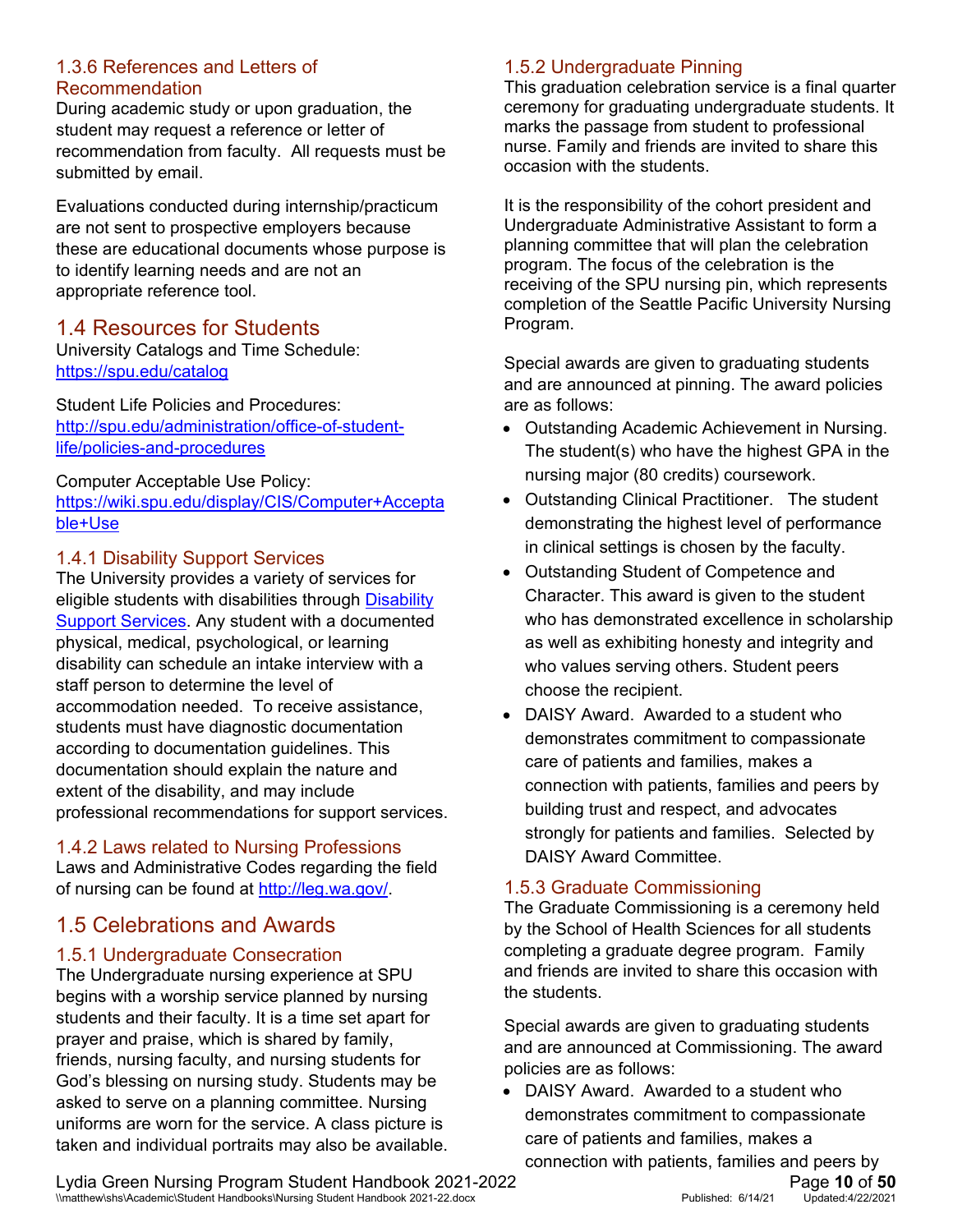### 1.3.6 References and Letters of Recommendation

During academic study or upon graduation, the student may request a reference or letter of recommendation from faculty. All requests must be submitted by email.

Evaluations conducted during internship/practicum are not sent to prospective employers because these are educational documents whose purpose is to identify learning needs and are not an appropriate reference tool.

## 1.4 Resources for Students

University Catalogs and Time Schedule: https://spu.edu/catalog

Student Life Policies and Procedures: http://spu.edu/administration/office-of-student-life/policies-and-procedures

Computer Acceptable Use Policy: https://wiki.spu.edu/display/CIS/Computer+Acceptable+Use

### 1.4.1 Disability Support Services

The University provides a variety of services for eligible students with disabilities through Disability Support Services. Any student with a documented physical, medical, psychological, or learning disability can schedule an intake interview with a staff person to determine the level of accommodation needed. To receive assistance, students must have diagnostic documentation according to documentation guidelines. This documentation should explain the nature and extent of the disability, and may include professional recommendations for support services.

### 1.4.2 Laws related to Nursing Professions

Laws and Administrative Codes regarding the field of nursing can be found at http://leg.wa.gov/.

## 1.5 Celebrations and Awards

### 1.5.1 Undergraduate Consecration

The Undergraduate nursing experience at SPU begins with a worship service planned by nursing students and their faculty. It is a time set apart for prayer and praise, which is shared by family, friends, nursing faculty, and nursing students for God's blessing on nursing study. Students may be asked to serve on a planning committee. Nursing uniforms are worn for the service. A class picture is taken and individual portraits may also be available.

### 1.5.2 Undergraduate Pinning

This graduation celebration service is a final quarter ceremony for graduating undergraduate students. It marks the passage from student to professional nurse. Family and friends are invited to share this occasion with the students.

It is the responsibility of the cohort president and Undergraduate Administrative Assistant to form a planning committee that will plan the celebration program. The focus of the celebration is the receiving of the SPU nursing pin, which represents completion of the Seattle Pacific University Nursing Program.

Special awards are given to graduating students and are announced at pinning. The award policies are as follows:

- Outstanding Academic Achievement in Nursing. The student(s) who have the highest GPA in the nursing major (80 credits) coursework.
- Outstanding Clinical Practitioner. The student demonstrating the highest level of performance in clinical settings is chosen by the faculty.
- Outstanding Student of Competence and Character. This award is given to the student who has demonstrated excellence in scholarship as well as exhibiting honesty and integrity and who values serving others. Student peers choose the recipient.
- DAISY Award. Awarded to a student who demonstrates commitment to compassionate care of patients and families, makes a connection with patients, families and peers by building trust and respect, and advocates strongly for patients and families. Selected by DAISY Award Committee.

### 1.5.3 Graduate Commissioning

The Graduate Commissioning is a ceremony held by the School of Health Sciences for all students completing a graduate degree program. Family and friends are invited to share this occasion with the students.

Special awards are given to graduating students and are announced at Commissioning. The award policies are as follows:

- DAISY Award. Awarded to a student who demonstrates commitment to compassionate care of patients and families, makes a connection with patients, families and peers by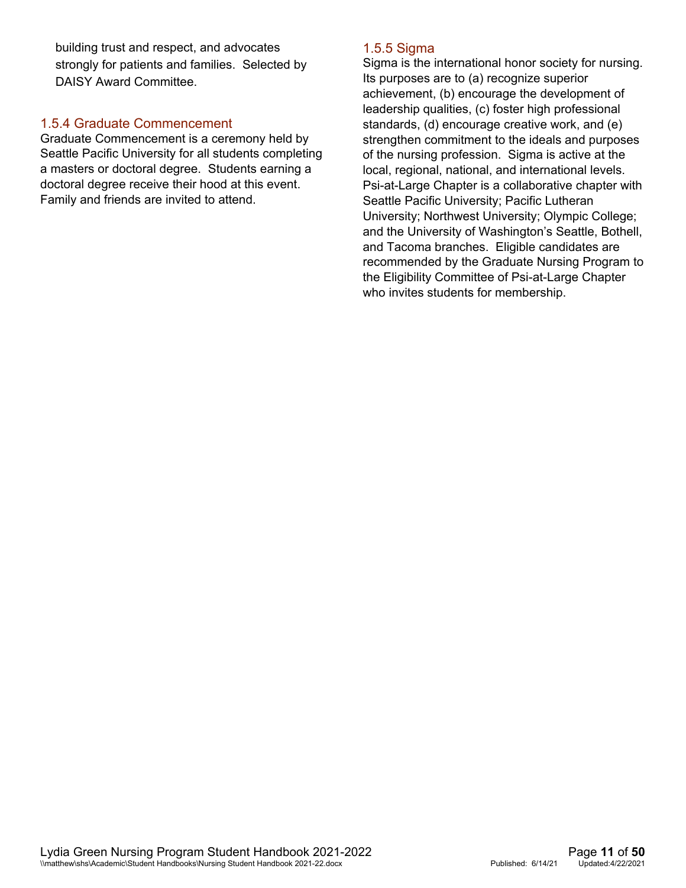building trust and respect, and advocates strongly for patients and families. Selected by DAISY Award Committee.

### 1.5.4 Graduate Commencement

Graduate Commencement is a ceremony held by Seattle Pacific University for all students completing a masters or doctoral degree. Students earning a doctoral degree receive their hood at this event. Family and friends are invited to attend.

### 1.5.5 Sigma

Sigma is the international honor society for nursing. Its purposes are to (a) recognize superior achievement, (b) encourage the development of leadership qualities, (c) foster high professional standards, (d) encourage creative work, and (e) strengthen commitment to the ideals and purposes of the nursing profession. Sigma is active at the local, regional, national, and international levels. Psi-at-Large Chapter is a collaborative chapter with Seattle Pacific University; Pacific Lutheran University; Northwest University; Olympic College; and the University of Washington's Seattle, Bothell, and Tacoma branches. Eligible candidates are recommended by the Graduate Nursing Program to the Eligibility Committee of Psi-at-Large Chapter who invites students for membership.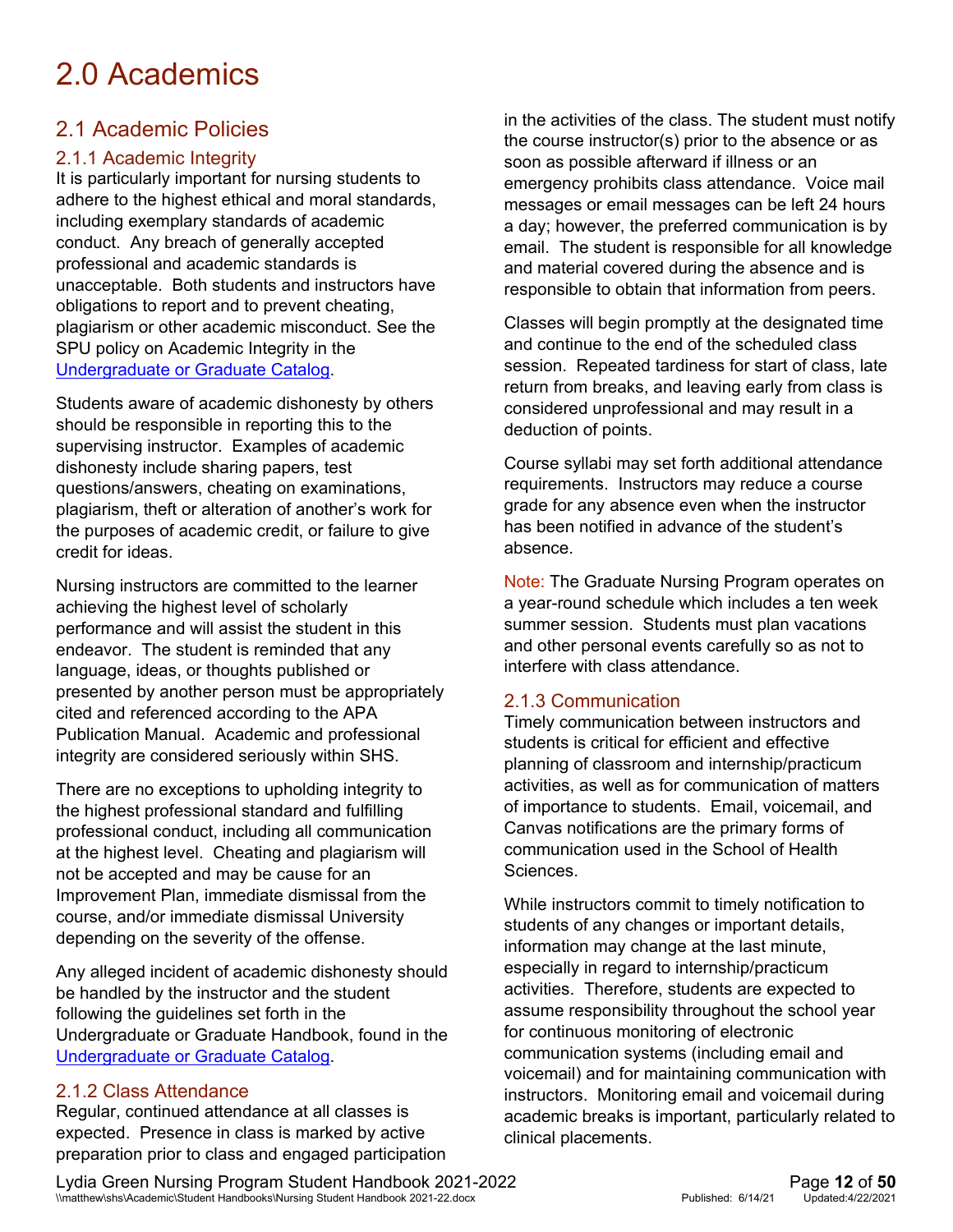# 2.0 Academics

## 2.1 Academic Policies

### 2.1.1 Academic Integrity

It is particularly important for nursing students to adhere to the highest ethical and moral standards, including exemplary standards of academic conduct. Any breach of generally accepted professional and academic standards is unacceptable. Both students and instructors have obligations to report and to prevent cheating, plagiarism or other academic misconduct. See the SPU policy on Academic Integrity in the [Undergraduate or Graduate Catalog](#).

Students aware of academic dishonesty by others should be responsible in reporting this to the supervising instructor. Examples of academic dishonesty include sharing papers, test questions/answers, cheating on examinations, plagiarism, theft or alteration of another's work for the purposes of academic credit, or failure to give credit for ideas.

Nursing instructors are committed to the learner achieving the highest level of scholarly performance and will assist the student in this endeavor. The student is reminded that any language, ideas, or thoughts published or presented by another person must be appropriately cited and referenced according to the APA Publication Manual. Academic and professional integrity are considered seriously within SHS.

There are no exceptions to upholding integrity to the highest professional standard and fulfilling professional conduct, including all communication at the highest level. Cheating and plagiarism will not be accepted and may be cause for an Improvement Plan, immediate dismissal from the course, and/or immediate dismissal University depending on the severity of the offense.

Any alleged incident of academic dishonesty should be handled by the instructor and the student following the guidelines set forth in the Undergraduate or Graduate Handbook, found in the [Undergraduate or Graduate Catalog](#).

### 2.1.2 Class Attendance

Regular, continued attendance at all classes is expected. Presence in class is marked by active preparation prior to class and engaged participation in the activities of the class. The student must notify the course instructor(s) prior to the absence or as soon as possible afterward if illness or an emergency prohibits class attendance. Voice mail messages or email messages can be left 24 hours a day; however, the preferred communication is by email. The student is responsible for all knowledge and material covered during the absence and is responsible to obtain that information from peers.

Classes will begin promptly at the designated time and continue to the end of the scheduled class session. Repeated tardiness for start of class, late return from breaks, and leaving early from class is considered unprofessional and may result in a deduction of points.

Course syllabi may set forth additional attendance requirements. Instructors may reduce a course grade for any absence even when the instructor has been notified in advance of the student's absence.

Note: The Graduate Nursing Program operates on a year-round schedule which includes a ten week summer session. Students must plan vacations and other personal events carefully so as not to interfere with class attendance.

### 2.1.3 Communication

Timely communication between instructors and students is critical for efficient and effective planning of classroom and internship/practicum activities, as well as for communication of matters of importance to students. Email, voicemail, and Canvas notifications are the primary forms of communication used in the School of Health Sciences.

While instructors commit to timely notification to students of any changes or important details, information may change at the last minute, especially in regard to internship/practicum activities. Therefore, students are expected to assume responsibility throughout the school year for continuous monitoring of electronic communication systems (including email and voicemail) and for maintaining communication with instructors. Monitoring email and voicemail during academic breaks is important, particularly related to clinical placements.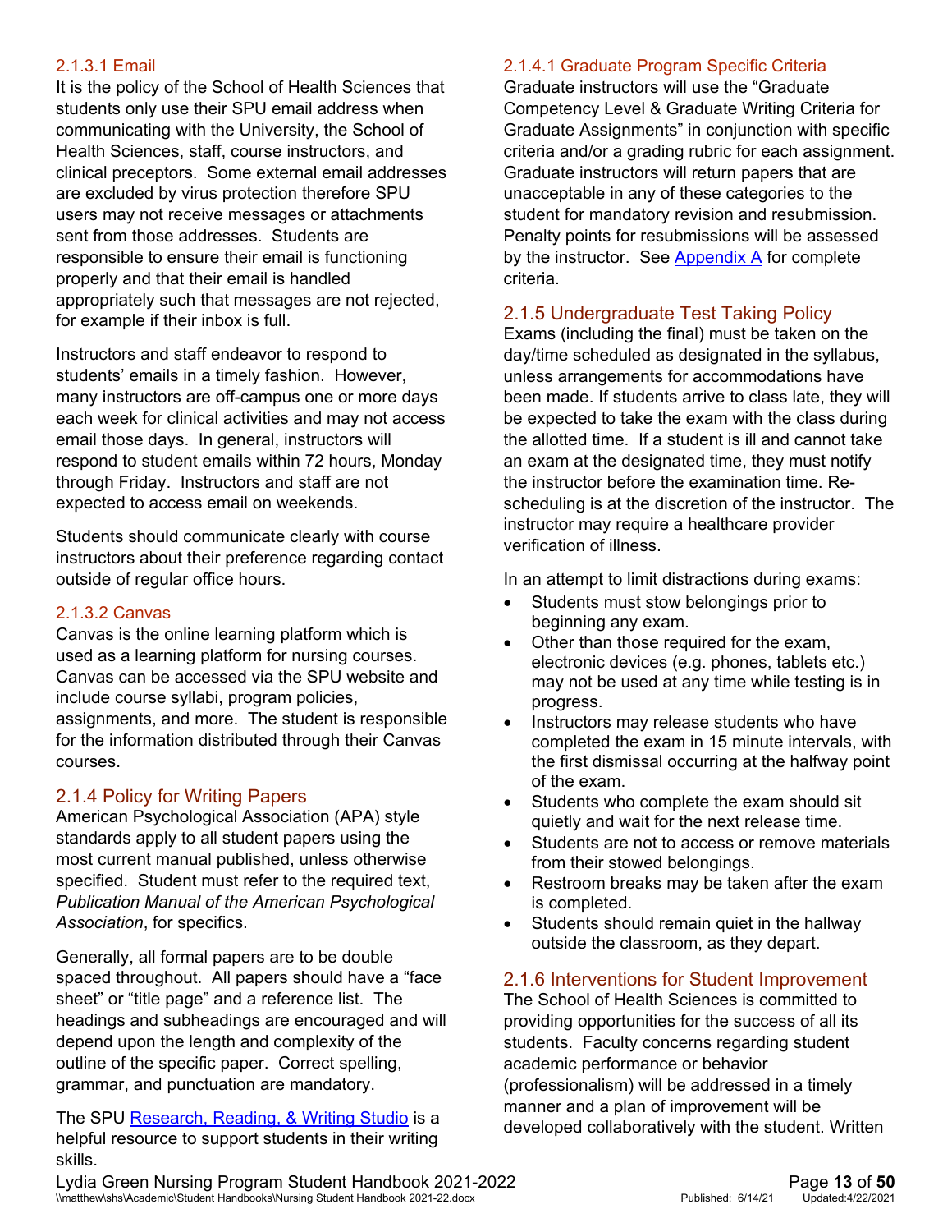#### 2.1.3.1 Email

It is the policy of the School of Health Sciences that students only use their SPU email address when communicating with the University, the School of Health Sciences, staff, course instructors, and clinical preceptors. Some external email addresses are excluded by virus protection therefore SPU users may not receive messages or attachments sent from those addresses. Students are responsible to ensure their email is functioning properly and that their email is handled appropriately such that messages are not rejected, for example if their inbox is full.

Instructors and staff endeavor to respond to students' emails in a timely fashion. However, many instructors are off-campus one or more days each week for clinical activities and may not access email those days. In general, instructors will respond to student emails within 72 hours, Monday through Friday. Instructors and staff are not expected to access email on weekends.

Students should communicate clearly with course instructors about their preference regarding contact outside of regular office hours.

#### 2.1.3.2 Canvas

Canvas is the online learning platform which is used as a learning platform for nursing courses. Canvas can be accessed via the SPU website and include course syllabi, program policies, assignments, and more. The student is responsible for the information distributed through their Canvas courses.

### 2.1.4 Policy for Writing Papers

American Psychological Association (APA) style standards apply to all student papers using the most current manual published, unless otherwise specified. Student must refer to the required text, *Publication Manual of the American Psychological Association*, for specifics.

Generally, all formal papers are to be double spaced throughout. All papers should have a "face sheet" or "title page" and a reference list. The headings and subheadings are encouraged and will depend upon the length and complexity of the outline of the specific paper. Correct spelling, grammar, and punctuation are mandatory.

The SPU Research, Reading, & Writing Studio is a helpful resource to support students in their writing skills.

#### 2.1.4.1 Graduate Program Specific Criteria

Graduate instructors will use the "Graduate Competency Level & Graduate Writing Criteria for Graduate Assignments" in conjunction with specific criteria and/or a grading rubric for each assignment. Graduate instructors will return papers that are unacceptable in any of these categories to the student for mandatory revision and resubmission. Penalty points for resubmissions will be assessed by the instructor. See Appendix A for complete criteria.

### 2.1.5 Undergraduate Test Taking Policy

Exams (including the final) must be taken on the day/time scheduled as designated in the syllabus, unless arrangements for accommodations have been made. If students arrive to class late, they will be expected to take the exam with the class during the allotted time. If a student is ill and cannot take an exam at the designated time, they must notify the instructor before the examination time. Re-scheduling is at the discretion of the instructor. The instructor may require a healthcare provider verification of illness.

In an attempt to limit distractions during exams:

- Students must stow belongings prior to beginning any exam.
- Other than those required for the exam, electronic devices (e.g. phones, tablets etc.) may not be used at any time while testing is in progress.
- Instructors may release students who have completed the exam in 15 minute intervals, with the first dismissal occurring at the halfway point of the exam.
- Students who complete the exam should sit quietly and wait for the next release time.
- Students are not to access or remove materials from their stowed belongings.
- Restroom breaks may be taken after the exam is completed.
- Students should remain quiet in the hallway outside the classroom, as they depart.

### 2.1.6 Interventions for Student Improvement

The School of Health Sciences is committed to providing opportunities for the success of all its students. Faculty concerns regarding student academic performance or behavior (professionalism) will be addressed in a timely manner and a plan of improvement will be developed collaboratively with the student. Written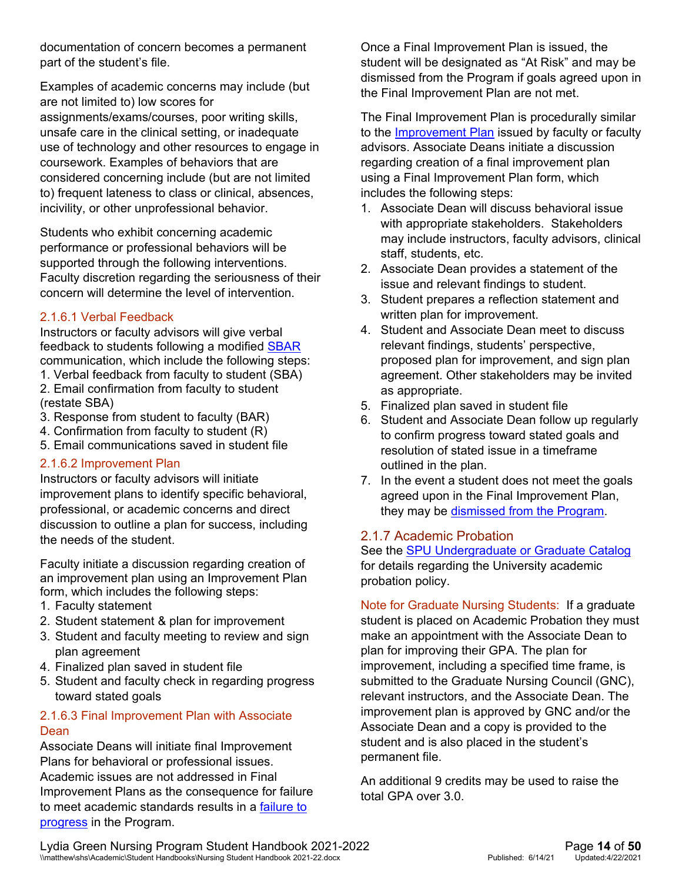documentation of concern becomes a permanent part of the student's file.

Examples of academic concerns may include (but are not limited to) low scores for assignments/exams/courses, poor writing skills, unsafe care in the clinical setting, or inadequate use of technology and other resources to engage in coursework. Examples of behaviors that are considered concerning include (but are not limited to) frequent lateness to class or clinical, absences, incivility, or other unprofessional behavior.

Students who exhibit concerning academic performance or professional behaviors will be supported through the following interventions. Faculty discretion regarding the seriousness of their concern will determine the level of intervention.

#### 2.1.6.1 Verbal Feedback

Instructors or faculty advisors will give verbal feedback to students following a modified SBAR communication, which include the following steps:

1. Verbal feedback from faculty to student (SBA)
2. Email confirmation from faculty to student (restate SBA)
3. Response from student to faculty (BAR)
4. Confirmation from faculty to student (R)
5. Email communications saved in student file

#### 2.1.6.2 Improvement Plan

Instructors or faculty advisors will initiate improvement plans to identify specific behavioral, professional, or academic concerns and direct discussion to outline a plan for success, including the needs of the student.

Faculty initiate a discussion regarding creation of an improvement plan using an Improvement Plan form, which includes the following steps:

1. Faculty statement
2. Student statement & plan for improvement
3. Student and faculty meeting to review and sign plan agreement
4. Finalized plan saved in student file
5. Student and faculty check in regarding progress toward stated goals

#### 2.1.6.3 Final Improvement Plan with Associate Dean

Associate Deans will initiate final Improvement Plans for behavioral or professional issues. Academic issues are not addressed in Final Improvement Plans as the consequence for failure to meet academic standards results in a failure to progress in the Program.

Once a Final Improvement Plan is issued, the student will be designated as "At Risk" and may be dismissed from the Program if goals agreed upon in the Final Improvement Plan are not met.

The Final Improvement Plan is procedurally similar to the Improvement Plan issued by faculty or faculty advisors. Associate Deans initiate a discussion regarding creation of a final improvement plan using a Final Improvement Plan form, which includes the following steps:

1. Associate Dean will discuss behavioral issue with appropriate stakeholders. Stakeholders may include instructors, faculty advisors, clinical staff, students, etc.
2. Associate Dean provides a statement of the issue and relevant findings to student.
3. Student prepares a reflection statement and written plan for improvement.
4. Student and Associate Dean meet to discuss relevant findings, students' perspective, proposed plan for improvement, and sign plan agreement. Other stakeholders may be invited as appropriate.
5. Finalized plan saved in student file
6. Student and Associate Dean follow up regularly to confirm progress toward stated goals and resolution of stated issue in a timeframe outlined in the plan.
7. In the event a student does not meet the goals agreed upon in the Final Improvement Plan, they may be dismissed from the Program.

### 2.1.7 Academic Probation

See the SPU Undergraduate or Graduate Catalog for details regarding the University academic probation policy.

Note for Graduate Nursing Students: If a graduate student is placed on Academic Probation they must make an appointment with the Associate Dean to plan for improving their GPA. The plan for improvement, including a specified time frame, is submitted to the Graduate Nursing Council (GNC), relevant instructors, and the Associate Dean. The improvement plan is approved by GNC and/or the Associate Dean and a copy is provided to the student and is also placed in the student's permanent file.

An additional 9 credits may be used to raise the total GPA over 3.0.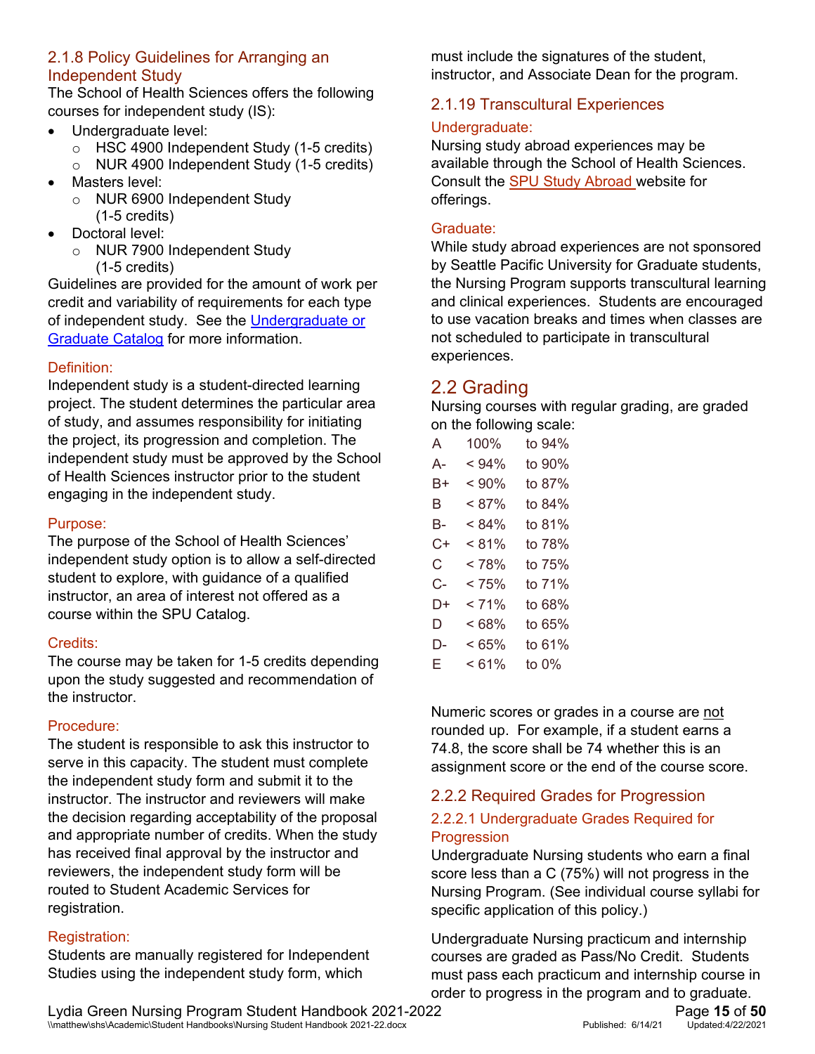### 2.1.8 Policy Guidelines for Arranging an Independent Study

The School of Health Sciences offers the following courses for independent study (IS):

- Undergraduate level:
  - HSC 4900 Independent Study (1-5 credits)
  - NUR 4900 Independent Study (1-5 credits)
- Masters level:
  - NUR 6900 Independent Study (1-5 credits)
- Doctoral level:
  - NUR 7900 Independent Study (1-5 credits)

Guidelines are provided for the amount of work per credit and variability of requirements for each type of independent study. See the [Undergraduate or Graduate Catalog] for more information.

#### Definition:

Independent study is a student-directed learning project. The student determines the particular area of study, and assumes responsibility for initiating the project, its progression and completion. The independent study must be approved by the School of Health Sciences instructor prior to the student engaging in the independent study.

#### Purpose:

The purpose of the School of Health Sciences' independent study option is to allow a self-directed student to explore, with guidance of a qualified instructor, an area of interest not offered as a course within the SPU Catalog.

#### Credits:

The course may be taken for 1-5 credits depending upon the study suggested and recommendation of the instructor.

#### Procedure:

The student is responsible to ask this instructor to serve in this capacity. The student must complete the independent study form and submit it to the instructor. The instructor and reviewers will make the decision regarding acceptability of the proposal and appropriate number of credits. When the study has received final approval by the instructor and reviewers, the independent study form will be routed to Student Academic Services for registration.

#### Registration:

Students are manually registered for Independent Studies using the independent study form, which must include the signatures of the student, instructor, and Associate Dean for the program.

### 2.1.19 Transcultural Experiences

#### Undergraduate:

Nursing study abroad experiences may be available through the School of Health Sciences. Consult the SPU Study Abroad website for offerings.

#### Graduate:

While study abroad experiences are not sponsored by Seattle Pacific University for Graduate students, the Nursing Program supports transcultural learning and clinical experiences. Students are encouraged to use vacation breaks and times when classes are not scheduled to participate in transcultural experiences.

## 2.2 Grading

Nursing courses with regular grading, are graded on the following scale:

| | | |
|---|---|---|
| A | 100% | to 94% |
| A- | < 94% | to 90% |
| B+ | < 90% | to 87% |
| B | < 87% | to 84% |
| B- | < 84% | to 81% |
| C+ | < 81% | to 78% |
| C | < 78% | to 75% |
| C- | < 75% | to 71% |
| D+ | < 71% | to 68% |
| D | < 68% | to 65% |
| D- | < 65% | to 61% |
| E | < 61% | to 0% |

Numeric scores or grades in a course are not rounded up. For example, if a student earns a 74.8, the score shall be 74 whether this is an assignment score or the end of the course score.

### 2.2.2 Required Grades for Progression

#### 2.2.2.1 Undergraduate Grades Required for Progression

Undergraduate Nursing students who earn a final score less than a C (75%) will not progress in the Nursing Program. (See individual course syllabi for specific application of this policy.)

Undergraduate Nursing practicum and internship courses are graded as Pass/No Credit. Students must pass each practicum and internship course in order to progress in the program and to graduate.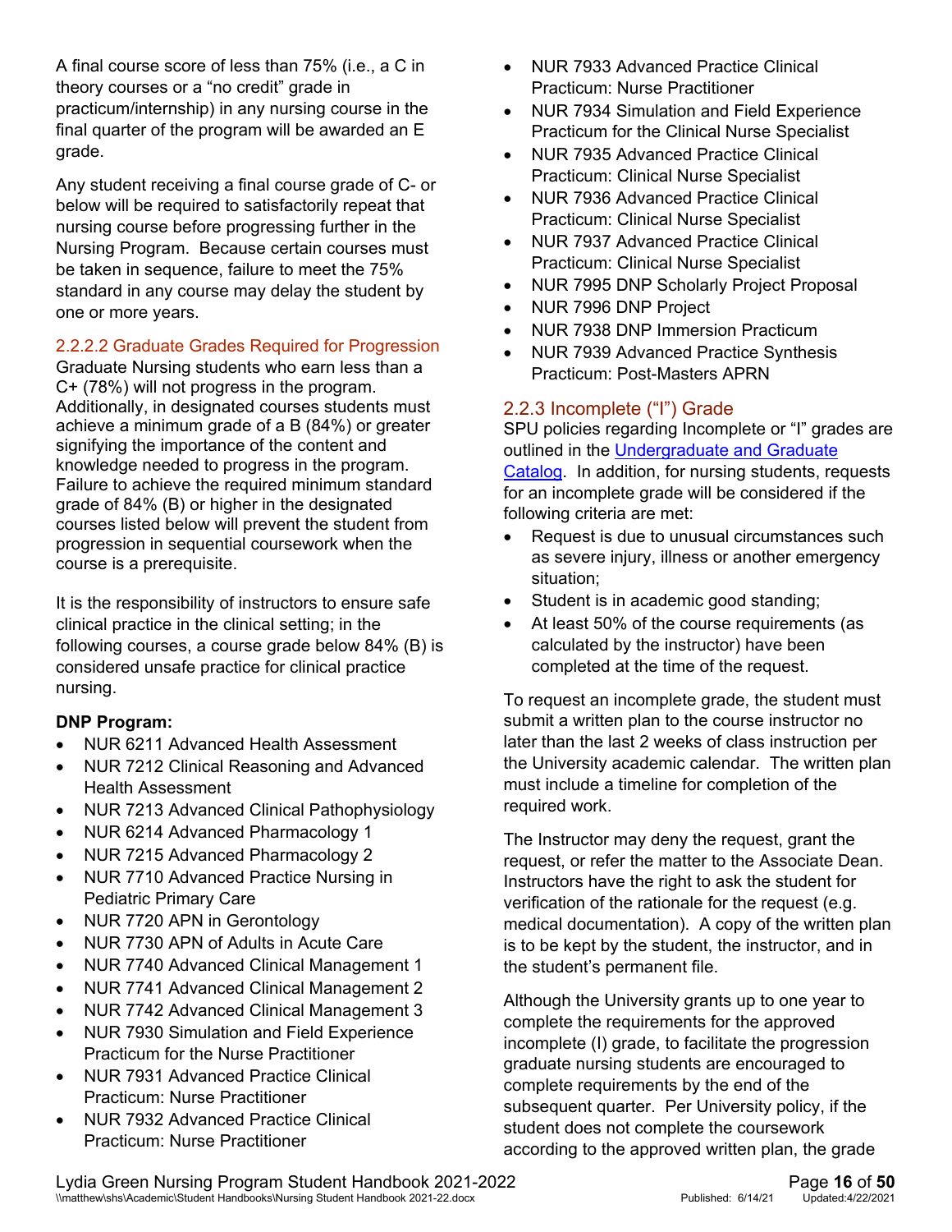A final course score of less than 75% (i.e., a C in theory courses or a "no credit" grade in practicum/internship) in any nursing course in the final quarter of the program will be awarded an E grade.

Any student receiving a final course grade of C- or below will be required to satisfactorily repeat that nursing course before progressing further in the Nursing Program. Because certain courses must be taken in sequence, failure to meet the 75% standard in any course may delay the student by one or more years.

#### 2.2.2.2 Graduate Grades Required for Progression

Graduate Nursing students who earn less than a C+ (78%) will not progress in the program. Additionally, in designated courses students must achieve a minimum grade of a B (84%) or greater signifying the importance of the content and knowledge needed to progress in the program. Failure to achieve the required minimum standard grade of 84% (B) or higher in the designated courses listed below will prevent the student from progression in sequential coursework when the course is a prerequisite.

It is the responsibility of instructors to ensure safe clinical practice in the clinical setting; in the following courses, a course grade below 84% (B) is considered unsafe practice for clinical practice nursing.

**DNP Program:**

- NUR 6211 Advanced Health Assessment
- NUR 7212 Clinical Reasoning and Advanced Health Assessment
- NUR 7213 Advanced Clinical Pathophysiology
- NUR 6214 Advanced Pharmacology 1
- NUR 7215 Advanced Pharmacology 2
- NUR 7710 Advanced Practice Nursing in Pediatric Primary Care
- NUR 7720 APN in Gerontology
- NUR 7730 APN of Adults in Acute Care
- NUR 7740 Advanced Clinical Management 1
- NUR 7741 Advanced Clinical Management 2
- NUR 7742 Advanced Clinical Management 3
- NUR 7930 Simulation and Field Experience Practicum for the Nurse Practitioner
- NUR 7931 Advanced Practice Clinical Practicum: Nurse Practitioner
- NUR 7932 Advanced Practice Clinical Practicum: Nurse Practitioner
- NUR 7933 Advanced Practice Clinical Practicum: Nurse Practitioner
- NUR 7934 Simulation and Field Experience Practicum for the Clinical Nurse Specialist
- NUR 7935 Advanced Practice Clinical Practicum: Clinical Nurse Specialist
- NUR 7936 Advanced Practice Clinical Practicum: Clinical Nurse Specialist
- NUR 7937 Advanced Practice Clinical Practicum: Clinical Nurse Specialist
- NUR 7995 DNP Scholarly Project Proposal
- NUR 7996 DNP Project
- NUR 7938 DNP Immersion Practicum
- NUR 7939 Advanced Practice Synthesis Practicum: Post-Masters APRN

### 2.2.3 Incomplete ("I") Grade

SPU policies regarding Incomplete or "I" grades are outlined in the Undergraduate and Graduate Catalog. In addition, for nursing students, requests for an incomplete grade will be considered if the following criteria are met:

- Request is due to unusual circumstances such as severe injury, illness or another emergency situation;
- Student is in academic good standing;
- At least 50% of the course requirements (as calculated by the instructor) have been completed at the time of the request.

To request an incomplete grade, the student must submit a written plan to the course instructor no later than the last 2 weeks of class instruction per the University academic calendar. The written plan must include a timeline for completion of the required work.

The Instructor may deny the request, grant the request, or refer the matter to the Associate Dean. Instructors have the right to ask the student for verification of the rationale for the request (e.g. medical documentation). A copy of the written plan is to be kept by the student, the instructor, and in the student's permanent file.

Although the University grants up to one year to complete the requirements for the approved incomplete (I) grade, to facilitate the progression graduate nursing students are encouraged to complete requirements by the end of the subsequent quarter. Per University policy, if the student does not complete the coursework according to the approved written plan, the grade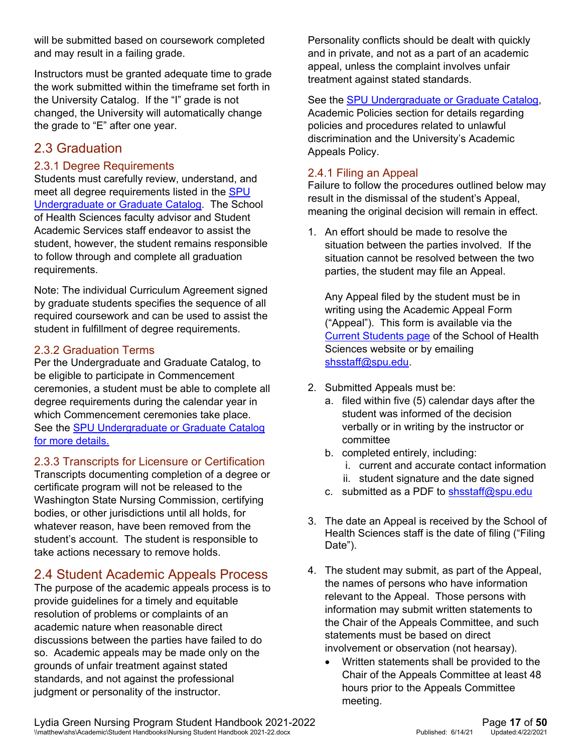will be submitted based on coursework completed and may result in a failing grade.

Instructors must be granted adequate time to grade the work submitted within the timeframe set forth in the University Catalog. If the "I" grade is not changed, the University will automatically change the grade to "E" after one year.

## 2.3 Graduation

### 2.3.1 Degree Requirements

Students must carefully review, understand, and meet all degree requirements listed in the SPU Undergraduate or Graduate Catalog. The School of Health Sciences faculty advisor and Student Academic Services staff endeavor to assist the student, however, the student remains responsible to follow through and complete all graduation requirements.

Note: The individual Curriculum Agreement signed by graduate students specifies the sequence of all required coursework and can be used to assist the student in fulfillment of degree requirements.

### 2.3.2 Graduation Terms

Per the Undergraduate and Graduate Catalog, to be eligible to participate in Commencement ceremonies, a student must be able to complete all degree requirements during the calendar year in which Commencement ceremonies take place. See the SPU Undergraduate or Graduate Catalog for more details.

### 2.3.3 Transcripts for Licensure or Certification

Transcripts documenting completion of a degree or certificate program will not be released to the Washington State Nursing Commission, certifying bodies, or other jurisdictions until all holds, for whatever reason, have been removed from the student's account. The student is responsible to take actions necessary to remove holds.

## 2.4 Student Academic Appeals Process

The purpose of the academic appeals process is to provide guidelines for a timely and equitable resolution of problems or complaints of an academic nature when reasonable direct discussions between the parties have failed to do so. Academic appeals may be made only on the grounds of unfair treatment against stated standards, and not against the professional judgment or personality of the instructor.

Personality conflicts should be dealt with quickly and in private, and not as a part of an academic appeal, unless the complaint involves unfair treatment against stated standards.

See the SPU Undergraduate or Graduate Catalog, Academic Policies section for details regarding policies and procedures related to unlawful discrimination and the University's Academic Appeals Policy.

### 2.4.1 Filing an Appeal

Failure to follow the procedures outlined below may result in the dismissal of the student's Appeal, meaning the original decision will remain in effect.

1. An effort should be made to resolve the situation between the parties involved. If the situation cannot be resolved between the two parties, the student may file an Appeal.

   Any Appeal filed by the student must be in writing using the Academic Appeal Form ("Appeal"). This form is available via the Current Students page of the School of Health Sciences website or by emailing shsstaff@spu.edu.

2. Submitted Appeals must be:
   a. filed within five (5) calendar days after the student was informed of the decision verbally or in writing by the instructor or committee
   b. completed entirely, including:
      i. current and accurate contact information
      ii. student signature and the date signed
   c. submitted as a PDF to shsstaff@spu.edu

3. The date an Appeal is received by the School of Health Sciences staff is the date of filing ("Filing Date").

4. The student may submit, as part of the Appeal, the names of persons who have information relevant to the Appeal. Those persons with information may submit written statements to the Chair of the Appeals Committee, and such statements must be based on direct involvement or observation (not hearsay).
   - Written statements shall be provided to the Chair of the Appeals Committee at least 48 hours prior to the Appeals Committee meeting.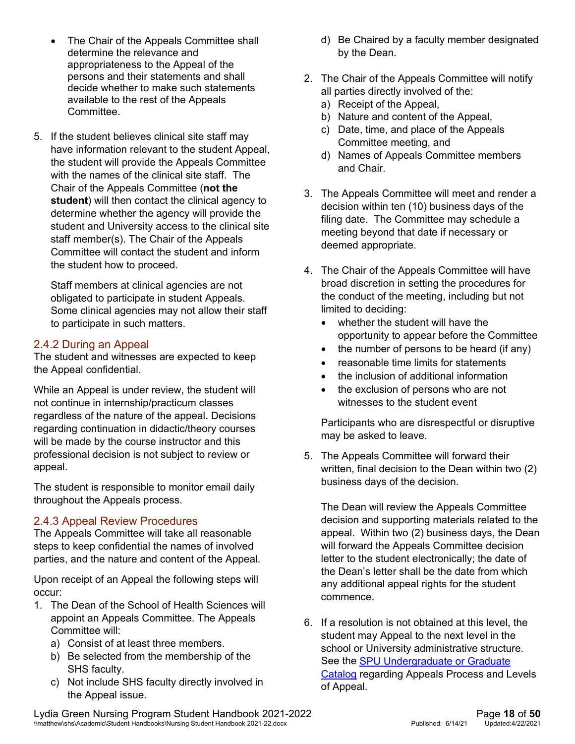- The Chair of the Appeals Committee shall determine the relevance and appropriateness to the Appeal of the persons and their statements and shall decide whether to make such statements available to the rest of the Appeals Committee.

5. If the student believes clinical site staff may have information relevant to the student Appeal, the student will provide the Appeals Committee with the names of the clinical site staff. The Chair of the Appeals Committee (**not the student**) will then contact the clinical agency to determine whether the agency will provide the student and University access to the clinical site staff member(s). The Chair of the Appeals Committee will contact the student and inform the student how to proceed.

   Staff members at clinical agencies are not obligated to participate in student Appeals. Some clinical agencies may not allow their staff to participate in such matters.

### 2.4.2 During an Appeal

The student and witnesses are expected to keep the Appeal confidential.

While an Appeal is under review, the student will not continue in internship/practicum classes regardless of the nature of the appeal. Decisions regarding continuation in didactic/theory courses will be made by the course instructor and this professional decision is not subject to review or appeal.

The student is responsible to monitor email daily throughout the Appeals process.

### 2.4.3 Appeal Review Procedures

The Appeals Committee will take all reasonable steps to keep confidential the names of involved parties, and the nature and content of the Appeal.

Upon receipt of an Appeal the following steps will occur:

1. The Dean of the School of Health Sciences will appoint an Appeals Committee. The Appeals Committee will:
   a) Consist of at least three members.
   b) Be selected from the membership of the SHS faculty.
   c) Not include SHS faculty directly involved in the Appeal issue.
   d) Be Chaired by a faculty member designated by the Dean.

2. The Chair of the Appeals Committee will notify all parties directly involved of the:
   a) Receipt of the Appeal,
   b) Nature and content of the Appeal,
   c) Date, time, and place of the Appeals Committee meeting, and
   d) Names of Appeals Committee members and Chair.

3. The Appeals Committee will meet and render a decision within ten (10) business days of the filing date. The Committee may schedule a meeting beyond that date if necessary or deemed appropriate.

4. The Chair of the Appeals Committee will have broad discretion in setting the procedures for the conduct of the meeting, including but not limited to deciding:
   - whether the student will have the opportunity to appear before the Committee
   - the number of persons to be heard (if any)
   - reasonable time limits for statements
   - the inclusion of additional information
   - the exclusion of persons who are not witnesses to the student event

   Participants who are disrespectful or disruptive may be asked to leave.

5. The Appeals Committee will forward their written, final decision to the Dean within two (2) business days of the decision.

   The Dean will review the Appeals Committee decision and supporting materials related to the appeal. Within two (2) business days, the Dean will forward the Appeals Committee decision letter to the student electronically; the date of the Dean's letter shall be the date from which any additional appeal rights for the student commence.

6. If a resolution is not obtained at this level, the student may Appeal to the next level in the school or University administrative structure. See the [SPU Undergraduate or Graduate Catalog]() regarding Appeals Process and Levels of Appeal.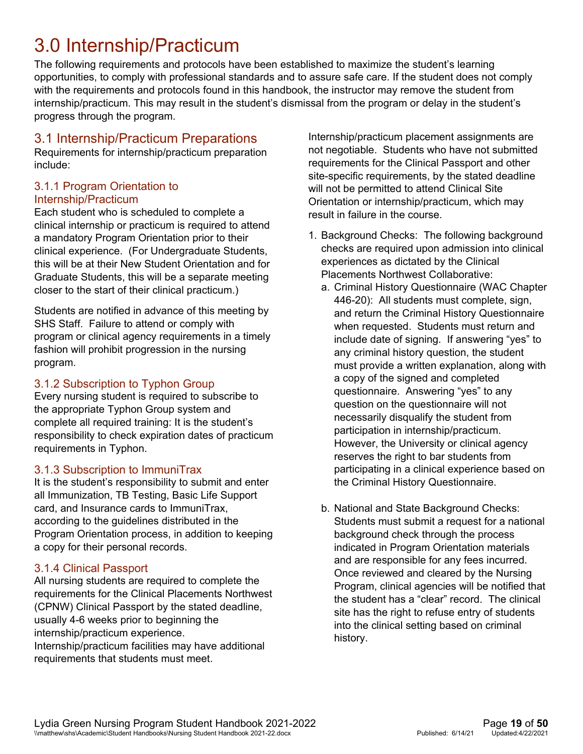# 3.0 Internship/Practicum

The following requirements and protocols have been established to maximize the student's learning opportunities, to comply with professional standards and to assure safe care. If the student does not comply with the requirements and protocols found in this handbook, the instructor may remove the student from internship/practicum. This may result in the student's dismissal from the program or delay in the student's progress through the program.

## 3.1 Internship/Practicum Preparations

Requirements for internship/practicum preparation include:

### 3.1.1 Program Orientation to Internship/Practicum

Each student who is scheduled to complete a clinical internship or practicum is required to attend a mandatory Program Orientation prior to their clinical experience. (For Undergraduate Students, this will be at their New Student Orientation and for Graduate Students, this will be a separate meeting closer to the start of their clinical practicum.)

Students are notified in advance of this meeting by SHS Staff. Failure to attend or comply with program or clinical agency requirements in a timely fashion will prohibit progression in the nursing program.

### 3.1.2 Subscription to Typhon Group

Every nursing student is required to subscribe to the appropriate Typhon Group system and complete all required training: It is the student's responsibility to check expiration dates of practicum requirements in Typhon.

### 3.1.3 Subscription to ImmuniTrax

It is the student's responsibility to submit and enter all Immunization, TB Testing, Basic Life Support card, and Insurance cards to ImmuniTrax, according to the guidelines distributed in the Program Orientation process, in addition to keeping a copy for their personal records.

### 3.1.4 Clinical Passport

All nursing students are required to complete the requirements for the Clinical Placements Northwest (CPNW) Clinical Passport by the stated deadline, usually 4-6 weeks prior to beginning the internship/practicum experience.
Internship/practicum facilities may have additional requirements that students must meet.

Internship/practicum placement assignments are not negotiable. Students who have not submitted requirements for the Clinical Passport and other site-specific requirements, by the stated deadline will not be permitted to attend Clinical Site Orientation or internship/practicum, which may result in failure in the course.

1. Background Checks: The following background checks are required upon admission into clinical experiences as dictated by the Clinical Placements Northwest Collaborative:
   a. Criminal History Questionnaire (WAC Chapter 446-20): All students must complete, sign, and return the Criminal History Questionnaire when requested. Students must return and include date of signing. If answering "yes" to any criminal history question, the student must provide a written explanation, along with a copy of the signed and completed questionnaire. Answering "yes" to any question on the questionnaire will not necessarily disqualify the student from participation in internship/practicum. However, the University or clinical agency reserves the right to bar students from participating in a clinical experience based on the Criminal History Questionnaire.

   b. National and State Background Checks: Students must submit a request for a national background check through the process indicated in Program Orientation materials and are responsible for any fees incurred. Once reviewed and cleared by the Nursing Program, clinical agencies will be notified that the student has a "clear" record. The clinical site has the right to refuse entry of students into the clinical setting based on criminal history.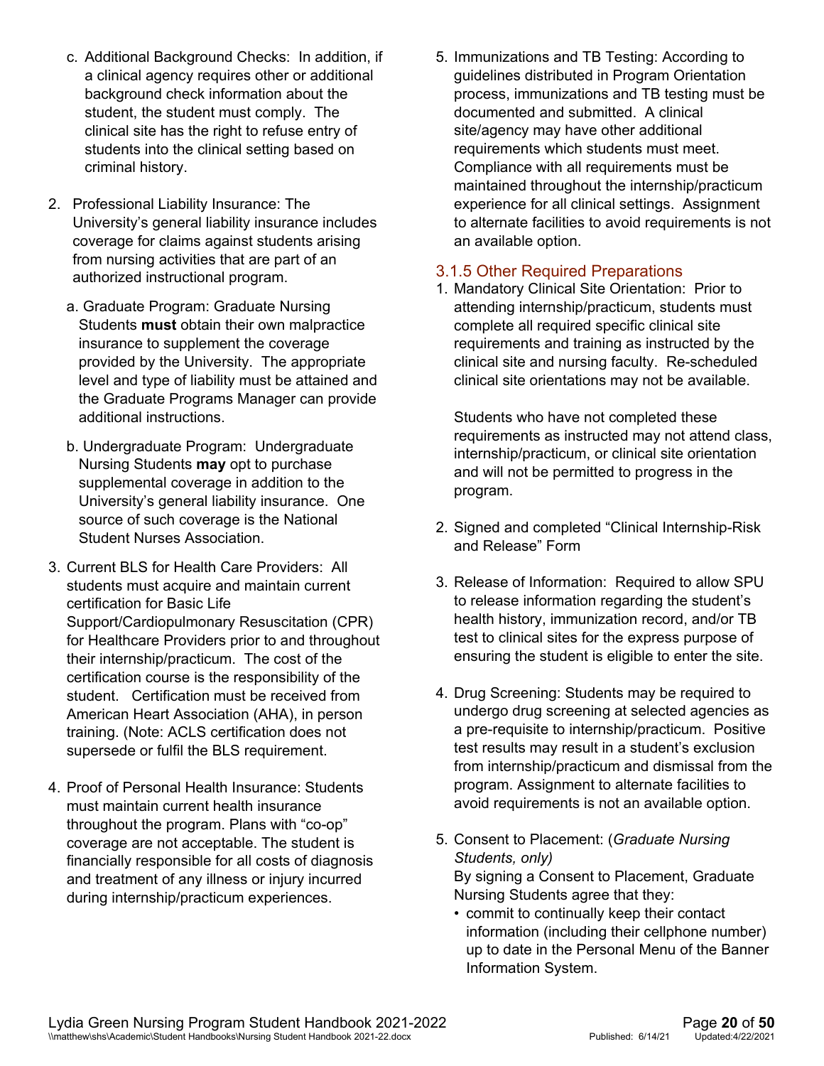c. Additional Background Checks: In addition, if a clinical agency requires other or additional background check information about the student, the student must comply. The clinical site has the right to refuse entry of students into the clinical setting based on criminal history.

2. Professional Liability Insurance: The University's general liability insurance includes coverage for claims against students arising from nursing activities that are part of an authorized instructional program.

   a. Graduate Program: Graduate Nursing Students **must** obtain their own malpractice insurance to supplement the coverage provided by the University. The appropriate level and type of liability must be attained and the Graduate Programs Manager can provide additional instructions.

   b. Undergraduate Program: Undergraduate Nursing Students **may** opt to purchase supplemental coverage in addition to the University's general liability insurance. One source of such coverage is the National Student Nurses Association.

3. Current BLS for Health Care Providers: All students must acquire and maintain current certification for Basic Life Support/Cardiopulmonary Resuscitation (CPR) for Healthcare Providers prior to and throughout their internship/practicum. The cost of the certification course is the responsibility of the student. Certification must be received from American Heart Association (AHA), in person training. (Note: ACLS certification does not supersede or fulfil the BLS requirement.

4. Proof of Personal Health Insurance: Students must maintain current health insurance throughout the program. Plans with "co-op" coverage are not acceptable. The student is financially responsible for all costs of diagnosis and treatment of any illness or injury incurred during internship/practicum experiences.

5. Immunizations and TB Testing: According to guidelines distributed in Program Orientation process, immunizations and TB testing must be documented and submitted. A clinical site/agency may have other additional requirements which students must meet. Compliance with all requirements must be maintained throughout the internship/practicum experience for all clinical settings. Assignment to alternate facilities to avoid requirements is not an available option.

### 3.1.5 Other Required Preparations

1. Mandatory Clinical Site Orientation: Prior to attending internship/practicum, students must complete all required specific clinical site requirements and training as instructed by the clinical site and nursing faculty. Re-scheduled clinical site orientations may not be available.

   Students who have not completed these requirements as instructed may not attend class, internship/practicum, or clinical site orientation and will not be permitted to progress in the program.

2. Signed and completed "Clinical Internship-Risk and Release" Form

3. Release of Information: Required to allow SPU to release information regarding the student's health history, immunization record, and/or TB test to clinical sites for the express purpose of ensuring the student is eligible to enter the site.

4. Drug Screening: Students may be required to undergo drug screening at selected agencies as a pre-requisite to internship/practicum. Positive test results may result in a student's exclusion from internship/practicum and dismissal from the program. Assignment to alternate facilities to avoid requirements is not an available option.

5. Consent to Placement: (*Graduate Nursing Students, only)*
   By signing a Consent to Placement, Graduate Nursing Students agree that they:
   - commit to continually keep their contact information (including their cellphone number) up to date in the Personal Menu of the Banner Information System.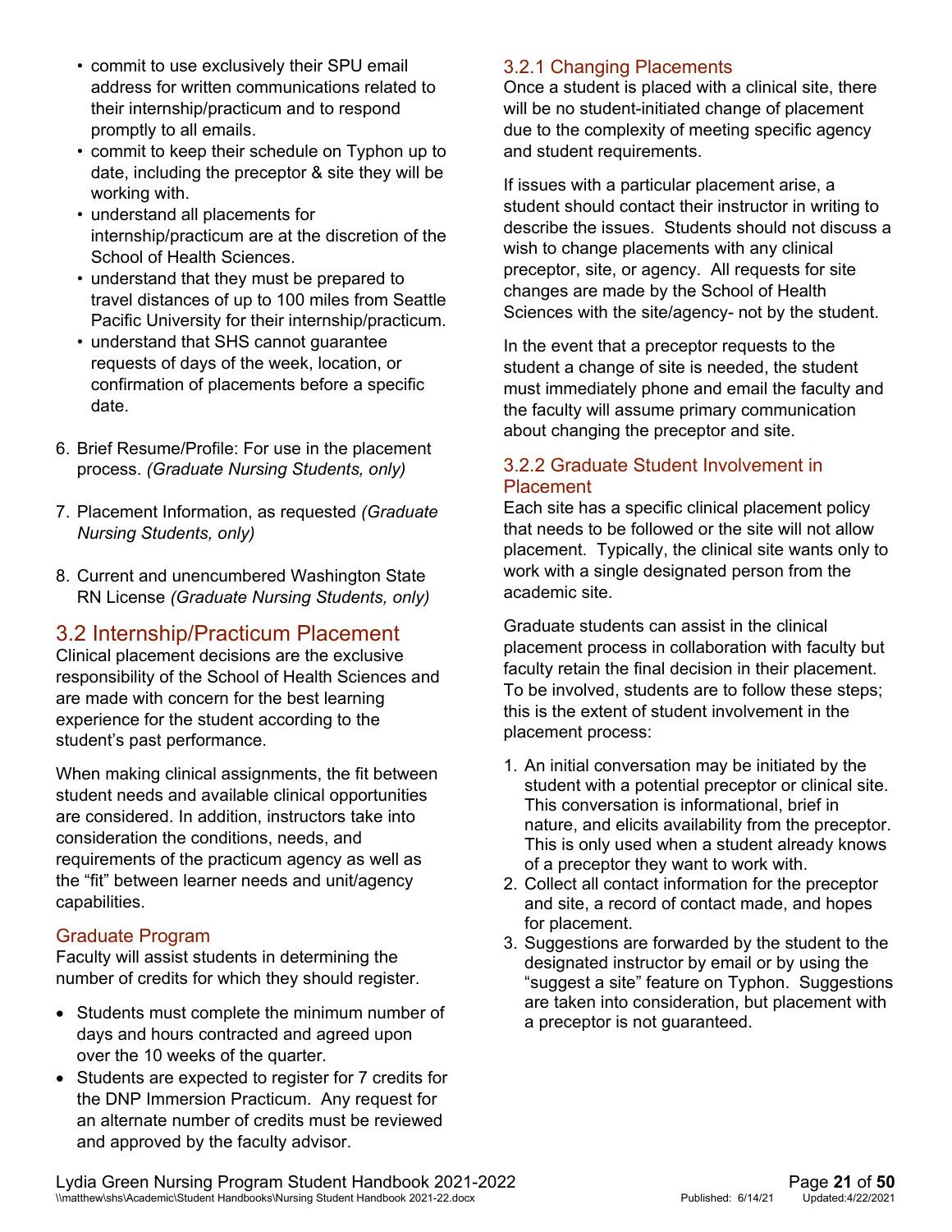- commit to use exclusively their SPU email address for written communications related to their internship/practicum and to respond promptly to all emails.
- commit to keep their schedule on Typhon up to date, including the preceptor & site they will be working with.
- understand all placements for internship/practicum are at the discretion of the School of Health Sciences.
- understand that they must be prepared to travel distances of up to 100 miles from Seattle Pacific University for their internship/practicum.
- understand that SHS cannot guarantee requests of days of the week, location, or confirmation of placements before a specific date.

6. Brief Resume/Profile: For use in the placement process. *(Graduate Nursing Students, only)*

7. Placement Information, as requested *(Graduate Nursing Students, only)*

8. Current and unencumbered Washington State RN License *(Graduate Nursing Students, only)*

## 3.2 Internship/Practicum Placement

Clinical placement decisions are the exclusive responsibility of the School of Health Sciences and are made with concern for the best learning experience for the student according to the student's past performance.

When making clinical assignments, the fit between student needs and available clinical opportunities are considered. In addition, instructors take into consideration the conditions, needs, and requirements of the practicum agency as well as the "fit" between learner needs and unit/agency capabilities.

### Graduate Program

Faculty will assist students in determining the number of credits for which they should register.

- Students must complete the minimum number of days and hours contracted and agreed upon over the 10 weeks of the quarter.
- Students are expected to register for 7 credits for the DNP Immersion Practicum. Any request for an alternate number of credits must be reviewed and approved by the faculty advisor.

### 3.2.1 Changing Placements

Once a student is placed with a clinical site, there will be no student-initiated change of placement due to the complexity of meeting specific agency and student requirements.

If issues with a particular placement arise, a student should contact their instructor in writing to describe the issues. Students should not discuss a wish to change placements with any clinical preceptor, site, or agency. All requests for site changes are made by the School of Health Sciences with the site/agency- not by the student.

In the event that a preceptor requests to the student a change of site is needed, the student must immediately phone and email the faculty and the faculty will assume primary communication about changing the preceptor and site.

### 3.2.2 Graduate Student Involvement in Placement

Each site has a specific clinical placement policy that needs to be followed or the site will not allow placement. Typically, the clinical site wants only to work with a single designated person from the academic site.

Graduate students can assist in the clinical placement process in collaboration with faculty but faculty retain the final decision in their placement. To be involved, students are to follow these steps; this is the extent of student involvement in the placement process:

1. An initial conversation may be initiated by the student with a potential preceptor or clinical site. This conversation is informational, brief in nature, and elicits availability from the preceptor. This is only used when a student already knows of a preceptor they want to work with.
2. Collect all contact information for the preceptor and site, a record of contact made, and hopes for placement.
3. Suggestions are forwarded by the student to the designated instructor by email or by using the "suggest a site" feature on Typhon. Suggestions are taken into consideration, but placement with a preceptor is not guaranteed.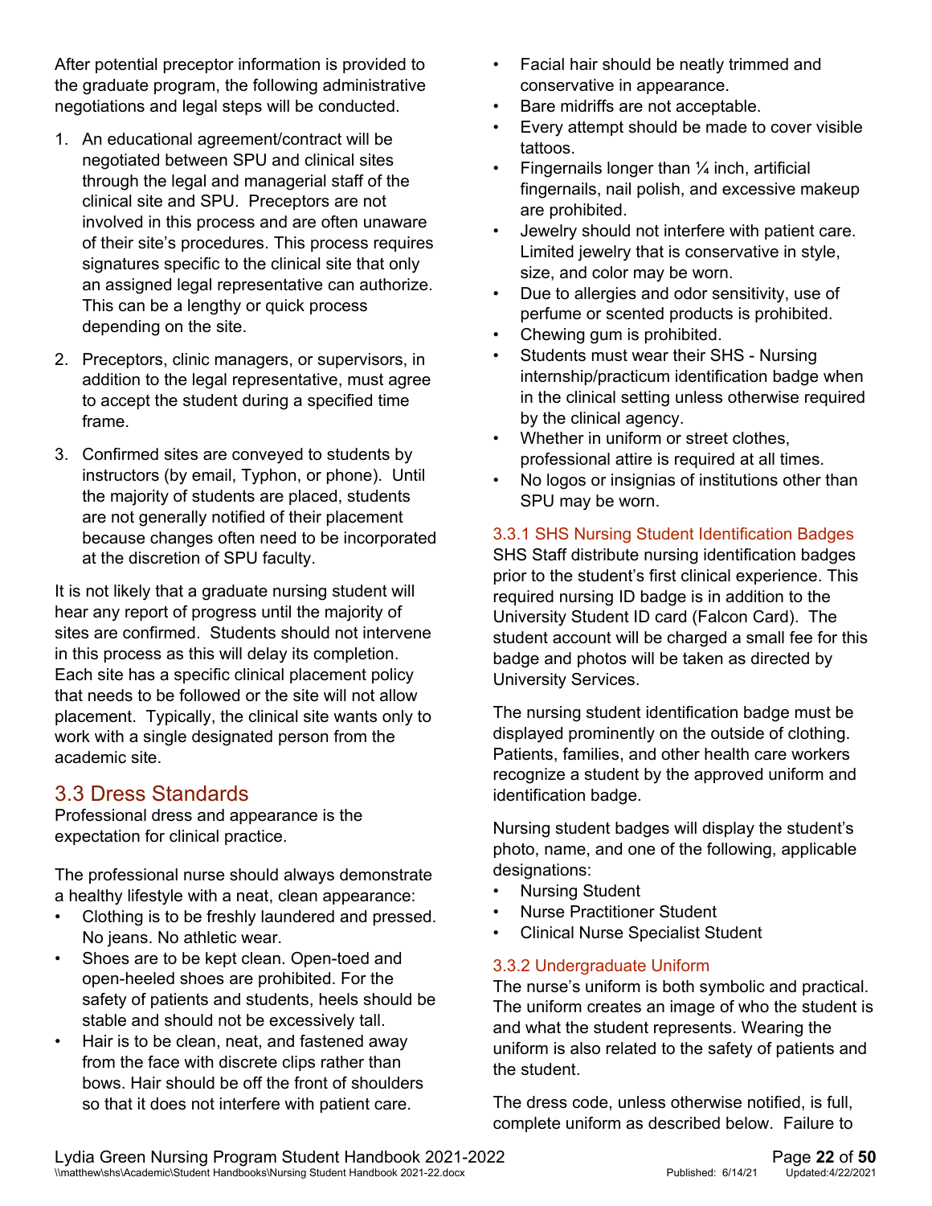After potential preceptor information is provided to the graduate program, the following administrative negotiations and legal steps will be conducted.

1. An educational agreement/contract will be negotiated between SPU and clinical sites through the legal and managerial staff of the clinical site and SPU. Preceptors are not involved in this process and are often unaware of their site's procedures. This process requires signatures specific to the clinical site that only an assigned legal representative can authorize. This can be a lengthy or quick process depending on the site.
2. Preceptors, clinic managers, or supervisors, in addition to the legal representative, must agree to accept the student during a specified time frame.
3. Confirmed sites are conveyed to students by instructors (by email, Typhon, or phone). Until the majority of students are placed, students are not generally notified of their placement because changes often need to be incorporated at the discretion of SPU faculty.

It is not likely that a graduate nursing student will hear any report of progress until the majority of sites are confirmed. Students should not intervene in this process as this will delay its completion. Each site has a specific clinical placement policy that needs to be followed or the site will not allow placement. Typically, the clinical site wants only to work with a single designated person from the academic site.

## 3.3 Dress Standards

Professional dress and appearance is the expectation for clinical practice.

The professional nurse should always demonstrate a healthy lifestyle with a neat, clean appearance:

- Clothing is to be freshly laundered and pressed. No jeans. No athletic wear.
- Shoes are to be kept clean. Open-toed and open-heeled shoes are prohibited. For the safety of patients and students, heels should be stable and should not be excessively tall.
- Hair is to be clean, neat, and fastened away from the face with discrete clips rather than bows. Hair should be off the front of shoulders so that it does not interfere with patient care.
- Facial hair should be neatly trimmed and conservative in appearance.
- Bare midriffs are not acceptable.
- Every attempt should be made to cover visible tattoos.
- Fingernails longer than ¼ inch, artificial fingernails, nail polish, and excessive makeup are prohibited.
- Jewelry should not interfere with patient care. Limited jewelry that is conservative in style, size, and color may be worn.
- Due to allergies and odor sensitivity, use of perfume or scented products is prohibited.
- Chewing gum is prohibited.
- Students must wear their SHS - Nursing internship/practicum identification badge when in the clinical setting unless otherwise required by the clinical agency.
- Whether in uniform or street clothes, professional attire is required at all times.
- No logos or insignias of institutions other than SPU may be worn.

### 3.3.1 SHS Nursing Student Identification Badges

SHS Staff distribute nursing identification badges prior to the student's first clinical experience. This required nursing ID badge is in addition to the University Student ID card (Falcon Card). The student account will be charged a small fee for this badge and photos will be taken as directed by University Services.

The nursing student identification badge must be displayed prominently on the outside of clothing. Patients, families, and other health care workers recognize a student by the approved uniform and identification badge.

Nursing student badges will display the student's photo, name, and one of the following, applicable designations:

- Nursing Student
- Nurse Practitioner Student
- Clinical Nurse Specialist Student

### 3.3.2 Undergraduate Uniform

The nurse's uniform is both symbolic and practical. The uniform creates an image of who the student is and what the student represents. Wearing the uniform is also related to the safety of patients and the student.

The dress code, unless otherwise notified, is full, complete uniform as described below. Failure to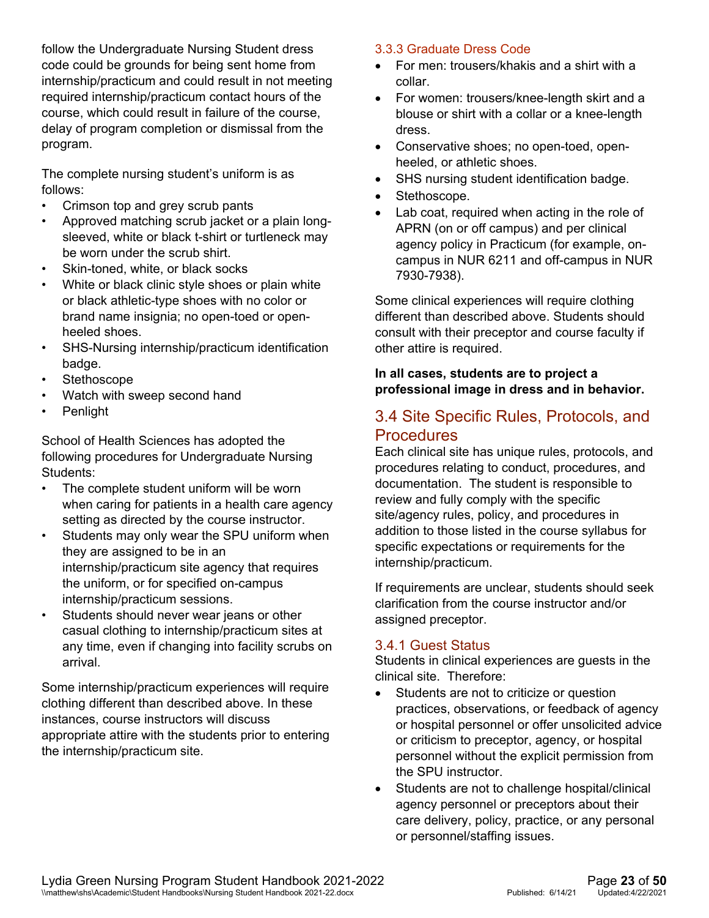follow the Undergraduate Nursing Student dress code could be grounds for being sent home from internship/practicum and could result in not meeting required internship/practicum contact hours of the course, which could result in failure of the course, delay of program completion or dismissal from the program.

The complete nursing student's uniform is as follows:

- Crimson top and grey scrub pants
- Approved matching scrub jacket or a plain long-sleeved, white or black t-shirt or turtleneck may be worn under the scrub shirt.
- Skin-toned, white, or black socks
- White or black clinic style shoes or plain white or black athletic-type shoes with no color or brand name insignia; no open-toed or open-heeled shoes.
- SHS-Nursing internship/practicum identification badge.
- Stethoscope
- Watch with sweep second hand
- Penlight

School of Health Sciences has adopted the following procedures for Undergraduate Nursing Students:

- The complete student uniform will be worn when caring for patients in a health care agency setting as directed by the course instructor.
- Students may only wear the SPU uniform when they are assigned to be in an internship/practicum site agency that requires the uniform, or for specified on-campus internship/practicum sessions.
- Students should never wear jeans or other casual clothing to internship/practicum sites at any time, even if changing into facility scrubs on arrival.

Some internship/practicum experiences will require clothing different than described above. In these instances, course instructors will discuss appropriate attire with the students prior to entering the internship/practicum site.

### 3.3.3 Graduate Dress Code

- For men: trousers/khakis and a shirt with a collar.
- For women: trousers/knee-length skirt and a blouse or shirt with a collar or a knee-length dress.
- Conservative shoes; no open-toed, open-heeled, or athletic shoes.
- SHS nursing student identification badge.
- Stethoscope.
- Lab coat, required when acting in the role of APRN (on or off campus) and per clinical agency policy in Practicum (for example, on-campus in NUR 6211 and off-campus in NUR 7930-7938).

Some clinical experiences will require clothing different than described above. Students should consult with their preceptor and course faculty if other attire is required.

**In all cases, students are to project a professional image in dress and in behavior.**

## 3.4 Site Specific Rules, Protocols, and Procedures

Each clinical site has unique rules, protocols, and procedures relating to conduct, procedures, and documentation. The student is responsible to review and fully comply with the specific site/agency rules, policy, and procedures in addition to those listed in the course syllabus for specific expectations or requirements for the internship/practicum.

If requirements are unclear, students should seek clarification from the course instructor and/or assigned preceptor.

### 3.4.1 Guest Status

Students in clinical experiences are guests in the clinical site. Therefore:

- Students are not to criticize or question practices, observations, or feedback of agency or hospital personnel or offer unsolicited advice or criticism to preceptor, agency, or hospital personnel without the explicit permission from the SPU instructor.
- Students are not to challenge hospital/clinical agency personnel or preceptors about their care delivery, policy, practice, or any personal or personnel/staffing issues.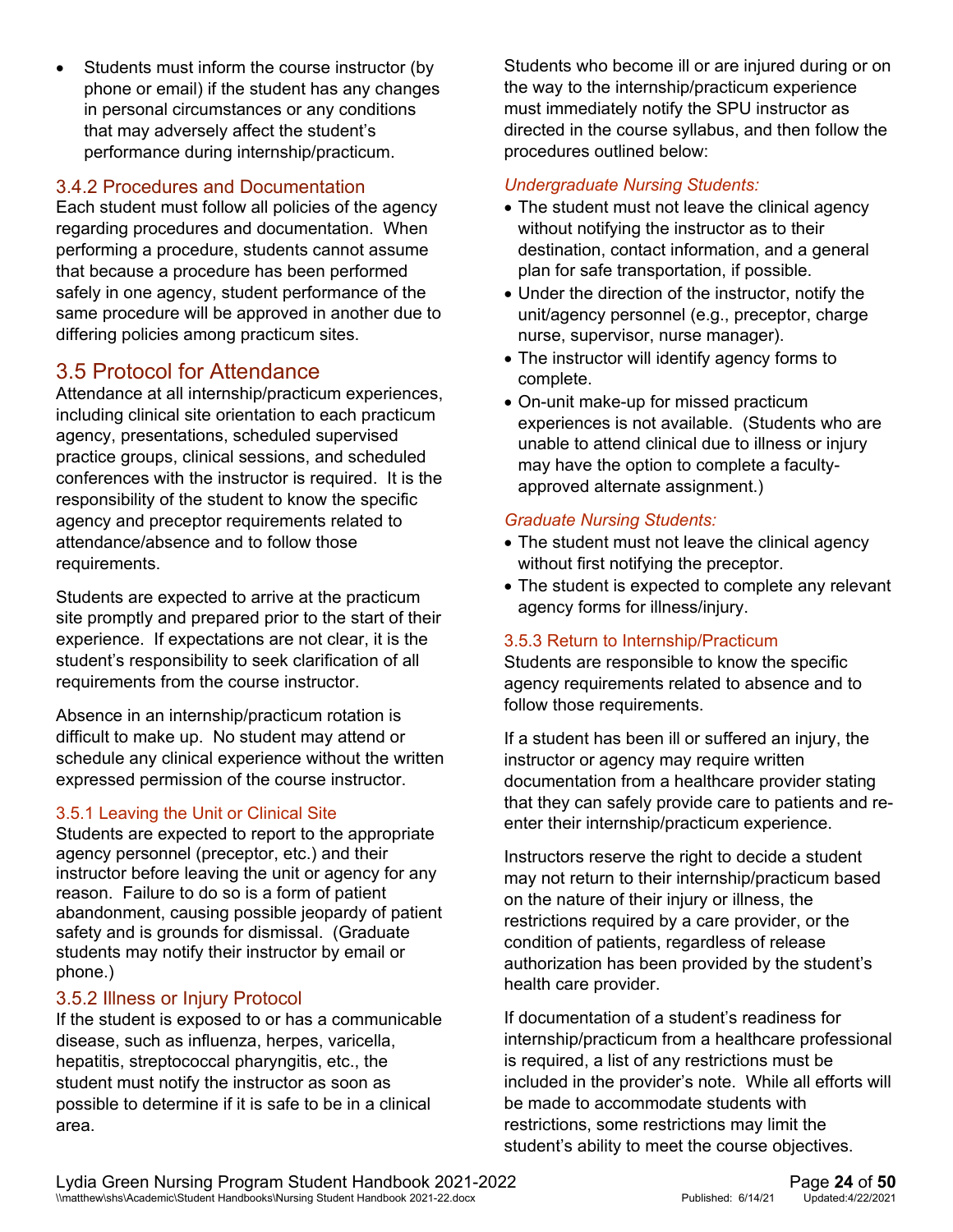- Students must inform the course instructor (by phone or email) if the student has any changes in personal circumstances or any conditions that may adversely affect the student's performance during internship/practicum.

### 3.4.2 Procedures and Documentation

Each student must follow all policies of the agency regarding procedures and documentation. When performing a procedure, students cannot assume that because a procedure has been performed safely in one agency, student performance of the same procedure will be approved in another due to differing policies among practicum sites.

## 3.5 Protocol for Attendance

Attendance at all internship/practicum experiences, including clinical site orientation to each practicum agency, presentations, scheduled supervised practice groups, clinical sessions, and scheduled conferences with the instructor is required. It is the responsibility of the student to know the specific agency and preceptor requirements related to attendance/absence and to follow those requirements.

Students are expected to arrive at the practicum site promptly and prepared prior to the start of their experience. If expectations are not clear, it is the student's responsibility to seek clarification of all requirements from the course instructor.

Absence in an internship/practicum rotation is difficult to make up. No student may attend or schedule any clinical experience without the written expressed permission of the course instructor.

### 3.5.1 Leaving the Unit or Clinical Site

Students are expected to report to the appropriate agency personnel (preceptor, etc.) and their instructor before leaving the unit or agency for any reason. Failure to do so is a form of patient abandonment, causing possible jeopardy of patient safety and is grounds for dismissal. (Graduate students may notify their instructor by email or phone.)

### 3.5.2 Illness or Injury Protocol

If the student is exposed to or has a communicable disease, such as influenza, herpes, varicella, hepatitis, streptococcal pharyngitis, etc., the student must notify the instructor as soon as possible to determine if it is safe to be in a clinical area.

Students who become ill or are injured during or on the way to the internship/practicum experience must immediately notify the SPU instructor as directed in the course syllabus, and then follow the procedures outlined below:

*Undergraduate Nursing Students:*

- The student must not leave the clinical agency without notifying the instructor as to their destination, contact information, and a general plan for safe transportation, if possible.
- Under the direction of the instructor, notify the unit/agency personnel (e.g., preceptor, charge nurse, supervisor, nurse manager).
- The instructor will identify agency forms to complete.
- On-unit make-up for missed practicum experiences is not available. (Students who are unable to attend clinical due to illness or injury may have the option to complete a faculty-approved alternate assignment.)

*Graduate Nursing Students:*

- The student must not leave the clinical agency without first notifying the preceptor.
- The student is expected to complete any relevant agency forms for illness/injury.

### 3.5.3 Return to Internship/Practicum

Students are responsible to know the specific agency requirements related to absence and to follow those requirements.

If a student has been ill or suffered an injury, the instructor or agency may require written documentation from a healthcare provider stating that they can safely provide care to patients and re-enter their internship/practicum experience.

Instructors reserve the right to decide a student may not return to their internship/practicum based on the nature of their injury or illness, the restrictions required by a care provider, or the condition of patients, regardless of release authorization has been provided by the student's health care provider.

If documentation of a student's readiness for internship/practicum from a healthcare professional is required, a list of any restrictions must be included in the provider's note. While all efforts will be made to accommodate students with restrictions, some restrictions may limit the student's ability to meet the course objectives.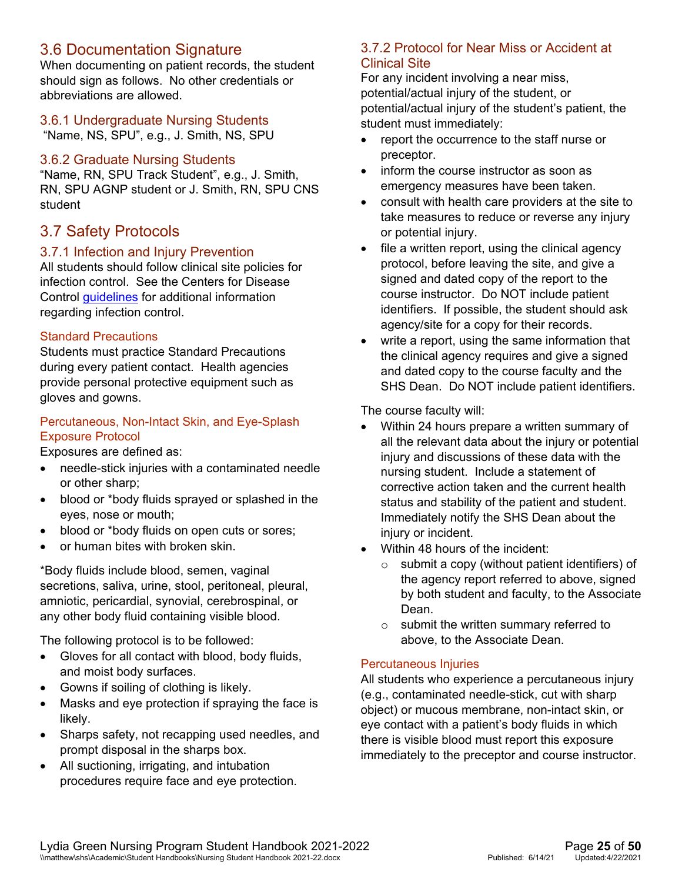## 3.6 Documentation Signature

When documenting on patient records, the student should sign as follows. No other credentials or abbreviations are allowed.

### 3.6.1 Undergraduate Nursing Students

"Name, NS, SPU", e.g., J. Smith, NS, SPU

### 3.6.2 Graduate Nursing Students

"Name, RN, SPU Track Student", e.g., J. Smith, RN, SPU AGNP student or J. Smith, RN, SPU CNS student

## 3.7 Safety Protocols

### 3.7.1 Infection and Injury Prevention

All students should follow clinical site policies for infection control. See the Centers for Disease Control guidelines for additional information regarding infection control.

#### Standard Precautions

Students must practice Standard Precautions during every patient contact. Health agencies provide personal protective equipment such as gloves and gowns.

#### Percutaneous, Non-Intact Skin, and Eye-Splash Exposure Protocol

Exposures are defined as:

- needle-stick injuries with a contaminated needle or other sharp;
- blood or *body fluids sprayed or splashed in the eyes, nose or mouth;
- blood or *body fluids on open cuts or sores;
- or human bites with broken skin.

*Body fluids include blood, semen, vaginal secretions, saliva, urine, stool, peritoneal, pleural, amniotic, pericardial, synovial, cerebrospinal, or any other body fluid containing visible blood.

The following protocol is to be followed:

- Gloves for all contact with blood, body fluids, and moist body surfaces.
- Gowns if soiling of clothing is likely.
- Masks and eye protection if spraying the face is likely.
- Sharps safety, not recapping used needles, and prompt disposal in the sharps box.
- All suctioning, irrigating, and intubation procedures require face and eye protection.

### 3.7.2 Protocol for Near Miss or Accident at Clinical Site

For any incident involving a near miss, potential/actual injury of the student, or potential/actual injury of the student's patient, the student must immediately:

- report the occurrence to the staff nurse or preceptor.
- inform the course instructor as soon as emergency measures have been taken.
- consult with health care providers at the site to take measures to reduce or reverse any injury or potential injury.
- file a written report, using the clinical agency protocol, before leaving the site, and give a signed and dated copy of the report to the course instructor. Do NOT include patient identifiers. If possible, the student should ask agency/site for a copy for their records.
- write a report, using the same information that the clinical agency requires and give a signed and dated copy to the course faculty and the SHS Dean. Do NOT include patient identifiers.

The course faculty will:

- Within 24 hours prepare a written summary of all the relevant data about the injury or potential injury and discussions of these data with the nursing student. Include a statement of corrective action taken and the current health status and stability of the patient and student. Immediately notify the SHS Dean about the injury or incident.
- Within 48 hours of the incident:
  - submit a copy (without patient identifiers) of the agency report referred to above, signed by both student and faculty, to the Associate Dean.
  - submit the written summary referred to above, to the Associate Dean.

#### Percutaneous Injuries

All students who experience a percutaneous injury (e.g., contaminated needle-stick, cut with sharp object) or mucous membrane, non-intact skin, or eye contact with a patient's body fluids in which there is visible blood must report this exposure immediately to the preceptor and course instructor.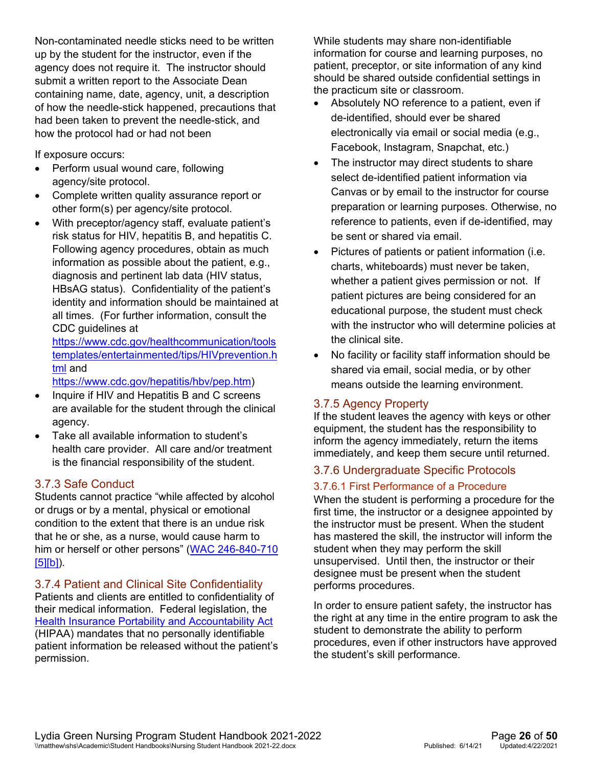Non-contaminated needle sticks need to be written up by the student for the instructor, even if the agency does not require it. The instructor should submit a written report to the Associate Dean containing name, date, agency, unit, a description of how the needle-stick happened, precautions that had been taken to prevent the needle-stick, and how the protocol had or had not been

If exposure occurs:

- Perform usual wound care, following agency/site protocol.
- Complete written quality assurance report or other form(s) per agency/site protocol.
- With preceptor/agency staff, evaluate patient's risk status for HIV, hepatitis B, and hepatitis C. Following agency procedures, obtain as much information as possible about the patient, e.g., diagnosis and pertinent lab data (HIV status, HBsAG status). Confidentiality of the patient's identity and information should be maintained at all times. (For further information, consult the CDC guidelines at https://www.cdc.gov/healthcommunication/toolstemplates/entertainmented/tips/HIVprevention.html and https://www.cdc.gov/hepatitis/hbv/pep.htm)
- Inquire if HIV and Hepatitis B and C screens are available for the student through the clinical agency.
- Take all available information to student's health care provider. All care and/or treatment is the financial responsibility of the student.

### 3.7.3 Safe Conduct

Students cannot practice "while affected by alcohol or drugs or by a mental, physical or emotional condition to the extent that there is an undue risk that he or she, as a nurse, would cause harm to him or herself or other persons" (WAC 246-840-710 [5][b]).

### 3.7.4 Patient and Clinical Site Confidentiality

Patients and clients are entitled to confidentiality of their medical information. Federal legislation, the Health Insurance Portability and Accountability Act (HIPAA) mandates that no personally identifiable patient information be released without the patient's permission.

While students may share non-identifiable information for course and learning purposes, no patient, preceptor, or site information of any kind should be shared outside confidential settings in the practicum site or classroom.

- Absolutely NO reference to a patient, even if de-identified, should ever be shared electronically via email or social media (e.g., Facebook, Instagram, Snapchat, etc.)
- The instructor may direct students to share select de-identified patient information via Canvas or by email to the instructor for course preparation or learning purposes. Otherwise, no reference to patients, even if de-identified, may be sent or shared via email.
- Pictures of patients or patient information (i.e. charts, whiteboards) must never be taken, whether a patient gives permission or not. If patient pictures are being considered for an educational purpose, the student must check with the instructor who will determine policies at the clinical site.
- No facility or facility staff information should be shared via email, social media, or by other means outside the learning environment.

### 3.7.5 Agency Property

If the student leaves the agency with keys or other equipment, the student has the responsibility to inform the agency immediately, return the items immediately, and keep them secure until returned.

### 3.7.6 Undergraduate Specific Protocols

#### 3.7.6.1 First Performance of a Procedure

When the student is performing a procedure for the first time, the instructor or a designee appointed by the instructor must be present. When the student has mastered the skill, the instructor will inform the student when they may perform the skill unsupervised. Until then, the instructor or their designee must be present when the student performs procedures.

In order to ensure patient safety, the instructor has the right at any time in the entire program to ask the student to demonstrate the ability to perform procedures, even if other instructors have approved the student's skill performance.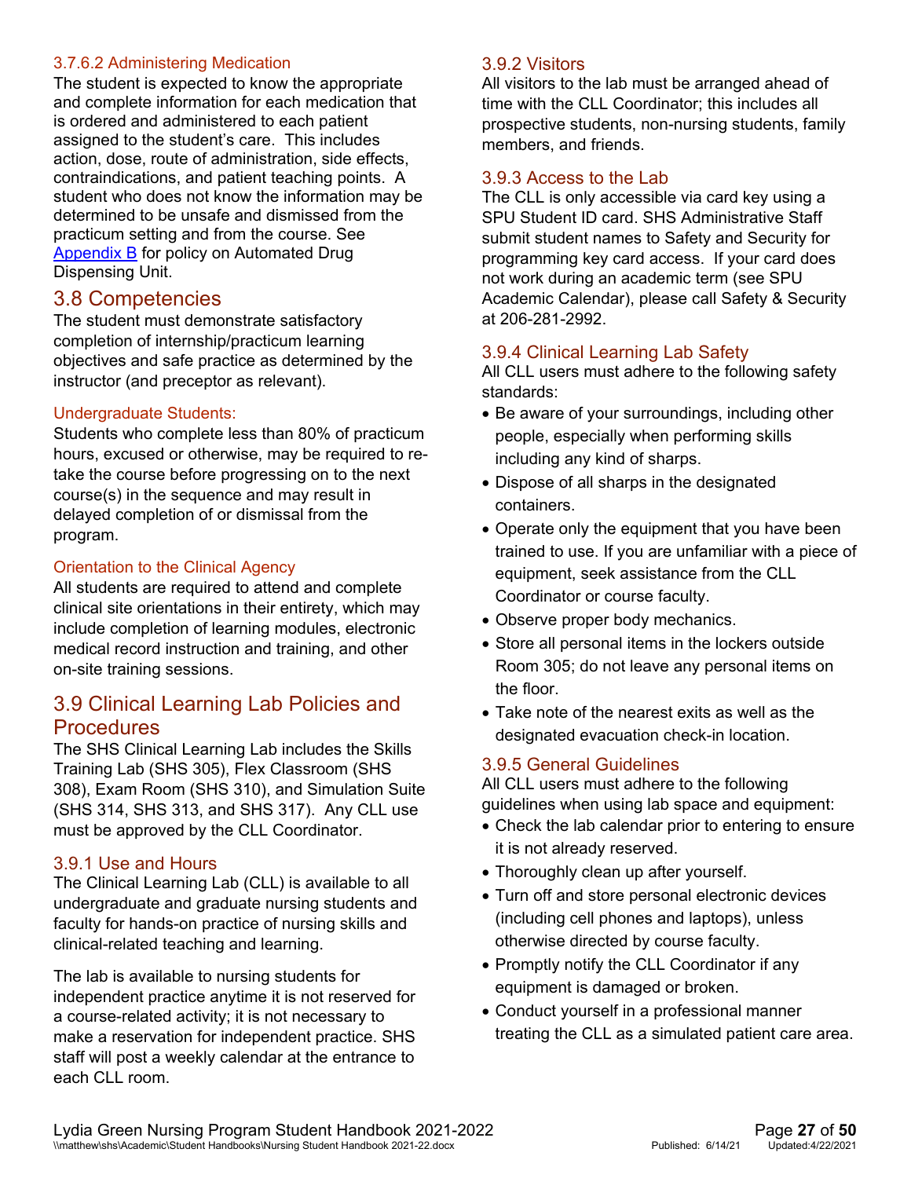#### 3.7.6.2 Administering Medication

The student is expected to know the appropriate and complete information for each medication that is ordered and administered to each patient assigned to the student's care. This includes action, dose, route of administration, side effects, contraindications, and patient teaching points. A student who does not know the information may be determined to be unsafe and dismissed from the practicum setting and from the course. See [Appendix B](#) for policy on Automated Drug Dispensing Unit.

## 3.8 Competencies

The student must demonstrate satisfactory completion of internship/practicum learning objectives and safe practice as determined by the instructor (and preceptor as relevant).

#### Undergraduate Students:

Students who complete less than 80% of practicum hours, excused or otherwise, may be required to re-take the course before progressing on to the next course(s) in the sequence and may result in delayed completion of or dismissal from the program.

#### Orientation to the Clinical Agency

All students are required to attend and complete clinical site orientations in their entirety, which may include completion of learning modules, electronic medical record instruction and training, and other on-site training sessions.

## 3.9 Clinical Learning Lab Policies and Procedures

The SHS Clinical Learning Lab includes the Skills Training Lab (SHS 305), Flex Classroom (SHS 308), Exam Room (SHS 310), and Simulation Suite (SHS 314, SHS 313, and SHS 317). Any CLL use must be approved by the CLL Coordinator.

### 3.9.1 Use and Hours

The Clinical Learning Lab (CLL) is available to all undergraduate and graduate nursing students and faculty for hands-on practice of nursing skills and clinical-related teaching and learning.

The lab is available to nursing students for independent practice anytime it is not reserved for a course-related activity; it is not necessary to make a reservation for independent practice. SHS staff will post a weekly calendar at the entrance to each CLL room.

### 3.9.2 Visitors

All visitors to the lab must be arranged ahead of time with the CLL Coordinator; this includes all prospective students, non-nursing students, family members, and friends.

### 3.9.3 Access to the Lab

The CLL is only accessible via card key using a SPU Student ID card. SHS Administrative Staff submit student names to Safety and Security for programming key card access. If your card does not work during an academic term (see SPU Academic Calendar), please call Safety & Security at 206-281-2992.

### 3.9.4 Clinical Learning Lab Safety

All CLL users must adhere to the following safety standards:

- Be aware of your surroundings, including other people, especially when performing skills including any kind of sharps.
- Dispose of all sharps in the designated containers.
- Operate only the equipment that you have been trained to use. If you are unfamiliar with a piece of equipment, seek assistance from the CLL Coordinator or course faculty.
- Observe proper body mechanics.
- Store all personal items in the lockers outside Room 305; do not leave any personal items on the floor.
- Take note of the nearest exits as well as the designated evacuation check-in location.

### 3.9.5 General Guidelines

All CLL users must adhere to the following guidelines when using lab space and equipment:

- Check the lab calendar prior to entering to ensure it is not already reserved.
- Thoroughly clean up after yourself.
- Turn off and store personal electronic devices (including cell phones and laptops), unless otherwise directed by course faculty.
- Promptly notify the CLL Coordinator if any equipment is damaged or broken.
- Conduct yourself in a professional manner treating the CLL as a simulated patient care area.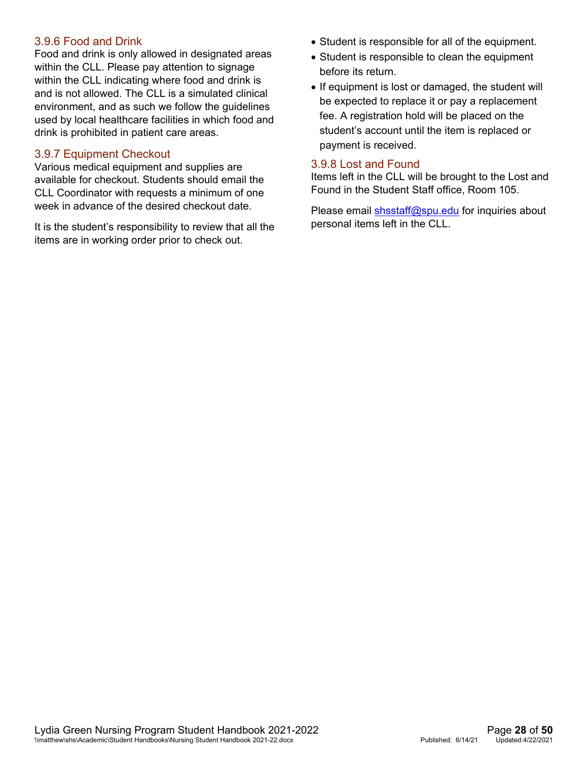### 3.9.6 Food and Drink

Food and drink is only allowed in designated areas within the CLL. Please pay attention to signage within the CLL indicating where food and drink is and is not allowed. The CLL is a simulated clinical environment, and as such we follow the guidelines used by local healthcare facilities in which food and drink is prohibited in patient care areas.

### 3.9.7 Equipment Checkout

Various medical equipment and supplies are available for checkout. Students should email the CLL Coordinator with requests a minimum of one week in advance of the desired checkout date.

It is the student's responsibility to review that all the items are in working order prior to check out.

- Student is responsible for all of the equipment.
- Student is responsible to clean the equipment before its return.
- If equipment is lost or damaged, the student will be expected to replace it or pay a replacement fee. A registration hold will be placed on the student's account until the item is replaced or payment is received.

### 3.9.8 Lost and Found

Items left in the CLL will be brought to the Lost and Found in the Student Staff office, Room 105.

Please email shsstaff@spu.edu for inquiries about personal items left in the CLL.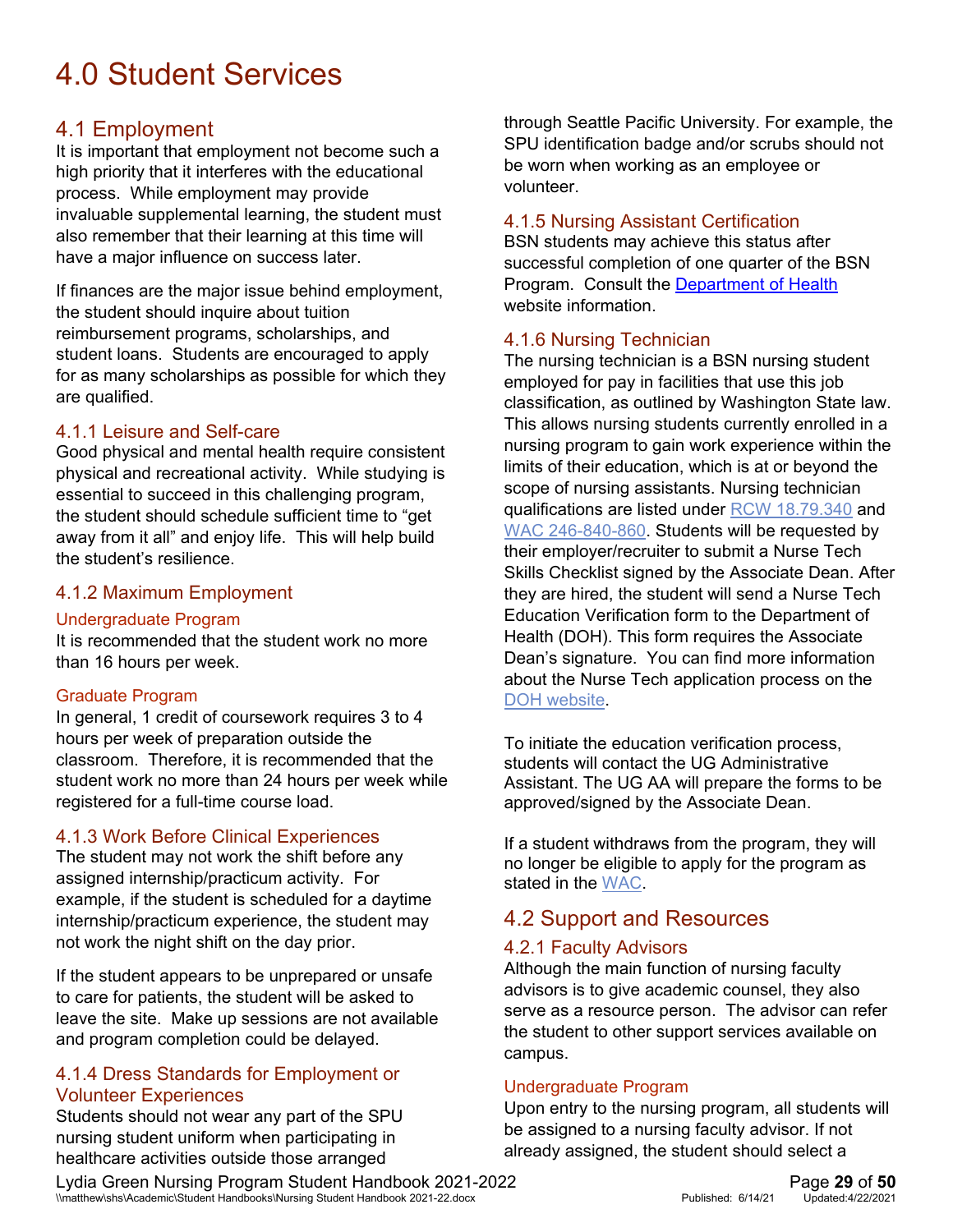# 4.0 Student Services

## 4.1 Employment

It is important that employment not become such a high priority that it interferes with the educational process. While employment may provide invaluable supplemental learning, the student must also remember that their learning at this time will have a major influence on success later.

If finances are the major issue behind employment, the student should inquire about tuition reimbursement programs, scholarships, and student loans. Students are encouraged to apply for as many scholarships as possible for which they are qualified.

### 4.1.1 Leisure and Self-care

Good physical and mental health require consistent physical and recreational activity. While studying is essential to succeed in this challenging program, the student should schedule sufficient time to "get away from it all" and enjoy life. This will help build the student's resilience.

### 4.1.2 Maximum Employment

#### Undergraduate Program

It is recommended that the student work no more than 16 hours per week.

#### Graduate Program

In general, 1 credit of coursework requires 3 to 4 hours per week of preparation outside the classroom. Therefore, it is recommended that the student work no more than 24 hours per week while registered for a full-time course load.

### 4.1.3 Work Before Clinical Experiences

The student may not work the shift before any assigned internship/practicum activity. For example, if the student is scheduled for a daytime internship/practicum experience, the student may not work the night shift on the day prior.

If the student appears to be unprepared or unsafe to care for patients, the student will be asked to leave the site. Make up sessions are not available and program completion could be delayed.

### 4.1.4 Dress Standards for Employment or Volunteer Experiences

Students should not wear any part of the SPU nursing student uniform when participating in healthcare activities outside those arranged through Seattle Pacific University. For example, the SPU identification badge and/or scrubs should not be worn when working as an employee or volunteer.

### 4.1.5 Nursing Assistant Certification

BSN students may achieve this status after successful completion of one quarter of the BSN Program. Consult the [Department of Health]() website information.

### 4.1.6 Nursing Technician

The nursing technician is a BSN nursing student employed for pay in facilities that use this job classification, as outlined by Washington State law. This allows nursing students currently enrolled in a nursing program to gain work experience within the limits of their education, which is at or beyond the scope of nursing assistants. Nursing technician qualifications are listed under [RCW 18.79.340]() and [WAC 246-840-860](). Students will be requested by their employer/recruiter to submit a Nurse Tech Skills Checklist signed by the Associate Dean. After they are hired, the student will send a Nurse Tech Education Verification form to the Department of Health (DOH). This form requires the Associate Dean's signature. You can find more information about the Nurse Tech application process on the [DOH website]().

To initiate the education verification process, students will contact the UG Administrative Assistant. The UG AA will prepare the forms to be approved/signed by the Associate Dean.

If a student withdraws from the program, they will no longer be eligible to apply for the program as stated in the [WAC]().

## 4.2 Support and Resources

### 4.2.1 Faculty Advisors

Although the main function of nursing faculty advisors is to give academic counsel, they also serve as a resource person. The advisor can refer the student to other support services available on campus.

#### Undergraduate Program

Upon entry to the nursing program, all students will be assigned to a nursing faculty advisor. If not already assigned, the student should select a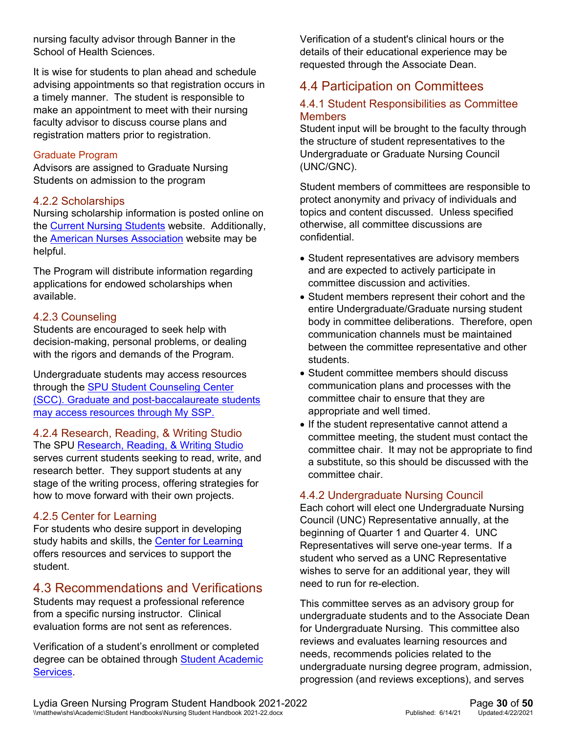nursing faculty advisor through Banner in the School of Health Sciences.

It is wise for students to plan ahead and schedule advising appointments so that registration occurs in a timely manner. The student is responsible to make an appointment to meet with their nursing faculty advisor to discuss course plans and registration matters prior to registration.

#### Graduate Program

Advisors are assigned to Graduate Nursing Students on admission to the program

### 4.2.2 Scholarships

Nursing scholarship information is posted online on the Current Nursing Students website. Additionally, the American Nurses Association website may be helpful.

The Program will distribute information regarding applications for endowed scholarships when available.

### 4.2.3 Counseling

Students are encouraged to seek help with decision-making, personal problems, or dealing with the rigors and demands of the Program.

Undergraduate students may access resources through the SPU Student Counseling Center (SCC). Graduate and post-baccalaureate students may access resources through My SSP.

### 4.2.4 Research, Reading, & Writing Studio

The SPU Research, Reading, & Writing Studio serves current students seeking to read, write, and research better. They support students at any stage of the writing process, offering strategies for how to move forward with their own projects.

### 4.2.5 Center for Learning

For students who desire support in developing study habits and skills, the Center for Learning offers resources and services to support the student.

## 4.3 Recommendations and Verifications

Students may request a professional reference from a specific nursing instructor. Clinical evaluation forms are not sent as references.

Verification of a student's enrollment or completed degree can be obtained through Student Academic Services.

Verification of a student's clinical hours or the details of their educational experience may be requested through the Associate Dean.

## 4.4 Participation on Committees

### 4.4.1 Student Responsibilities as Committee Members

Student input will be brought to the faculty through the structure of student representatives to the Undergraduate or Graduate Nursing Council (UNC/GNC).

Student members of committees are responsible to protect anonymity and privacy of individuals and topics and content discussed. Unless specified otherwise, all committee discussions are confidential.

- Student representatives are advisory members and are expected to actively participate in committee discussion and activities.
- Student members represent their cohort and the entire Undergraduate/Graduate nursing student body in committee deliberations. Therefore, open communication channels must be maintained between the committee representative and other students.
- Student committee members should discuss communication plans and processes with the committee chair to ensure that they are appropriate and well timed.
- If the student representative cannot attend a committee meeting, the student must contact the committee chair. It may not be appropriate to find a substitute, so this should be discussed with the committee chair.

### 4.4.2 Undergraduate Nursing Council

Each cohort will elect one Undergraduate Nursing Council (UNC) Representative annually, at the beginning of Quarter 1 and Quarter 4. UNC Representatives will serve one-year terms. If a student who served as a UNC Representative wishes to serve for an additional year, they will need to run for re-election.

This committee serves as an advisory group for undergraduate students and to the Associate Dean for Undergraduate Nursing. This committee also reviews and evaluates learning resources and needs, recommends policies related to the undergraduate nursing degree program, admission, progression (and reviews exceptions), and serves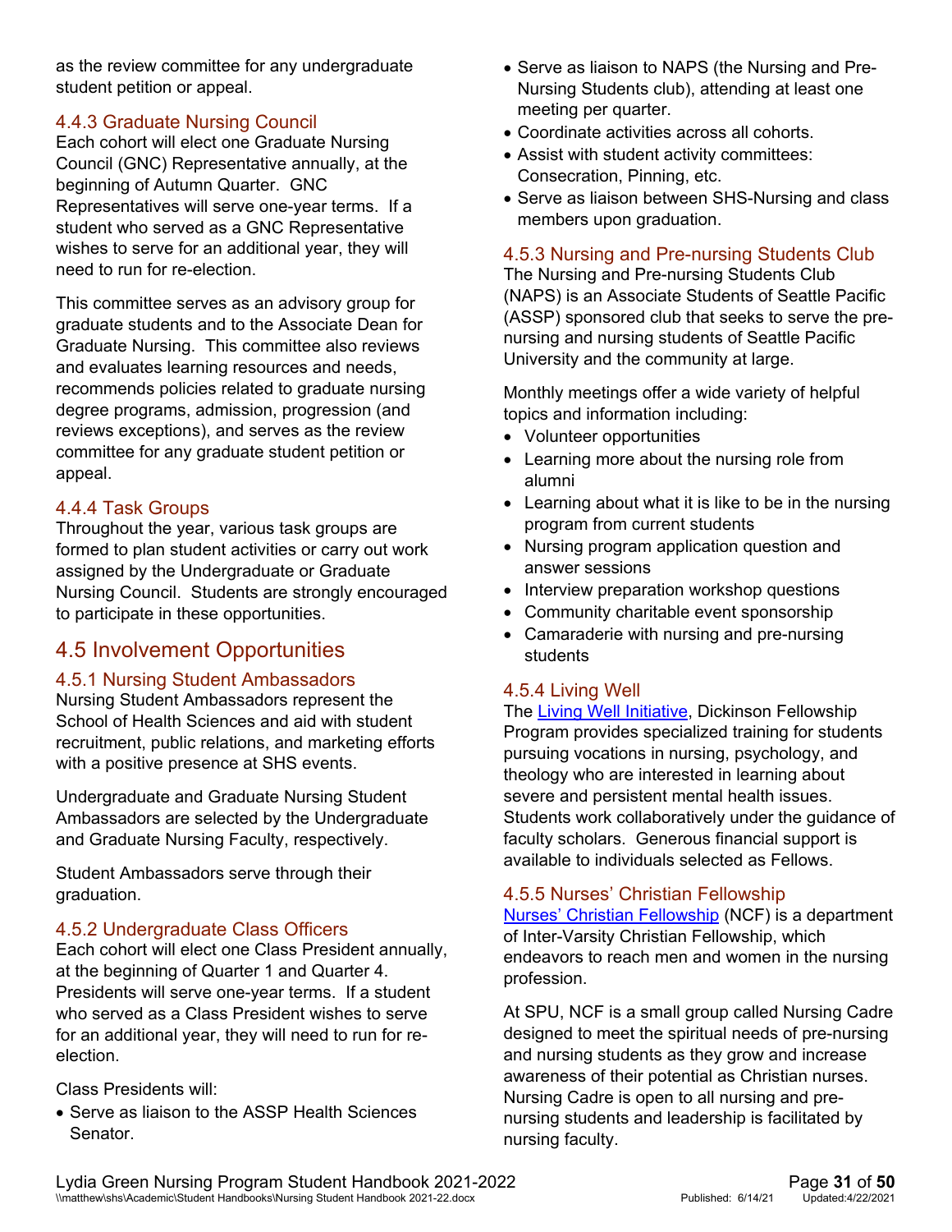as the review committee for any undergraduate student petition or appeal.

### 4.4.3 Graduate Nursing Council

Each cohort will elect one Graduate Nursing Council (GNC) Representative annually, at the beginning of Autumn Quarter. GNC Representatives will serve one-year terms. If a student who served as a GNC Representative wishes to serve for an additional year, they will need to run for re-election.

This committee serves as an advisory group for graduate students and to the Associate Dean for Graduate Nursing. This committee also reviews and evaluates learning resources and needs, recommends policies related to graduate nursing degree programs, admission, progression (and reviews exceptions), and serves as the review committee for any graduate student petition or appeal.

### 4.4.4 Task Groups

Throughout the year, various task groups are formed to plan student activities or carry out work assigned by the Undergraduate or Graduate Nursing Council. Students are strongly encouraged to participate in these opportunities.

## 4.5 Involvement Opportunities

### 4.5.1 Nursing Student Ambassadors

Nursing Student Ambassadors represent the School of Health Sciences and aid with student recruitment, public relations, and marketing efforts with a positive presence at SHS events.

Undergraduate and Graduate Nursing Student Ambassadors are selected by the Undergraduate and Graduate Nursing Faculty, respectively.

Student Ambassadors serve through their graduation.

### 4.5.2 Undergraduate Class Officers

Each cohort will elect one Class President annually, at the beginning of Quarter 1 and Quarter 4. Presidents will serve one-year terms. If a student who served as a Class President wishes to serve for an additional year, they will need to run for re-election.

Class Presidents will:

- Serve as liaison to the ASSP Health Sciences Senator.
- Serve as liaison to NAPS (the Nursing and Pre-Nursing Students club), attending at least one meeting per quarter.
- Coordinate activities across all cohorts.
- Assist with student activity committees: Consecration, Pinning, etc.
- Serve as liaison between SHS-Nursing and class members upon graduation.

### 4.5.3 Nursing and Pre-nursing Students Club

The Nursing and Pre-nursing Students Club (NAPS) is an Associate Students of Seattle Pacific (ASSP) sponsored club that seeks to serve the pre-nursing and nursing students of Seattle Pacific University and the community at large.

Monthly meetings offer a wide variety of helpful topics and information including:

- Volunteer opportunities
- Learning more about the nursing role from alumni
- Learning about what it is like to be in the nursing program from current students
- Nursing program application question and answer sessions
- Interview preparation workshop questions
- Community charitable event sponsorship
- Camaraderie with nursing and pre-nursing students

### 4.5.4 Living Well

The Living Well Initiative, Dickinson Fellowship Program provides specialized training for students pursuing vocations in nursing, psychology, and theology who are interested in learning about severe and persistent mental health issues. Students work collaboratively under the guidance of faculty scholars. Generous financial support is available to individuals selected as Fellows.

### 4.5.5 Nurses' Christian Fellowship

Nurses' Christian Fellowship (NCF) is a department of Inter-Varsity Christian Fellowship, which endeavors to reach men and women in the nursing profession.

At SPU, NCF is a small group called Nursing Cadre designed to meet the spiritual needs of pre-nursing and nursing students as they grow and increase awareness of their potential as Christian nurses. Nursing Cadre is open to all nursing and pre-nursing students and leadership is facilitated by nursing faculty.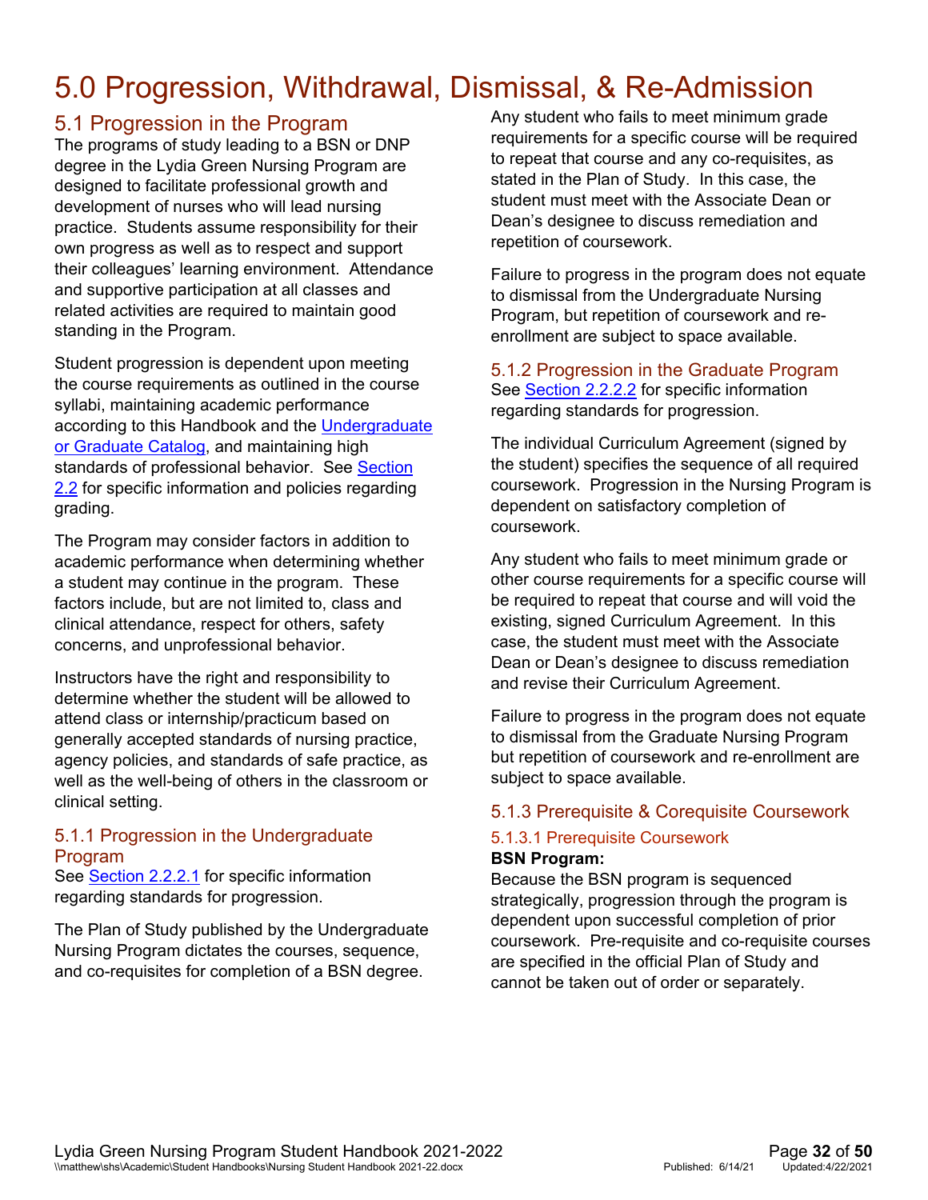# 5.0 Progression, Withdrawal, Dismissal, & Re-Admission

## 5.1 Progression in the Program

The programs of study leading to a BSN or DNP degree in the Lydia Green Nursing Program are designed to facilitate professional growth and development of nurses who will lead nursing practice. Students assume responsibility for their own progress as well as to respect and support their colleagues' learning environment. Attendance and supportive participation at all classes and related activities are required to maintain good standing in the Program.

Student progression is dependent upon meeting the course requirements as outlined in the course syllabi, maintaining academic performance according to this Handbook and the Undergraduate or Graduate Catalog, and maintaining high standards of professional behavior. See Section 2.2 for specific information and policies regarding grading.

The Program may consider factors in addition to academic performance when determining whether a student may continue in the program. These factors include, but are not limited to, class and clinical attendance, respect for others, safety concerns, and unprofessional behavior.

Instructors have the right and responsibility to determine whether the student will be allowed to attend class or internship/practicum based on generally accepted standards of nursing practice, agency policies, and standards of safe practice, as well as the well-being of others in the classroom or clinical setting.

### 5.1.1 Progression in the Undergraduate Program

See Section 2.2.2.1 for specific information regarding standards for progression.

The Plan of Study published by the Undergraduate Nursing Program dictates the courses, sequence, and co-requisites for completion of a BSN degree.

Any student who fails to meet minimum grade requirements for a specific course will be required to repeat that course and any co-requisites, as stated in the Plan of Study. In this case, the student must meet with the Associate Dean or Dean's designee to discuss remediation and repetition of coursework.

Failure to progress in the program does not equate to dismissal from the Undergraduate Nursing Program, but repetition of coursework and re-enrollment are subject to space available.

### 5.1.2 Progression in the Graduate Program

See Section 2.2.2.2 for specific information regarding standards for progression.

The individual Curriculum Agreement (signed by the student) specifies the sequence of all required coursework. Progression in the Nursing Program is dependent on satisfactory completion of coursework.

Any student who fails to meet minimum grade or other course requirements for a specific course will be required to repeat that course and will void the existing, signed Curriculum Agreement. In this case, the student must meet with the Associate Dean or Dean's designee to discuss remediation and revise their Curriculum Agreement.

Failure to progress in the program does not equate to dismissal from the Graduate Nursing Program but repetition of coursework and re-enrollment are subject to space available.

### 5.1.3 Prerequisite & Corequisite Coursework

#### 5.1.3.1 Prerequisite Coursework

**BSN Program:**

Because the BSN program is sequenced strategically, progression through the program is dependent upon successful completion of prior coursework. Pre-requisite and co-requisite courses are specified in the official Plan of Study and cannot be taken out of order or separately.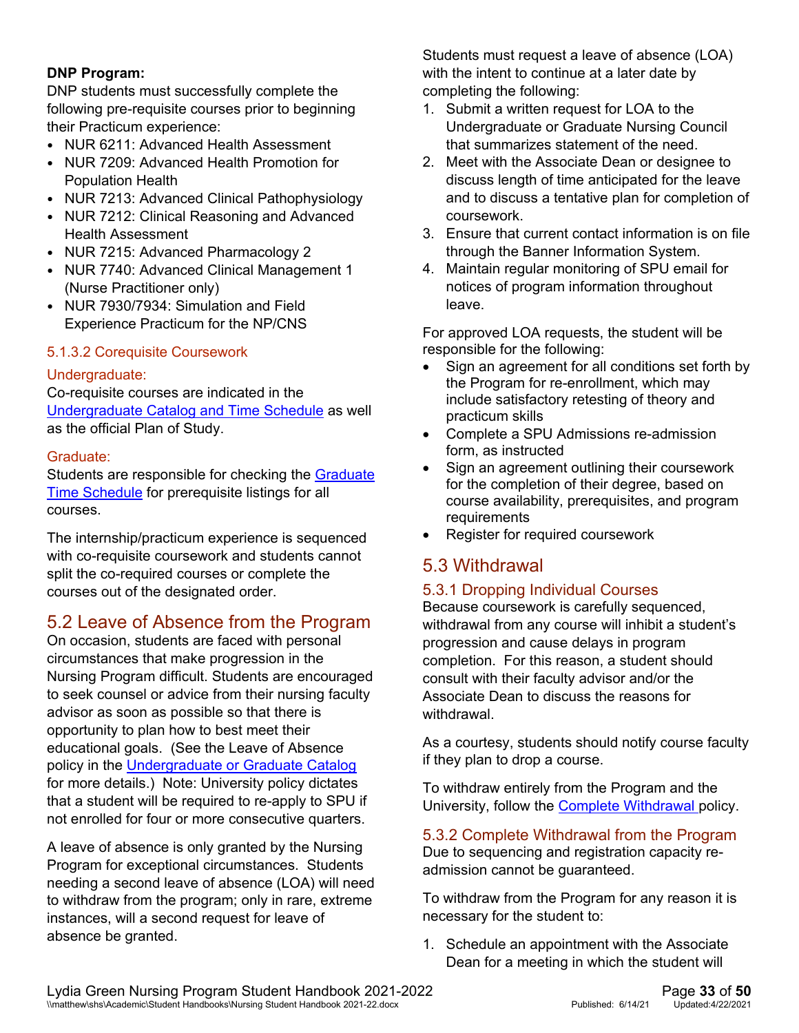**DNP Program:**
DNP students must successfully complete the following pre-requisite courses prior to beginning their Practicum experience:

- NUR 6211: Advanced Health Assessment
- NUR 7209: Advanced Health Promotion for Population Health
- NUR 7213: Advanced Clinical Pathophysiology
- NUR 7212: Clinical Reasoning and Advanced Health Assessment
- NUR 7215: Advanced Pharmacology 2
- NUR 7740: Advanced Clinical Management 1 (Nurse Practitioner only)
- NUR 7930/7934: Simulation and Field Experience Practicum for the NP/CNS

### 5.1.3.2 Corequisite Coursework

#### Undergraduate:

Co-requisite courses are indicated in the [Undergraduate Catalog and Time Schedule]() as well as the official Plan of Study.

#### Graduate:

Students are responsible for checking the [Graduate Time Schedule]() for prerequisite listings for all courses.

The internship/practicum experience is sequenced with co-requisite coursework and students cannot split the co-required courses or complete the courses out of the designated order.

## 5.2 Leave of Absence from the Program

On occasion, students are faced with personal circumstances that make progression in the Nursing Program difficult. Students are encouraged to seek counsel or advice from their nursing faculty advisor as soon as possible so that there is opportunity to plan how to best meet their educational goals. (See the Leave of Absence policy in the [Undergraduate or Graduate Catalog]() for more details.) Note: University policy dictates that a student will be required to re-apply to SPU if not enrolled for four or more consecutive quarters.

A leave of absence is only granted by the Nursing Program for exceptional circumstances. Students needing a second leave of absence (LOA) will need to withdraw from the program; only in rare, extreme instances, will a second request for leave of absence be granted.

Students must request a leave of absence (LOA) with the intent to continue at a later date by completing the following:

1. Submit a written request for LOA to the Undergraduate or Graduate Nursing Council that summarizes statement of the need.
2. Meet with the Associate Dean or designee to discuss length of time anticipated for the leave and to discuss a tentative plan for completion of coursework.
3. Ensure that current contact information is on file through the Banner Information System.
4. Maintain regular monitoring of SPU email for notices of program information throughout leave.

For approved LOA requests, the student will be responsible for the following:

- Sign an agreement for all conditions set forth by the Program for re-enrollment, which may include satisfactory retesting of theory and practicum skills
- Complete a SPU Admissions re-admission form, as instructed
- Sign an agreement outlining their coursework for the completion of their degree, based on course availability, prerequisites, and program requirements
- Register for required coursework

## 5.3 Withdrawal

### 5.3.1 Dropping Individual Courses

Because coursework is carefully sequenced, withdrawal from any course will inhibit a student's progression and cause delays in program completion. For this reason, a student should consult with their faculty advisor and/or the Associate Dean to discuss the reasons for withdrawal.

As a courtesy, students should notify course faculty if they plan to drop a course.

To withdraw entirely from the Program and the University, follow the [Complete Withdrawal]() policy.

### 5.3.2 Complete Withdrawal from the Program

Due to sequencing and registration capacity re-admission cannot be guaranteed.

To withdraw from the Program for any reason it is necessary for the student to:

1. Schedule an appointment with the Associate Dean for a meeting in which the student will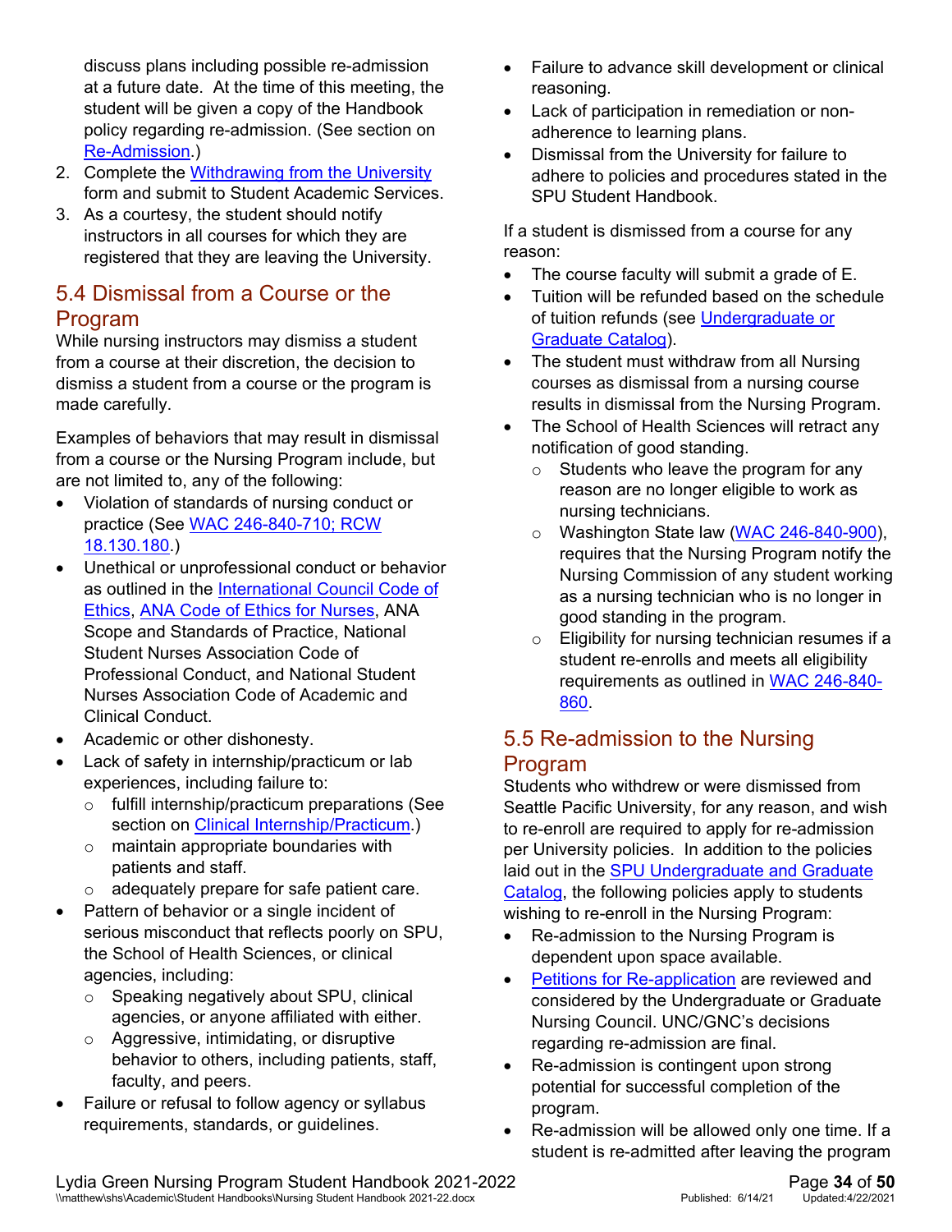discuss plans including possible re-admission at a future date. At the time of this meeting, the student will be given a copy of the Handbook policy regarding re-admission. (See section on Re-Admission.)

2. Complete the Withdrawing from the University form and submit to Student Academic Services.
3. As a courtesy, the student should notify instructors in all courses for which they are registered that they are leaving the University.

## 5.4 Dismissal from a Course or the Program

While nursing instructors may dismiss a student from a course at their discretion, the decision to dismiss a student from a course or the program is made carefully.

Examples of behaviors that may result in dismissal from a course or the Nursing Program include, but are not limited to, any of the following:

- Violation of standards of nursing conduct or practice (See WAC 246-840-710; RCW 18.130.180.)
- Unethical or unprofessional conduct or behavior as outlined in the International Council Code of Ethics, ANA Code of Ethics for Nurses, ANA Scope and Standards of Practice, National Student Nurses Association Code of Professional Conduct, and National Student Nurses Association Code of Academic and Clinical Conduct.
- Academic or other dishonesty.
- Lack of safety in internship/practicum or lab experiences, including failure to:
  - fulfill internship/practicum preparations (See section on Clinical Internship/Practicum.)
  - maintain appropriate boundaries with patients and staff.
  - adequately prepare for safe patient care.
- Pattern of behavior or a single incident of serious misconduct that reflects poorly on SPU, the School of Health Sciences, or clinical agencies, including:
  - Speaking negatively about SPU, clinical agencies, or anyone affiliated with either.
  - Aggressive, intimidating, or disruptive behavior to others, including patients, staff, faculty, and peers.
- Failure or refusal to follow agency or syllabus requirements, standards, or guidelines.
- Failure to advance skill development or clinical reasoning.
- Lack of participation in remediation or non-adherence to learning plans.
- Dismissal from the University for failure to adhere to policies and procedures stated in the SPU Student Handbook.

If a student is dismissed from a course for any reason:

- The course faculty will submit a grade of E.
- Tuition will be refunded based on the schedule of tuition refunds (see Undergraduate or Graduate Catalog).
- The student must withdraw from all Nursing courses as dismissal from a nursing course results in dismissal from the Nursing Program.
- The School of Health Sciences will retract any notification of good standing.
  - Students who leave the program for any reason are no longer eligible to work as nursing technicians.
  - Washington State law (WAC 246-840-900), requires that the Nursing Program notify the Nursing Commission of any student working as a nursing technician who is no longer in good standing in the program.
  - Eligibility for nursing technician resumes if a student re-enrolls and meets all eligibility requirements as outlined in WAC 246-840-860.

## 5.5 Re-admission to the Nursing Program

Students who withdrew or were dismissed from Seattle Pacific University, for any reason, and wish to re-enroll are required to apply for re-admission per University policies. In addition to the policies laid out in the SPU Undergraduate and Graduate Catalog, the following policies apply to students wishing to re-enroll in the Nursing Program:

- Re-admission to the Nursing Program is dependent upon space available.
- Petitions for Re-application are reviewed and considered by the Undergraduate or Graduate Nursing Council. UNC/GNC's decisions regarding re-admission are final.
- Re-admission is contingent upon strong potential for successful completion of the program.
- Re-admission will be allowed only one time. If a student is re-admitted after leaving the program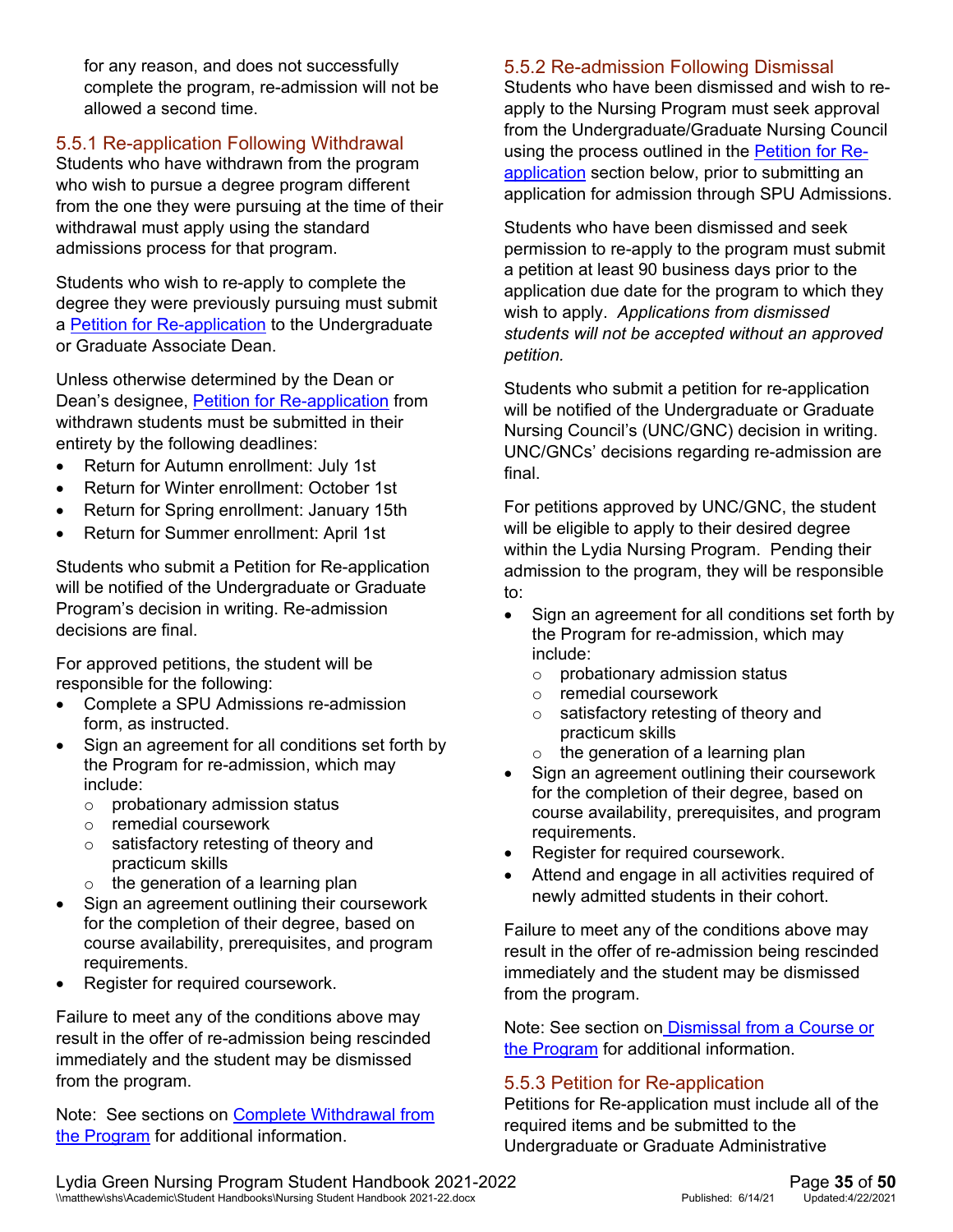for any reason, and does not successfully complete the program, re-admission will not be allowed a second time.

### 5.5.1 Re-application Following Withdrawal

Students who have withdrawn from the program who wish to pursue a degree program different from the one they were pursuing at the time of their withdrawal must apply using the standard admissions process for that program.

Students who wish to re-apply to complete the degree they were previously pursuing must submit a Petition for Re-application to the Undergraduate or Graduate Associate Dean.

Unless otherwise determined by the Dean or Dean's designee, Petition for Re-application from withdrawn students must be submitted in their entirety by the following deadlines:

- Return for Autumn enrollment: July 1st
- Return for Winter enrollment: October 1st
- Return for Spring enrollment: January 15th
- Return for Summer enrollment: April 1st

Students who submit a Petition for Re-application will be notified of the Undergraduate or Graduate Program's decision in writing. Re-admission decisions are final.

For approved petitions, the student will be responsible for the following:

- Complete a SPU Admissions re-admission form, as instructed.
- Sign an agreement for all conditions set forth by the Program for re-admission, which may include:
  - probationary admission status
  - remedial coursework
  - satisfactory retesting of theory and practicum skills
  - the generation of a learning plan
- Sign an agreement outlining their coursework for the completion of their degree, based on course availability, prerequisites, and program requirements.
- Register for required coursework.

Failure to meet any of the conditions above may result in the offer of re-admission being rescinded immediately and the student may be dismissed from the program.

Note: See sections on Complete Withdrawal from the Program for additional information.

### 5.5.2 Re-admission Following Dismissal

Students who have been dismissed and wish to re-apply to the Nursing Program must seek approval from the Undergraduate/Graduate Nursing Council using the process outlined in the Petition for Re-application section below, prior to submitting an application for admission through SPU Admissions.

Students who have been dismissed and seek permission to re-apply to the program must submit a petition at least 90 business days prior to the application due date for the program to which they wish to apply. *Applications from dismissed students will not be accepted without an approved petition.*

Students who submit a petition for re-application will be notified of the Undergraduate or Graduate Nursing Council's (UNC/GNC) decision in writing. UNC/GNCs' decisions regarding re-admission are final.

For petitions approved by UNC/GNC, the student will be eligible to apply to their desired degree within the Lydia Nursing Program. Pending their admission to the program, they will be responsible to:

- Sign an agreement for all conditions set forth by the Program for re-admission, which may include:
  - probationary admission status
  - remedial coursework
  - satisfactory retesting of theory and practicum skills
  - the generation of a learning plan
- Sign an agreement outlining their coursework for the completion of their degree, based on course availability, prerequisites, and program requirements.
- Register for required coursework.
- Attend and engage in all activities required of newly admitted students in their cohort.

Failure to meet any of the conditions above may result in the offer of re-admission being rescinded immediately and the student may be dismissed from the program.

Note: See section on Dismissal from a Course or the Program for additional information.

### 5.5.3 Petition for Re-application

Petitions for Re-application must include all of the required items and be submitted to the Undergraduate or Graduate Administrative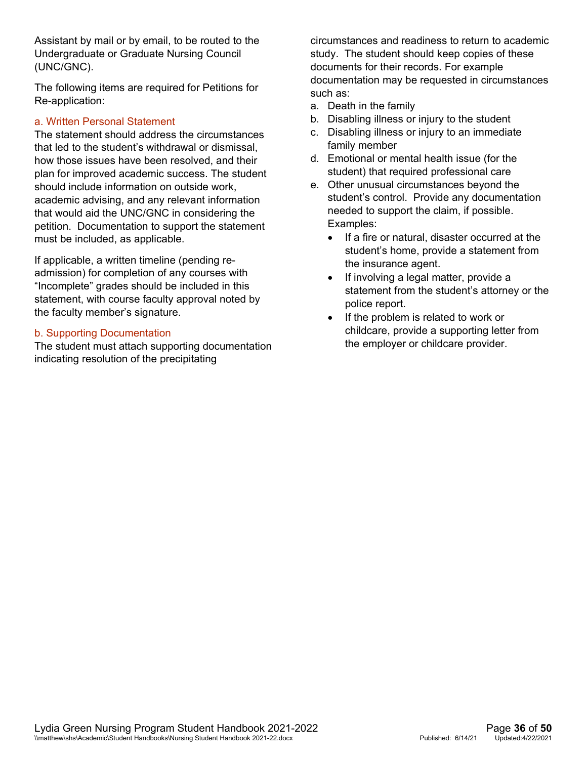Assistant by mail or by email, to be routed to the Undergraduate or Graduate Nursing Council (UNC/GNC).

The following items are required for Petitions for Re-application:

### a. Written Personal Statement

The statement should address the circumstances that led to the student's withdrawal or dismissal, how those issues have been resolved, and their plan for improved academic success. The student should include information on outside work, academic advising, and any relevant information that would aid the UNC/GNC in considering the petition. Documentation to support the statement must be included, as applicable.

If applicable, a written timeline (pending re-admission) for completion of any courses with "Incomplete" grades should be included in this statement, with course faculty approval noted by the faculty member's signature.

### b. Supporting Documentation

The student must attach supporting documentation indicating resolution of the precipitating circumstances and readiness to return to academic study. The student should keep copies of these documents for their records. For example documentation may be requested in circumstances such as:

a. Death in the family
b. Disabling illness or injury to the student
c. Disabling illness or injury to an immediate family member
d. Emotional or mental health issue (for the student) that required professional care
e. Other unusual circumstances beyond the student's control. Provide any documentation needed to support the claim, if possible. Examples:
    - If a fire or natural, disaster occurred at the student's home, provide a statement from the insurance agent.
    - If involving a legal matter, provide a statement from the student's attorney or the police report.
    - If the problem is related to work or childcare, provide a supporting letter from the employer or childcare provider.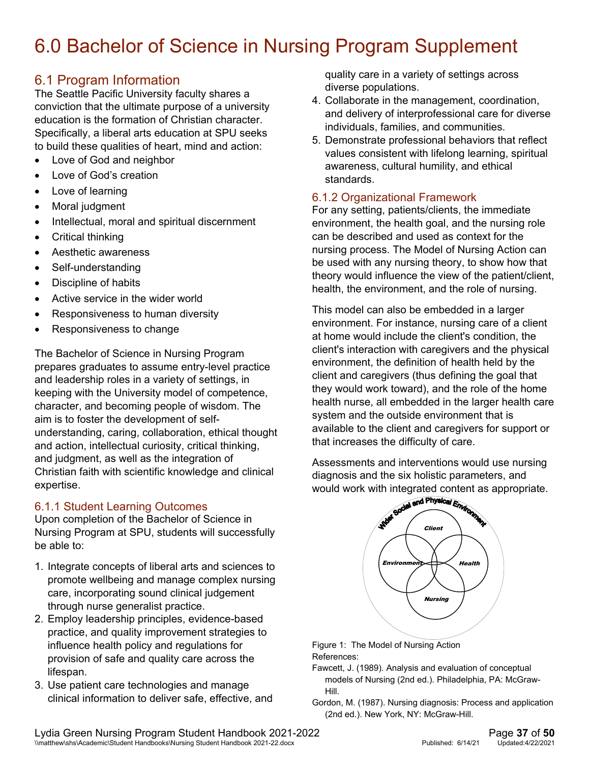# 6.0 Bachelor of Science in Nursing Program Supplement

## 6.1 Program Information

The Seattle Pacific University faculty shares a conviction that the ultimate purpose of a university education is the formation of Christian character. Specifically, a liberal arts education at SPU seeks to build these qualities of heart, mind and action:

- Love of God and neighbor
- Love of God's creation
- Love of learning
- Moral judgment
- Intellectual, moral and spiritual discernment
- Critical thinking
- Aesthetic awareness
- Self-understanding
- Discipline of habits
- Active service in the wider world
- Responsiveness to human diversity
- Responsiveness to change

The Bachelor of Science in Nursing Program prepares graduates to assume entry-level practice and leadership roles in a variety of settings, in keeping with the University model of competence, character, and becoming people of wisdom. The aim is to foster the development of self-understanding, caring, collaboration, ethical thought and action, intellectual curiosity, critical thinking, and judgment, as well as the integration of Christian faith with scientific knowledge and clinical expertise.

### 6.1.1 Student Learning Outcomes

Upon completion of the Bachelor of Science in Nursing Program at SPU, students will successfully be able to:

1. Integrate concepts of liberal arts and sciences to promote wellbeing and manage complex nursing care, incorporating sound clinical judgement through nurse generalist practice.
2. Employ leadership principles, evidence-based practice, and quality improvement strategies to influence health policy and regulations for provision of safe and quality care across the lifespan.
3. Use patient care technologies and manage clinical information to deliver safe, effective, and quality care in a variety of settings across diverse populations.
4. Collaborate in the management, coordination, and delivery of interprofessional care for diverse individuals, families, and communities.
5. Demonstrate professional behaviors that reflect values consistent with lifelong learning, spiritual awareness, cultural humility, and ethical standards.

### 6.1.2 Organizational Framework

For any setting, patients/clients, the immediate environment, the health goal, and the nursing role can be described and used as context for the nursing process. The Model of Nursing Action can be used with any nursing theory, to show how that theory would influence the view of the patient/client, health, the environment, and the role of nursing.

This model can also be embedded in a larger environment. For instance, nursing care of a client at home would include the client's condition, the client's interaction with caregivers and the physical environment, the definition of health held by the client and caregivers (thus defining the goal that they would work toward), and the role of the home health nurse, all embedded in the larger health care system and the outside environment that is available to the client and caregivers for support or that increases the difficulty of care.

Assessments and interventions would use nursing diagnosis and the six holistic parameters, and would work with integrated content as appropriate.

Figure 1: The Model of Nursing Action

References:

Fawcett, J. (1989). Analysis and evaluation of conceptual models of Nursing (2nd ed.). Philadelphia, PA: McGraw-Hill.

Gordon, M. (1987). Nursing diagnosis: Process and application (2nd ed.). New York, NY: McGraw-Hill.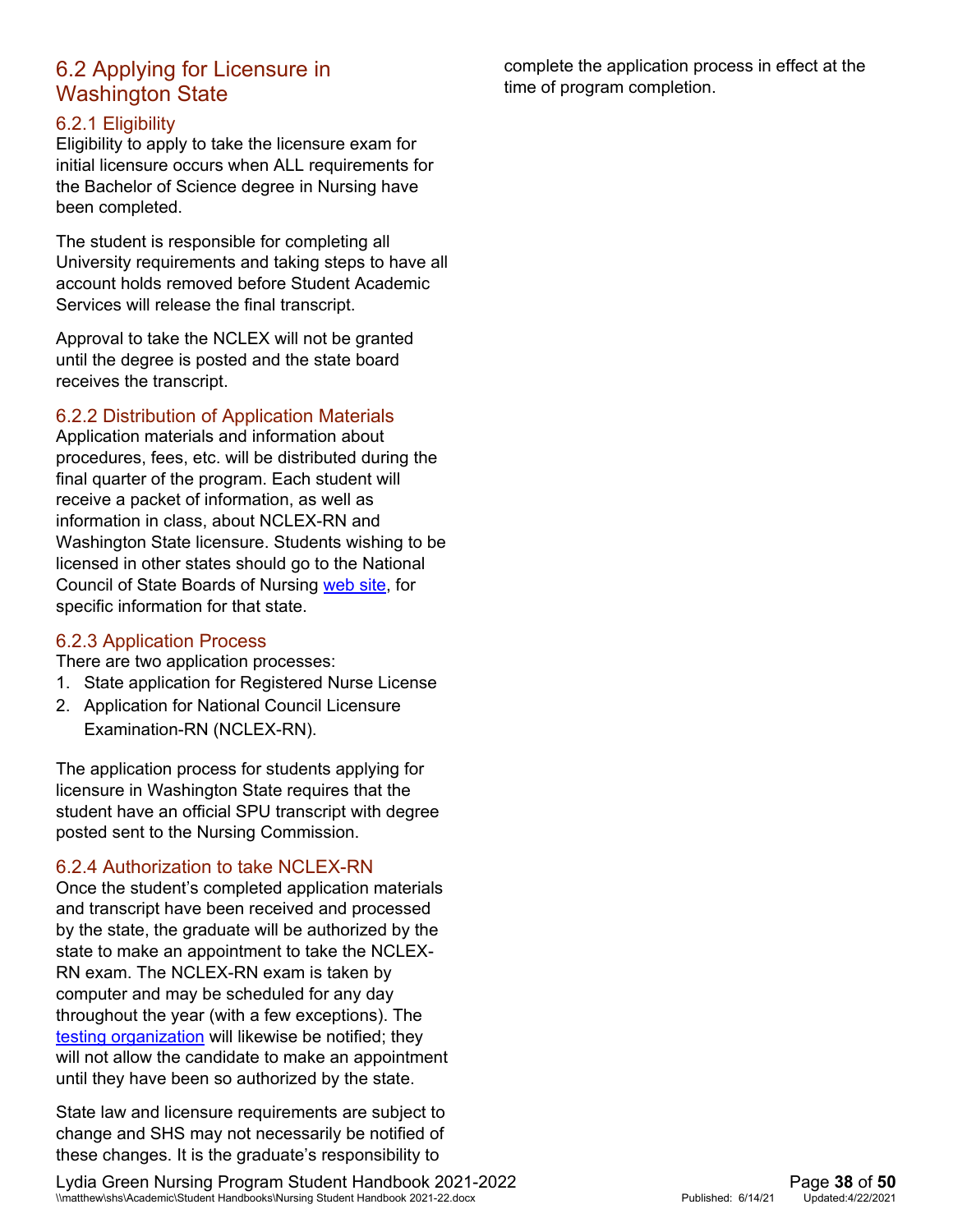## 6.2 Applying for Licensure in Washington State

### 6.2.1 Eligibility

Eligibility to apply to take the licensure exam for initial licensure occurs when ALL requirements for the Bachelor of Science degree in Nursing have been completed.

The student is responsible for completing all University requirements and taking steps to have all account holds removed before Student Academic Services will release the final transcript.

Approval to take the NCLEX will not be granted until the degree is posted and the state board receives the transcript.

### 6.2.2 Distribution of Application Materials

Application materials and information about procedures, fees, etc. will be distributed during the final quarter of the program. Each student will receive a packet of information, as well as information in class, about NCLEX-RN and Washington State licensure. Students wishing to be licensed in other states should go to the National Council of State Boards of Nursing web site, for specific information for that state.

### 6.2.3 Application Process

There are two application processes:

1. State application for Registered Nurse License
2. Application for National Council Licensure Examination-RN (NCLEX-RN).

The application process for students applying for licensure in Washington State requires that the student have an official SPU transcript with degree posted sent to the Nursing Commission.

### 6.2.4 Authorization to take NCLEX-RN

Once the student's completed application materials and transcript have been received and processed by the state, the graduate will be authorized by the state to make an appointment to take the NCLEX-RN exam. The NCLEX-RN exam is taken by computer and may be scheduled for any day throughout the year (with a few exceptions). The testing organization will likewise be notified; they will not allow the candidate to make an appointment until they have been so authorized by the state.

State law and licensure requirements are subject to change and SHS may not necessarily be notified of these changes. It is the graduate's responsibility to complete the application process in effect at the time of program completion.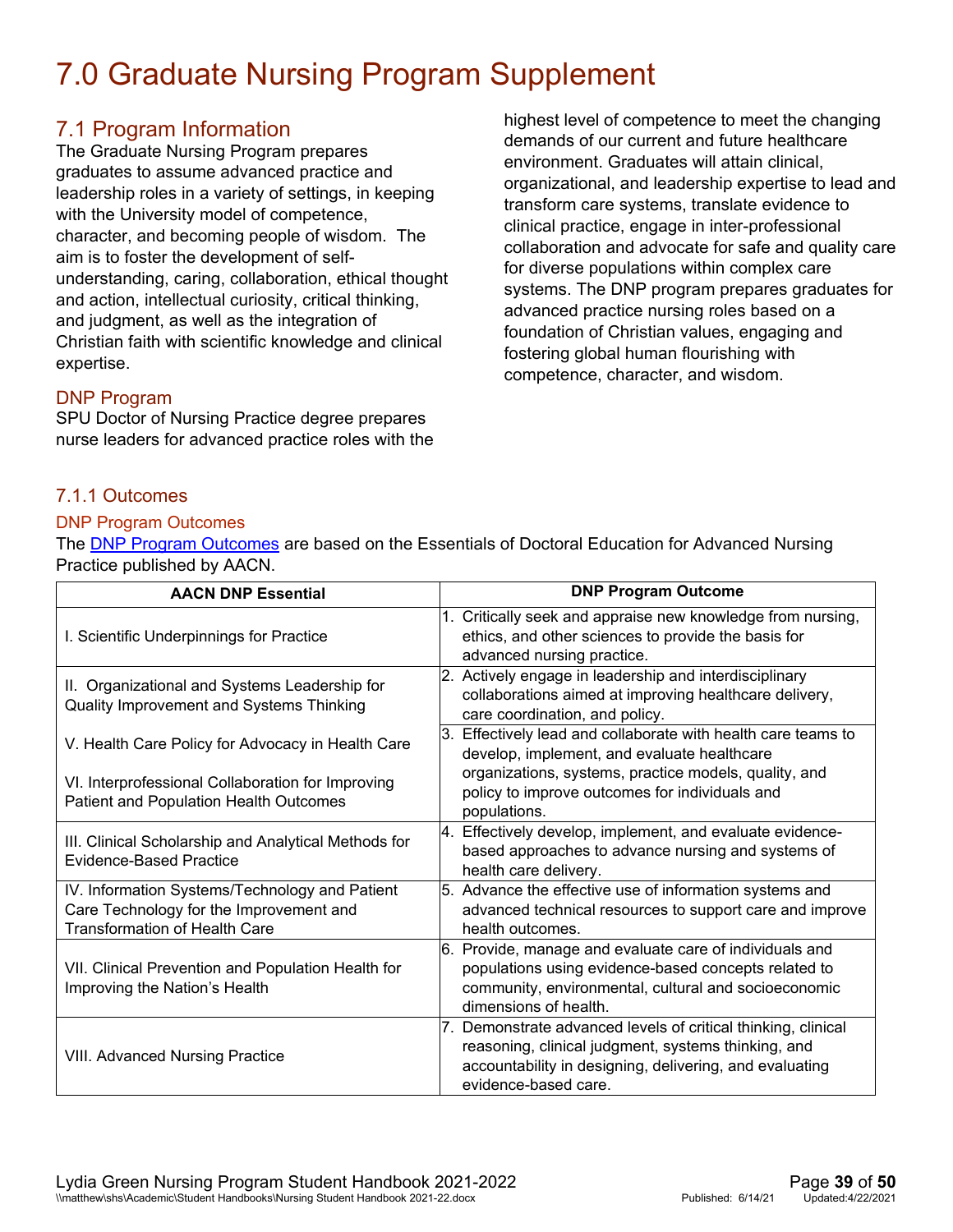# 7.0 Graduate Nursing Program Supplement

## 7.1 Program Information

The Graduate Nursing Program prepares graduates to assume advanced practice and leadership roles in a variety of settings, in keeping with the University model of competence, character, and becoming people of wisdom. The aim is to foster the development of self-understanding, caring, collaboration, ethical thought and action, intellectual curiosity, critical thinking, and judgment, as well as the integration of Christian faith with scientific knowledge and clinical expertise.

### DNP Program

SPU Doctor of Nursing Practice degree prepares nurse leaders for advanced practice roles with the highest level of competence to meet the changing demands of our current and future healthcare environment. Graduates will attain clinical, organizational, and leadership expertise to lead and transform care systems, translate evidence to clinical practice, engage in inter-professional collaboration and advocate for safe and quality care for diverse populations within complex care systems. The DNP program prepares graduates for advanced practice nursing roles based on a foundation of Christian values, engaging and fostering global human flourishing with competence, character, and wisdom.

### 7.1.1 Outcomes

#### DNP Program Outcomes

The [DNP Program Outcomes](#) are based on the Essentials of Doctoral Education for Advanced Nursing Practice published by AACN.

| AACN DNP Essential | DNP Program Outcome |
|---|---|
| I. Scientific Underpinnings for Practice | 1. Critically seek and appraise new knowledge from nursing, ethics, and other sciences to provide the basis for advanced nursing practice. |
| II. Organizational and Systems Leadership for Quality Improvement and Systems Thinking<br><br>V. Health Care Policy for Advocacy in Health Care<br><br>VI. Interprofessional Collaboration for Improving Patient and Population Health Outcomes | 2. Actively engage in leadership and interdisciplinary collaborations aimed at improving healthcare delivery, care coordination, and policy.<br><br>3. Effectively lead and collaborate with health care teams to develop, implement, and evaluate healthcare organizations, systems, practice models, quality, and policy to improve outcomes for individuals and populations. |
| III. Clinical Scholarship and Analytical Methods for Evidence-Based Practice | 4. Effectively develop, implement, and evaluate evidence-based approaches to advance nursing and systems of health care delivery. |
| IV. Information Systems/Technology and Patient Care Technology for the Improvement and Transformation of Health Care | 5. Advance the effective use of information systems and advanced technical resources to support care and improve health outcomes. |
| VII. Clinical Prevention and Population Health for Improving the Nation's Health | 6. Provide, manage and evaluate care of individuals and populations using evidence-based concepts related to community, environmental, cultural and socioeconomic dimensions of health. |
| VIII. Advanced Nursing Practice | 7. Demonstrate advanced levels of critical thinking, clinical reasoning, clinical judgment, systems thinking, and accountability in designing, delivering, and evaluating evidence-based care. |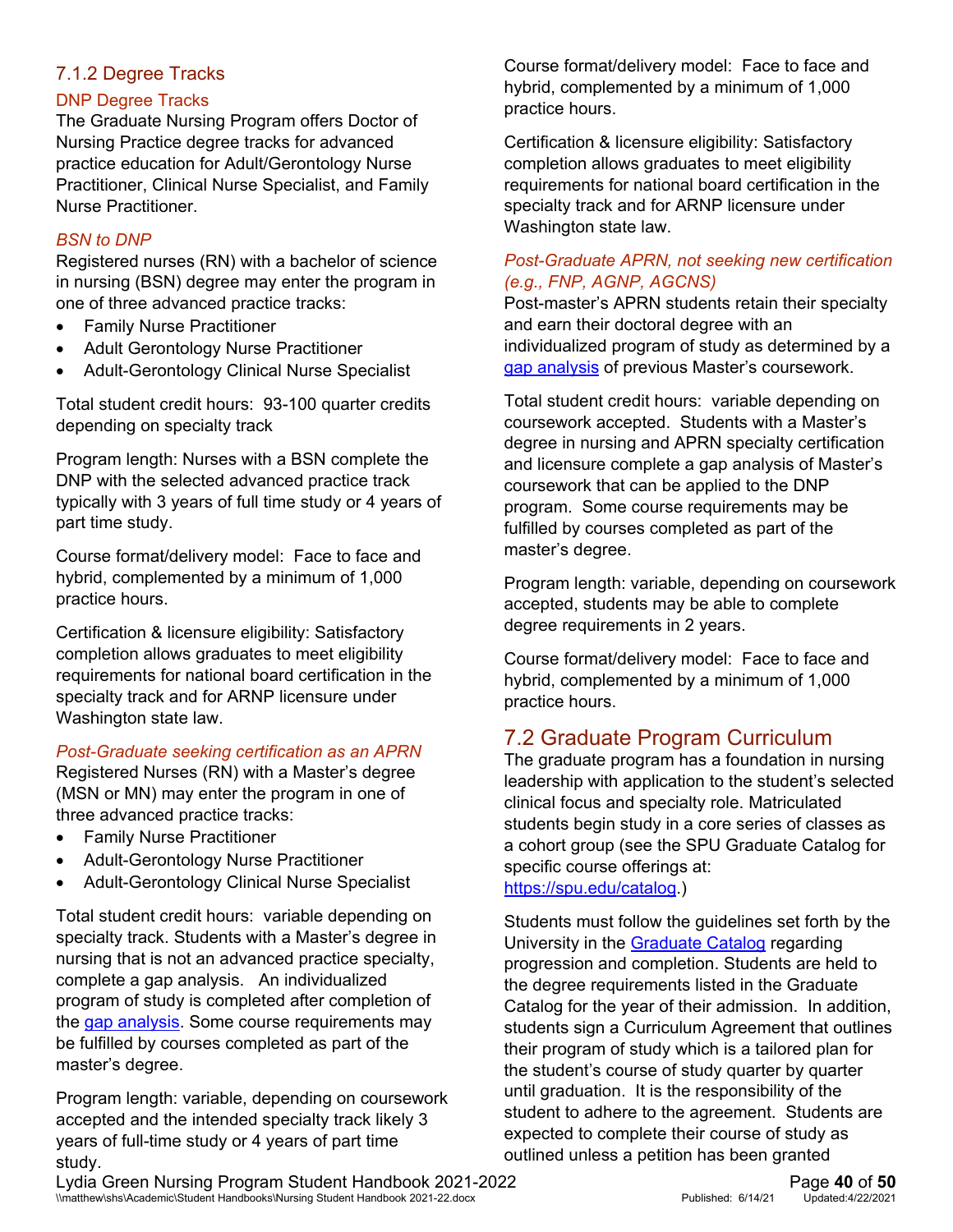### 7.1.2 Degree Tracks

#### DNP Degree Tracks

The Graduate Nursing Program offers Doctor of Nursing Practice degree tracks for advanced practice education for Adult/Gerontology Nurse Practitioner, Clinical Nurse Specialist, and Family Nurse Practitioner.

*BSN to DNP*

Registered nurses (RN) with a bachelor of science in nursing (BSN) degree may enter the program in one of three advanced practice tracks:

- Family Nurse Practitioner
- Adult Gerontology Nurse Practitioner
- Adult-Gerontology Clinical Nurse Specialist

Total student credit hours: 93-100 quarter credits depending on specialty track

Program length: Nurses with a BSN complete the DNP with the selected advanced practice track typically with 3 years of full time study or 4 years of part time study.

Course format/delivery model: Face to face and hybrid, complemented by a minimum of 1,000 practice hours.

Certification & licensure eligibility: Satisfactory completion allows graduates to meet eligibility requirements for national board certification in the specialty track and for ARNP licensure under Washington state law.

*Post-Graduate seeking certification as an APRN*

Registered Nurses (RN) with a Master's degree (MSN or MN) may enter the program in one of three advanced practice tracks:

- Family Nurse Practitioner
- Adult-Gerontology Nurse Practitioner
- Adult-Gerontology Clinical Nurse Specialist

Total student credit hours: variable depending on specialty track. Students with a Master's degree in nursing that is not an advanced practice specialty, complete a gap analysis. An individualized program of study is completed after completion of the gap analysis. Some course requirements may be fulfilled by courses completed as part of the master's degree.

Program length: variable, depending on coursework accepted and the intended specialty track likely 3 years of full-time study or 4 years of part time study.

Course format/delivery model: Face to face and hybrid, complemented by a minimum of 1,000 practice hours.

Certification & licensure eligibility: Satisfactory completion allows graduates to meet eligibility requirements for national board certification in the specialty track and for ARNP licensure under Washington state law.

*Post-Graduate APRN, not seeking new certification (e.g., FNP, AGNP, AGCNS)*

Post-master's APRN students retain their specialty and earn their doctoral degree with an individualized program of study as determined by a gap analysis of previous Master's coursework.

Total student credit hours: variable depending on coursework accepted. Students with a Master's degree in nursing and APRN specialty certification and licensure complete a gap analysis of Master's coursework that can be applied to the DNP program. Some course requirements may be fulfilled by courses completed as part of the master's degree.

Program length: variable, depending on coursework accepted, students may be able to complete degree requirements in 2 years.

Course format/delivery model: Face to face and hybrid, complemented by a minimum of 1,000 practice hours.

## 7.2 Graduate Program Curriculum

The graduate program has a foundation in nursing leadership with application to the student's selected clinical focus and specialty role. Matriculated students begin study in a core series of classes as a cohort group (see the SPU Graduate Catalog for specific course offerings at: https://spu.edu/catalog.)

Students must follow the guidelines set forth by the University in the Graduate Catalog regarding progression and completion. Students are held to the degree requirements listed in the Graduate Catalog for the year of their admission. In addition, students sign a Curriculum Agreement that outlines their program of study which is a tailored plan for the student's course of study quarter by quarter until graduation. It is the responsibility of the student to adhere to the agreement. Students are expected to complete their course of study as outlined unless a petition has been granted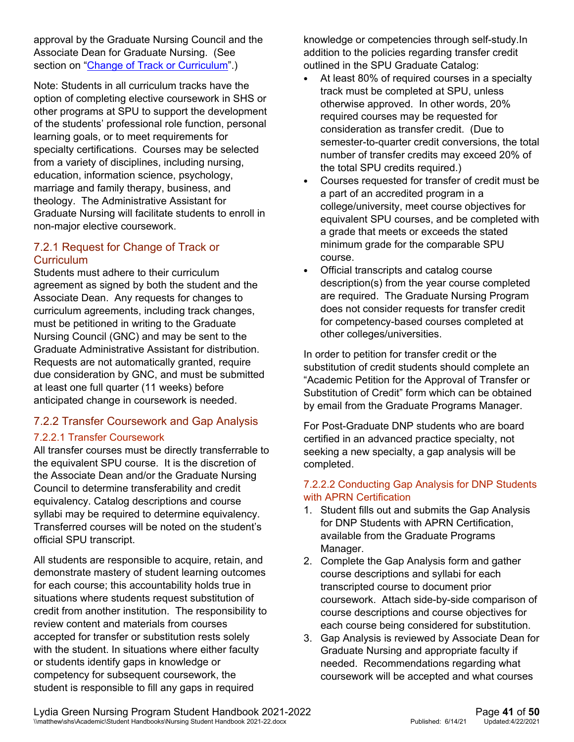approval by the Graduate Nursing Council and the Associate Dean for Graduate Nursing. (See section on "[Change of Track or Curriculum]".)

Note: Students in all curriculum tracks have the option of completing elective coursework in SHS or other programs at SPU to support the development of the students' professional role function, personal learning goals, or to meet requirements for specialty certifications. Courses may be selected from a variety of disciplines, including nursing, education, information science, psychology, marriage and family therapy, business, and theology. The Administrative Assistant for Graduate Nursing will facilitate students to enroll in non-major elective coursework.

### 7.2.1 Request for Change of Track or Curriculum

Students must adhere to their curriculum agreement as signed by both the student and the Associate Dean. Any requests for changes to curriculum agreements, including track changes, must be petitioned in writing to the Graduate Nursing Council (GNC) and may be sent to the Graduate Administrative Assistant for distribution. Requests are not automatically granted, require due consideration by GNC, and must be submitted at least one full quarter (11 weeks) before anticipated change in coursework is needed.

### 7.2.2 Transfer Coursework and Gap Analysis

#### 7.2.2.1 Transfer Coursework

All transfer courses must be directly transferrable to the equivalent SPU course. It is the discretion of the Associate Dean and/or the Graduate Nursing Council to determine transferability and credit equivalency. Catalog descriptions and course syllabi may be required to determine equivalency. Transferred courses will be noted on the student's official SPU transcript.

All students are responsible to acquire, retain, and demonstrate mastery of student learning outcomes for each course; this accountability holds true in situations where students request substitution of credit from another institution. The responsibility to review content and materials from courses accepted for transfer or substitution rests solely with the student. In situations where either faculty or students identify gaps in knowledge or competency for subsequent coursework, the student is responsible to fill any gaps in required knowledge or competencies through self-study.In addition to the policies regarding transfer credit outlined in the SPU Graduate Catalog:

- At least 80% of required courses in a specialty track must be completed at SPU, unless otherwise approved. In other words, 20% required courses may be requested for consideration as transfer credit. (Due to semester-to-quarter credit conversions, the total number of transfer credits may exceed 20% of the total SPU credits required.)
- Courses requested for transfer of credit must be a part of an accredited program in a college/university, meet course objectives for equivalent SPU courses, and be completed with a grade that meets or exceeds the stated minimum grade for the comparable SPU course.
- Official transcripts and catalog course description(s) from the year course completed are required. The Graduate Nursing Program does not consider requests for transfer credit for competency-based courses completed at other colleges/universities.

In order to petition for transfer credit or the substitution of credit students should complete an "Academic Petition for the Approval of Transfer or Substitution of Credit" form which can be obtained by email from the Graduate Programs Manager.

For Post-Graduate DNP students who are board certified in an advanced practice specialty, not seeking a new specialty, a gap analysis will be completed.

#### 7.2.2.2 Conducting Gap Analysis for DNP Students with APRN Certification

1. Student fills out and submits the Gap Analysis for DNP Students with APRN Certification, available from the Graduate Programs Manager.
2. Complete the Gap Analysis form and gather course descriptions and syllabi for each transcripted course to document prior coursework. Attach side-by-side comparison of course descriptions and course objectives for each course being considered for substitution.
3. Gap Analysis is reviewed by Associate Dean for Graduate Nursing and appropriate faculty if needed. Recommendations regarding what coursework will be accepted and what courses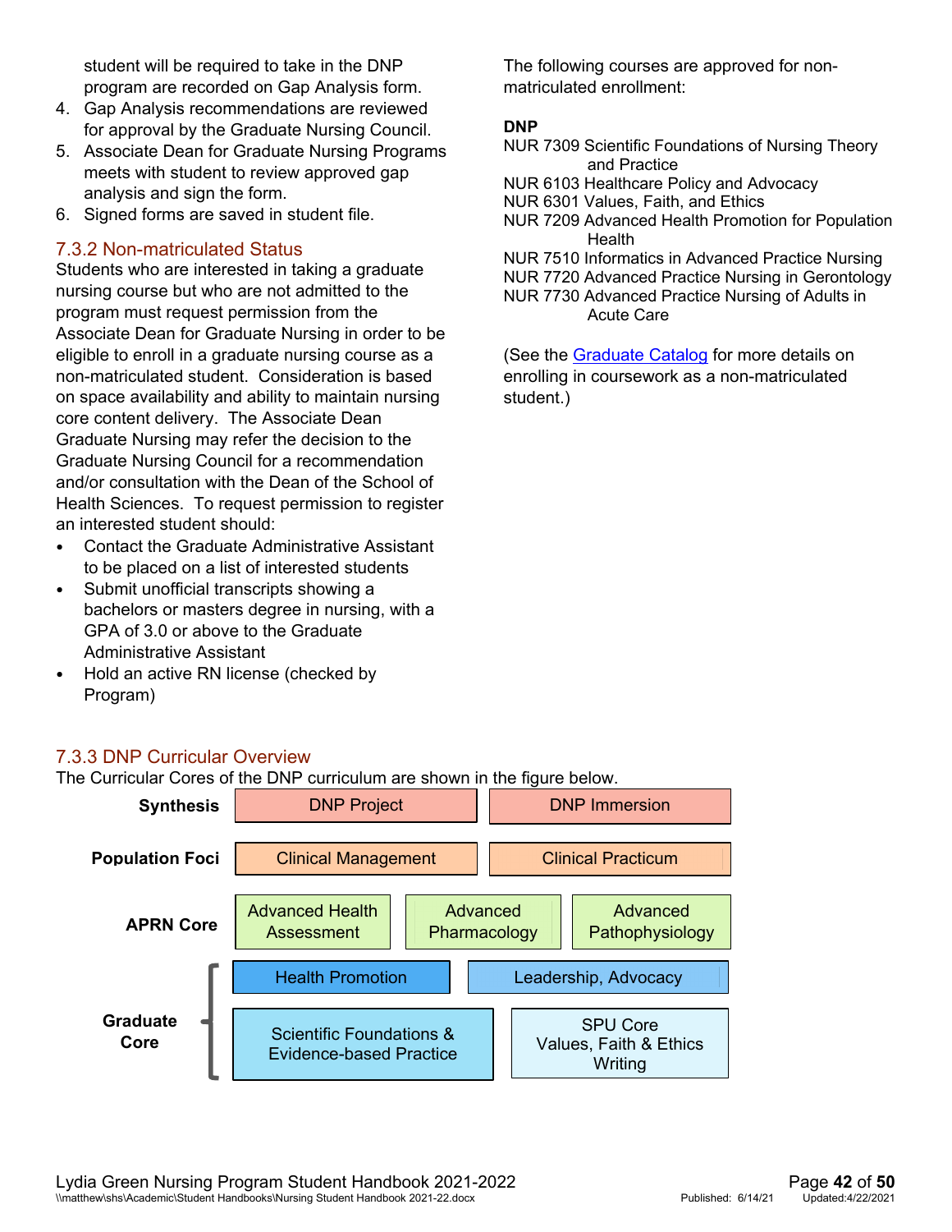student will be required to take in the DNP program are recorded on Gap Analysis form.

4. Gap Analysis recommendations are reviewed for approval by the Graduate Nursing Council.
5. Associate Dean for Graduate Nursing Programs meets with student to review approved gap analysis and sign the form.
6. Signed forms are saved in student file.

### 7.3.2 Non-matriculated Status

Students who are interested in taking a graduate nursing course but who are not admitted to the program must request permission from the Associate Dean for Graduate Nursing in order to be eligible to enroll in a graduate nursing course as a non-matriculated student. Consideration is based on space availability and ability to maintain nursing core content delivery. The Associate Dean Graduate Nursing may refer the decision to the Graduate Nursing Council for a recommendation and/or consultation with the Dean of the School of Health Sciences. To request permission to register an interested student should:

- Contact the Graduate Administrative Assistant to be placed on a list of interested students
- Submit unofficial transcripts showing a bachelors or masters degree in nursing, with a GPA of 3.0 or above to the Graduate Administrative Assistant
- Hold an active RN license (checked by Program)

The following courses are approved for non-matriculated enrollment:

**DNP**

NUR 7309 Scientific Foundations of Nursing Theory and Practice
NUR 6103 Healthcare Policy and Advocacy
NUR 6301 Values, Faith, and Ethics
NUR 7209 Advanced Health Promotion for Population Health
NUR 7510 Informatics in Advanced Practice Nursing
NUR 7720 Advanced Practice Nursing in Gerontology
NUR 7730 Advanced Practice Nursing of Adults in Acute Care

(See the Graduate Catalog for more details on enrolling in coursework as a non-matriculated student.)

### 7.3.3 DNP Curricular Overview

The Curricular Cores of the DNP curriculum are shown in the figure below.

| | | | |
|---|---|---|---|
| **Synthesis** | DNP Project | DNP Immersion | |
| **Population Foci** | Clinical Management | Clinical Practicum | |
| **APRN Core** | Advanced Health Assessment | Advanced Pharmacology | Advanced Pathophysiology |
| **Graduate Core** | Health Promotion | Leadership, Advocacy | |
| | Scientific Foundations & Evidence-based Practice | SPU Core Values, Faith & Ethics Writing | |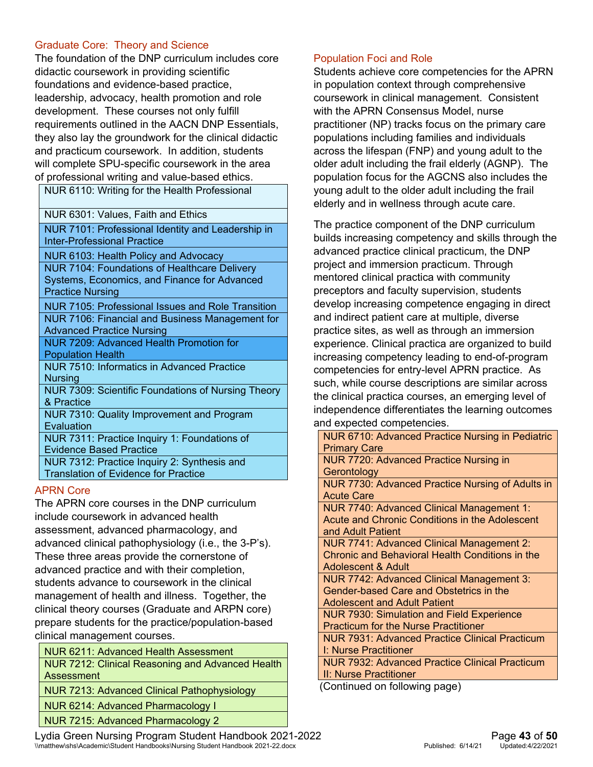### Graduate Core: Theory and Science

The foundation of the DNP curriculum includes core didactic coursework in providing scientific foundations and evidence-based practice, leadership, advocacy, health promotion and role development. These courses not only fulfill requirements outlined in the AACN DNP Essentials, they also lay the groundwork for the clinical didactic and practicum coursework. In addition, students will complete SPU-specific coursework in the area of professional writing and value-based ethics.

| |
|---|
| NUR 6110: Writing for the Health Professional |
| NUR 6301: Values, Faith and Ethics |
| NUR 7101: Professional Identity and Leadership in Inter-Professional Practice |
| NUR 6103: Health Policy and Advocacy |
| NUR 7104: Foundations of Healthcare Delivery Systems, Economics, and Finance for Advanced Practice Nursing |
| NUR 7105: Professional Issues and Role Transition |
| NUR 7106: Financial and Business Management for Advanced Practice Nursing |
| NUR 7209: Advanced Health Promotion for Population Health |
| NUR 7510: Informatics in Advanced Practice Nursing |
| NUR 7309: Scientific Foundations of Nursing Theory & Practice |
| NUR 7310: Quality Improvement and Program Evaluation |
| NUR 7311: Practice Inquiry 1: Foundations of Evidence Based Practice |
| NUR 7312: Practice Inquiry 2: Synthesis and Translation of Evidence for Practice |

### APRN Core

The APRN core courses in the DNP curriculum include coursework in advanced health assessment, advanced pharmacology, and advanced clinical pathophysiology (i.e., the 3-P's). These three areas provide the cornerstone of advanced practice and with their completion, students advance to coursework in the clinical management of health and illness. Together, the clinical theory courses (Graduate and ARPN core) prepare students for the practice/population-based clinical management courses.

| |
|---|
| NUR 6211: Advanced Health Assessment |
| NUR 7212: Clinical Reasoning and Advanced Health Assessment |
| NUR 7213: Advanced Clinical Pathophysiology |
| NUR 6214: Advanced Pharmacology I |
| NUR 7215: Advanced Pharmacology 2 |

### Population Foci and Role

Students achieve core competencies for the APRN in population context through comprehensive coursework in clinical management. Consistent with the APRN Consensus Model, nurse practitioner (NP) tracks focus on the primary care populations including families and individuals across the lifespan (FNP) and young adult to the older adult including the frail elderly (AGNP). The population focus for the AGCNS also includes the young adult to the older adult including the frail elderly and in wellness through acute care.

The practice component of the DNP curriculum builds increasing competency and skills through the advanced practice clinical practicum, the DNP project and immersion practicum. Through mentored clinical practica with community preceptors and faculty supervision, students develop increasing competence engaging in direct and indirect patient care at multiple, diverse practice sites, as well as through an immersion experience. Clinical practica are organized to build increasing competency leading to end-of-program competencies for entry-level APRN practice. As such, while course descriptions are similar across the clinical practica courses, an emerging level of independence differentiates the learning outcomes and expected competencies.

| |
|---|
| NUR 6710: Advanced Practice Nursing in Pediatric Primary Care |
| NUR 7720: Advanced Practice Nursing in Gerontology |
| NUR 7730: Advanced Practice Nursing of Adults in Acute Care |
| NUR 7740: Advanced Clinical Management 1: Acute and Chronic Conditions in the Adolescent and Adult Patient |
| NUR 7741: Advanced Clinical Management 2: Chronic and Behavioral Health Conditions in the Adolescent & Adult |
| NUR 7742: Advanced Clinical Management 3: Gender-based Care and Obstetrics in the Adolescent and Adult Patient |
| NUR 7930: Simulation and Field Experience Practicum for the Nurse Practitioner |
| NUR 7931: Advanced Practice Clinical Practicum I: Nurse Practitioner |
| NUR 7932: Advanced Practice Clinical Practicum II: Nurse Practitioner |

(Continued on following page)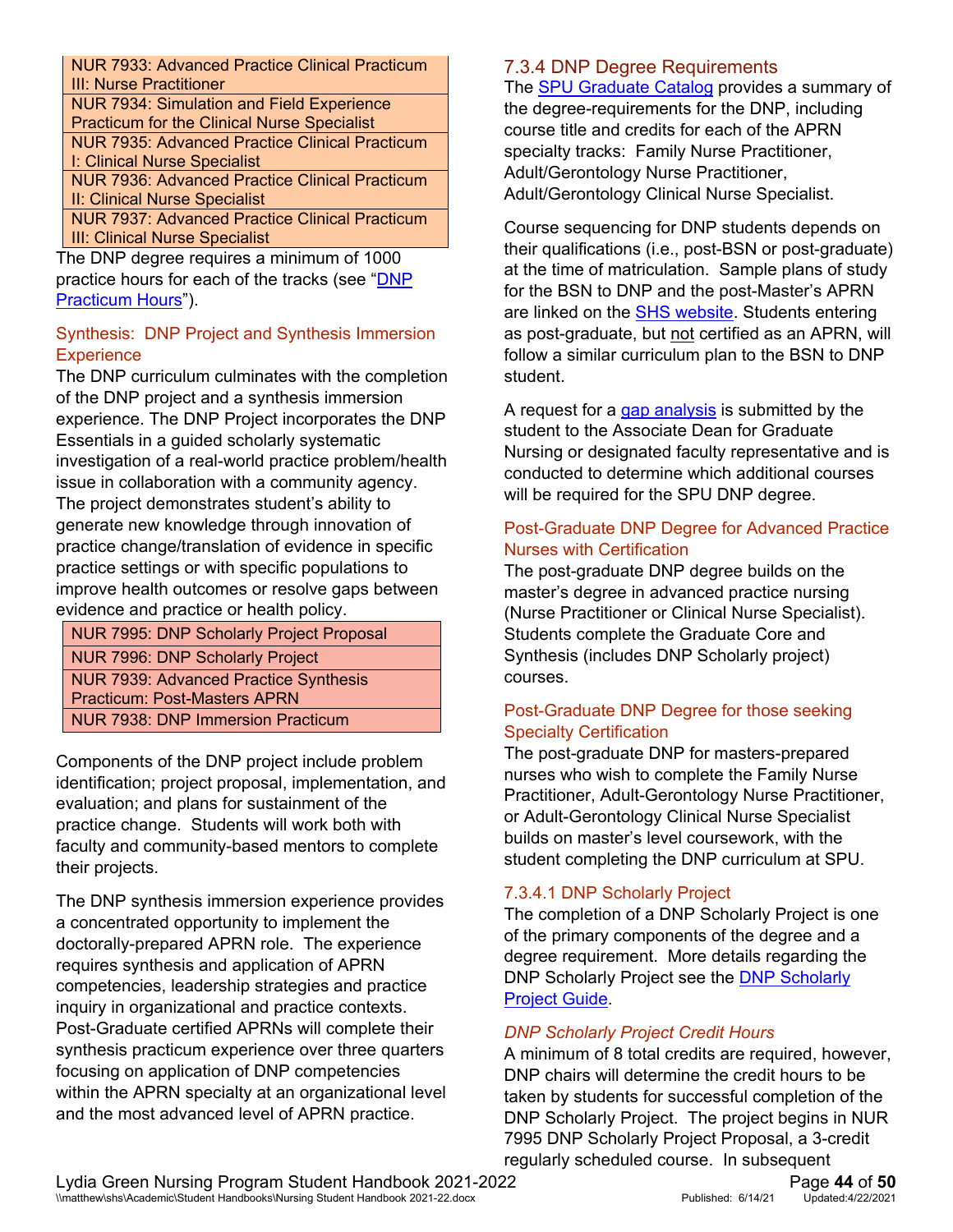| NUR 7933: Advanced Practice Clinical Practicum III: Nurse Practitioner |
|---|
| NUR 7934: Simulation and Field Experience Practicum for the Clinical Nurse Specialist |
| NUR 7935: Advanced Practice Clinical Practicum I: Clinical Nurse Specialist |
| NUR 7936: Advanced Practice Clinical Practicum II: Clinical Nurse Specialist |
| NUR 7937: Advanced Practice Clinical Practicum III: Clinical Nurse Specialist |

The DNP degree requires a minimum of 1000 practice hours for each of the tracks (see "DNP Practicum Hours").

### Synthesis: DNP Project and Synthesis Immersion Experience

The DNP curriculum culminates with the completion of the DNP project and a synthesis immersion experience. The DNP Project incorporates the DNP Essentials in a guided scholarly systematic investigation of a real-world practice problem/health issue in collaboration with a community agency. The project demonstrates student's ability to generate new knowledge through innovation of practice change/translation of evidence in specific practice settings or with specific populations to improve health outcomes or resolve gaps between evidence and practice or health policy.

| NUR 7995: DNP Scholarly Project Proposal |
|---|
| NUR 7996: DNP Scholarly Project |
| NUR 7939: Advanced Practice Synthesis Practicum: Post-Masters APRN |
| NUR 7938: DNP Immersion Practicum |

Components of the DNP project include problem identification; project proposal, implementation, and evaluation; and plans for sustainment of the practice change. Students will work both with faculty and community-based mentors to complete their projects.

The DNP synthesis immersion experience provides a concentrated opportunity to implement the doctorally-prepared APRN role. The experience requires synthesis and application of APRN competencies, leadership strategies and practice inquiry in organizational and practice contexts. Post-Graduate certified APRNs will complete their synthesis practicum experience over three quarters focusing on application of DNP competencies within the APRN specialty at an organizational level and the most advanced level of APRN practice.

## 7.3.4 DNP Degree Requirements

The SPU Graduate Catalog provides a summary of the degree-requirements for the DNP, including course title and credits for each of the APRN specialty tracks: Family Nurse Practitioner, Adult/Gerontology Nurse Practitioner, Adult/Gerontology Clinical Nurse Specialist.

Course sequencing for DNP students depends on their qualifications (i.e., post-BSN or post-graduate) at the time of matriculation. Sample plans of study for the BSN to DNP and the post-Master's APRN are linked on the SHS website. Students entering as post-graduate, but not certified as an APRN, will follow a similar curriculum plan to the BSN to DNP student.

A request for a gap analysis is submitted by the student to the Associate Dean for Graduate Nursing or designated faculty representative and is conducted to determine which additional courses will be required for the SPU DNP degree.

### Post-Graduate DNP Degree for Advanced Practice Nurses with Certification

The post-graduate DNP degree builds on the master's degree in advanced practice nursing (Nurse Practitioner or Clinical Nurse Specialist). Students complete the Graduate Core and Synthesis (includes DNP Scholarly project) courses.

### Post-Graduate DNP Degree for those seeking Specialty Certification

The post-graduate DNP for masters-prepared nurses who wish to complete the Family Nurse Practitioner, Adult-Gerontology Nurse Practitioner, or Adult-Gerontology Clinical Nurse Specialist builds on master's level coursework, with the student completing the DNP curriculum at SPU.

### 7.3.4.1 DNP Scholarly Project

The completion of a DNP Scholarly Project is one of the primary components of the degree and a degree requirement. More details regarding the DNP Scholarly Project see the DNP Scholarly Project Guide.

#### *DNP Scholarly Project Credit Hours*

A minimum of 8 total credits are required, however, DNP chairs will determine the credit hours to be taken by students for successful completion of the DNP Scholarly Project. The project begins in NUR 7995 DNP Scholarly Project Proposal, a 3-credit regularly scheduled course. In subsequent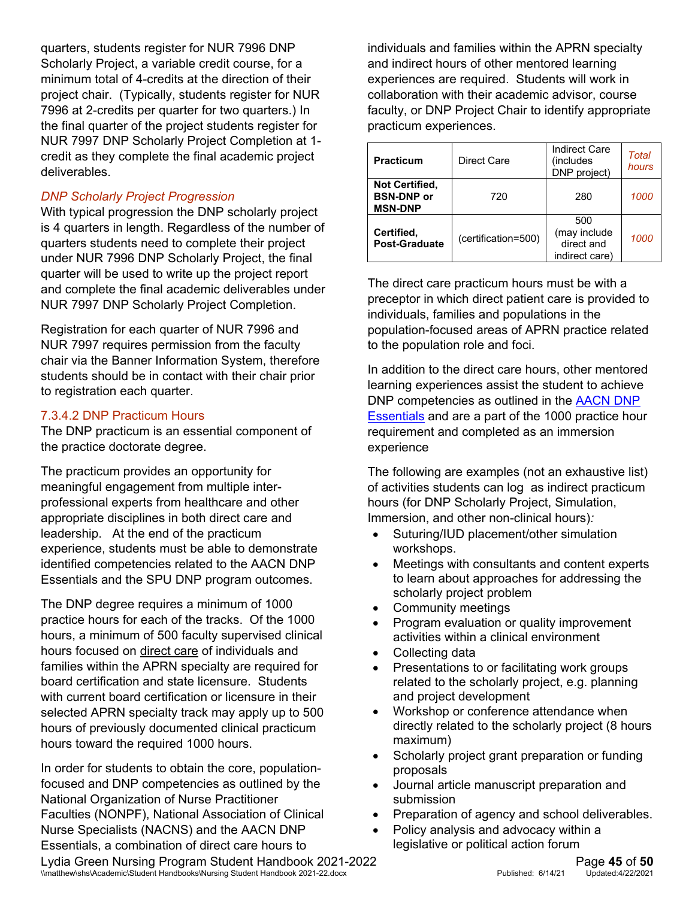quarters, students register for NUR 7996 DNP Scholarly Project, a variable credit course, for a minimum total of 4-credits at the direction of their project chair. (Typically, students register for NUR 7996 at 2-credits per quarter for two quarters.) In the final quarter of the project students register for NUR 7997 DNP Scholarly Project Completion at 1-credit as they complete the final academic project deliverables.

*DNP Scholarly Project Progression*

With typical progression the DNP scholarly project is 4 quarters in length. Regardless of the number of quarters students need to complete their project under NUR 7996 DNP Scholarly Project, the final quarter will be used to write up the project report and complete the final academic deliverables under NUR 7997 DNP Scholarly Project Completion.

Registration for each quarter of NUR 7996 and NUR 7997 requires permission from the faculty chair via the Banner Information System, therefore students should be in contact with their chair prior to registration each quarter.

### 7.3.4.2 DNP Practicum Hours

The DNP practicum is an essential component of the practice doctorate degree.

The practicum provides an opportunity for meaningful engagement from multiple inter-professional experts from healthcare and other appropriate disciplines in both direct care and leadership. At the end of the practicum experience, students must be able to demonstrate identified competencies related to the AACN DNP Essentials and the SPU DNP program outcomes.

The DNP degree requires a minimum of 1000 practice hours for each of the tracks. Of the 1000 hours, a minimum of 500 faculty supervised clinical hours focused on direct care of individuals and families within the APRN specialty are required for board certification and state licensure. Students with current board certification or licensure in their selected APRN specialty track may apply up to 500 hours of previously documented clinical practicum hours toward the required 1000 hours.

In order for students to obtain the core, population-focused and DNP competencies as outlined by the National Organization of Nurse Practitioner Faculties (NONPF), National Association of Clinical Nurse Specialists (NACNS) and the AACN DNP Essentials, a combination of direct care hours to individuals and families within the APRN specialty and indirect hours of other mentored learning experiences are required. Students will work in collaboration with their academic advisor, course faculty, or DNP Project Chair to identify appropriate practicum experiences.

| **Practicum** | Direct Care | Indirect Care (includes DNP project) | *Total hours* |
|---|---|---|---|
| **Not Certified, BSN-DNP or MSN-DNP** | 720 | 280 | *1000* |
| **Certified, Post-Graduate** | (certification=500) | 500 (may include direct and indirect care) | *1000* |

The direct care practicum hours must be with a preceptor in which direct patient care is provided to individuals, families and populations in the population-focused areas of APRN practice related to the population role and foci.

In addition to the direct care hours, other mentored learning experiences assist the student to achieve DNP competencies as outlined in the AACN DNP Essentials and are a part of the 1000 practice hour requirement and completed as an immersion experience

The following are examples (not an exhaustive list) of activities students can log as indirect practicum hours (for DNP Scholarly Project, Simulation, Immersion, and other non-clinical hours)*:*

- Suturing/IUD placement/other simulation workshops.
- Meetings with consultants and content experts to learn about approaches for addressing the scholarly project problem
- Community meetings
- Program evaluation or quality improvement activities within a clinical environment
- Collecting data
- Presentations to or facilitating work groups related to the scholarly project, e.g. planning and project development
- Workshop or conference attendance when directly related to the scholarly project (8 hours maximum)
- Scholarly project grant preparation or funding proposals
- Journal article manuscript preparation and submission
- Preparation of agency and school deliverables.
- Policy analysis and advocacy within a legislative or political action forum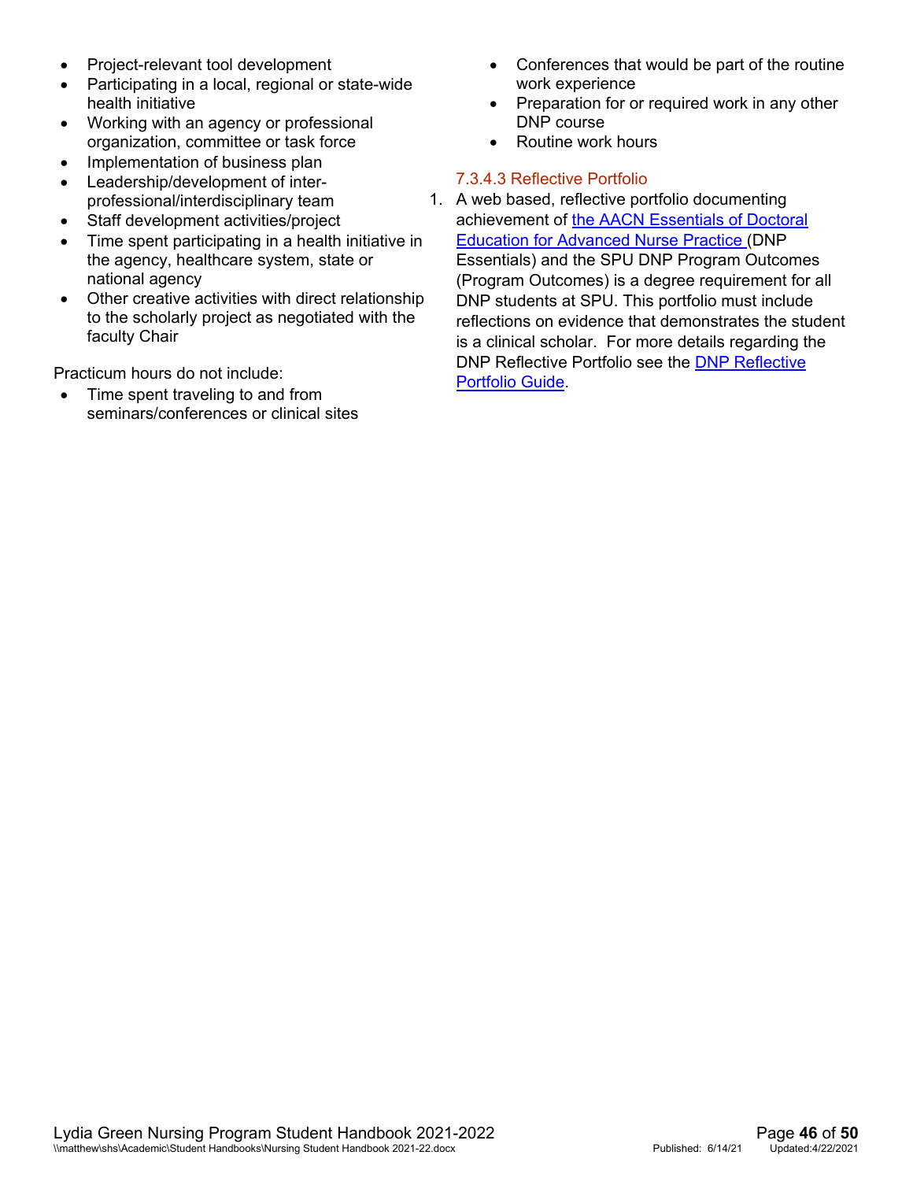- Project-relevant tool development
- Participating in a local, regional or state-wide health initiative
- Working with an agency or professional organization, committee or task force
- Implementation of business plan
- Leadership/development of inter-professional/interdisciplinary team
- Staff development activities/project
- Time spent participating in a health initiative in the agency, healthcare system, state or national agency
- Other creative activities with direct relationship to the scholarly project as negotiated with the faculty Chair

Practicum hours do not include:

- Time spent traveling to and from seminars/conferences or clinical sites
- Conferences that would be part of the routine work experience
- Preparation for or required work in any other DNP course
- Routine work hours

#### 7.3.4.3 Reflective Portfolio

1. A web based, reflective portfolio documenting achievement of [the AACN Essentials of Doctoral Education for Advanced Nurse Practice ](DNP Essentials) and the SPU DNP Program Outcomes (Program Outcomes) is a degree requirement for all DNP students at SPU. This portfolio must include reflections on evidence that demonstrates the student is a clinical scholar. For more details regarding the DNP Reflective Portfolio see the [DNP Reflective Portfolio Guide].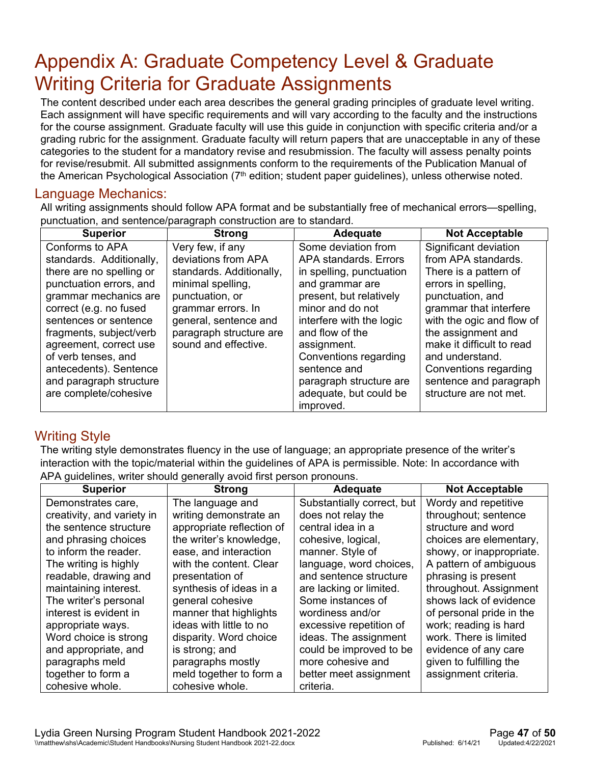# Appendix A: Graduate Competency Level & Graduate Writing Criteria for Graduate Assignments

The content described under each area describes the general grading principles of graduate level writing. Each assignment will have specific requirements and will vary according to the faculty and the instructions for the course assignment. Graduate faculty will use this guide in conjunction with specific criteria and/or a grading rubric for the assignment. Graduate faculty will return papers that are unacceptable in any of these categories to the student for a mandatory revise and resubmission. The faculty will assess penalty points for revise/resubmit. All submitted assignments conform to the requirements of the Publication Manual of the American Psychological Association (7th edition; student paper guidelines), unless otherwise noted.

## Language Mechanics:

All writing assignments should follow APA format and be substantially free of mechanical errors—spelling, punctuation, and sentence/paragraph construction are to standard.

| Superior | Strong | Adequate | Not Acceptable |
|---|---|---|---|
| Conforms to APA standards. Additionally, there are no spelling or punctuation errors, and grammar mechanics are correct (e.g. no fused sentences or sentence fragments, subject/verb agreement, correct use of verb tenses, and antecedents). Sentence and paragraph structure are complete/cohesive | Very few, if any deviations from APA standards. Additionally, minimal spelling, punctuation, or grammar errors. In general, sentence and paragraph structure are sound and effective. | Some deviation from APA standards. Errors in spelling, punctuation and grammar are present, but relatively minor and do not interfere with the logic and flow of the assignment. Conventions regarding sentence and paragraph structure are adequate, but could be improved. | Significant deviation from APA standards. There is a pattern of errors in spelling, punctuation, and grammar that interfere with the ogic and flow of the assignment and make it difficult to read and understand. Conventions regarding sentence and paragraph structure are not met. |

## Writing Style

The writing style demonstrates fluency in the use of language; an appropriate presence of the writer's interaction with the topic/material within the guidelines of APA is permissible. Note: In accordance with APA guidelines, writer should generally avoid first person pronouns.

| Superior | Strong | Adequate | Not Acceptable |
|---|---|---|---|
| Demonstrates care, creativity, and variety in the sentence structure and phrasing choices to inform the reader. The writing is highly readable, drawing and maintaining interest. The writer's personal interest is evident in appropriate ways. Word choice is strong and appropriate, and paragraphs meld together to form a cohesive whole. | The language and writing demonstrate an appropriate reflection of the writer's knowledge, ease, and interaction with the content. Clear presentation of synthesis of ideas in a general cohesive manner that highlights ideas with little to no disparity. Word choice is strong; and paragraphs mostly meld together to form a cohesive whole. | Substantially correct, but does not relay the central idea in a cohesive, logical, manner. Style of language, word choices, and sentence structure are lacking or limited. Some instances of wordiness and/or excessive repetition of ideas. The assignment could be improved to be more cohesive and better meet assignment criteria. | Wordy and repetitive throughout; sentence structure and word choices are elementary, showy, or inappropriate. A pattern of ambiguous phrasing is present throughout. Assignment shows lack of evidence of personal pride in the work; reading is hard work. There is limited evidence of any care given to fulfilling the assignment criteria. |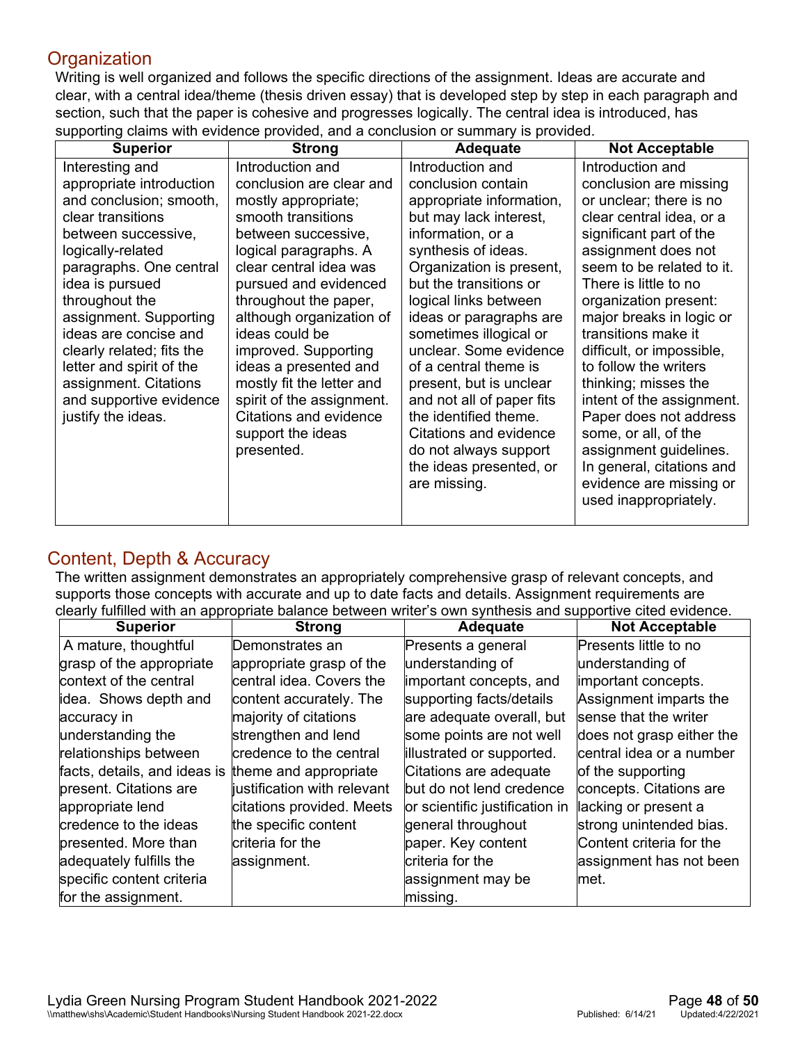## Organization

Writing is well organized and follows the specific directions of the assignment. Ideas are accurate and clear, with a central idea/theme (thesis driven essay) that is developed step by step in each paragraph and section, such that the paper is cohesive and progresses logically. The central idea is introduced, has supporting claims with evidence provided, and a conclusion or summary is provided.

| Superior | Strong | Adequate | Not Acceptable |
|---|---|---|---|
| Interesting and appropriate introduction and conclusion; smooth, clear transitions between successive, logically-related paragraphs. One central idea is pursued throughout the assignment. Supporting ideas are concise and clearly related; fits the letter and spirit of the assignment. Citations and supportive evidence justify the ideas. | Introduction and conclusion are clear and mostly appropriate; smooth transitions between successive, logical paragraphs. A clear central idea was pursued and evidenced throughout the paper, although organization of ideas could be improved. Supporting ideas a presented and mostly fit the letter and spirit of the assignment. Citations and evidence support the ideas presented. | Introduction and conclusion contain appropriate information, but may lack interest, information, or a synthesis of ideas. Organization is present, but the transitions or logical links between ideas or paragraphs are sometimes illogical or unclear. Some evidence of a central theme is present, but is unclear and not all of paper fits the identified theme. Citations and evidence do not always support the ideas presented, or are missing. | Introduction and conclusion are missing or unclear; there is no clear central idea, or a significant part of the assignment does not seem to be related to it. There is little to no organization present: major breaks in logic or transitions make it difficult, or impossible, to follow the writers thinking; misses the intent of the assignment. Paper does not address some, or all, of the assignment guidelines. In general, citations and evidence are missing or used inappropriately. |

## Content, Depth & Accuracy

The written assignment demonstrates an appropriately comprehensive grasp of relevant concepts, and supports those concepts with accurate and up to date facts and details. Assignment requirements are clearly fulfilled with an appropriate balance between writer's own synthesis and supportive cited evidence.

| Superior | Strong | Adequate | Not Acceptable |
|---|---|---|---|
| A mature, thoughtful grasp of the appropriate context of the central idea. Shows depth and accuracy in understanding the relationships between facts, details, and ideas is present. Citations are appropriate lend credence to the ideas presented. More than adequately fulfills the specific content criteria for the assignment. | Demonstrates an appropriate grasp of the central idea. Covers the content accurately. The majority of citations strengthen and lend credence to the central theme and appropriate justification with relevant citations provided. Meets the specific content criteria for the assignment. | Presents a general understanding of important concepts, and supporting facts/details are adequate overall, but some points are not well illustrated or supported. Citations are adequate but do not lend credence or scientific justification in general throughout paper. Key content criteria for the assignment may be missing. | Presents little to no understanding of important concepts. Assignment imparts the sense that the writer does not grasp either the central idea or a number of the supporting concepts. Citations are lacking or present a strong unintended bias. Content criteria for the assignment has not been met. |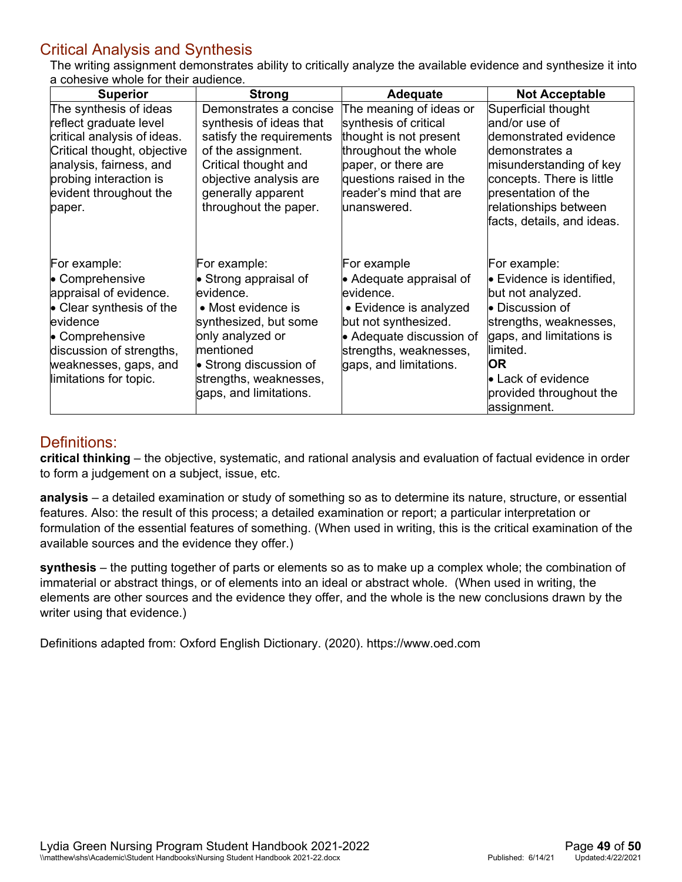## Critical Analysis and Synthesis

The writing assignment demonstrates ability to critically analyze the available evidence and synthesize it into a cohesive whole for their audience.

| Superior | Strong | Adequate | Not Acceptable |
|---|---|---|---|
| The synthesis of ideas reflect graduate level critical analysis of ideas. Critical thought, objective analysis, fairness, and probing interaction is evident throughout the paper. | Demonstrates a concise synthesis of ideas that satisfy the requirements of the assignment. Critical thought and objective analysis are generally apparent throughout the paper. | The meaning of ideas or synthesis of critical thought is not present throughout the whole paper, or there are questions raised in the reader's mind that are unanswered. | Superficial thought and/or use of demonstrated evidence demonstrates a misunderstanding of key concepts. There is little presentation of the relationships between facts, details, and ideas. |
| For example:<br>• Comprehensive appraisal of evidence.<br>• Clear synthesis of the evidence<br>• Comprehensive discussion of strengths, weaknesses, gaps, and limitations for topic. | For example:<br>• Strong appraisal of evidence.<br>• Most evidence is synthesized, but some only analyzed or mentioned<br>• Strong discussion of strengths, weaknesses, gaps, and limitations. | For example<br>• Adequate appraisal of evidence.<br>• Evidence is analyzed but not synthesized.<br>• Adequate discussion of strengths, weaknesses, gaps, and limitations. | For example:<br>• Evidence is identified, but not analyzed.<br>• Discussion of strengths, weaknesses, gaps, and limitations is limited.<br>**OR**<br>• Lack of evidence provided throughout the assignment. |

## Definitions:

**critical thinking** – the objective, systematic, and rational analysis and evaluation of factual evidence in order to form a judgement on a subject, issue, etc.

**analysis** – a detailed examination or study of something so as to determine its nature, structure, or essential features. Also: the result of this process; a detailed examination or report; a particular interpretation or formulation of the essential features of something. (When used in writing, this is the critical examination of the available sources and the evidence they offer.)

**synthesis** – the putting together of parts or elements so as to make up a complex whole; the combination of immaterial or abstract things, or of elements into an ideal or abstract whole. (When used in writing, the elements are other sources and the evidence they offer, and the whole is the new conclusions drawn by the writer using that evidence.)

Definitions adapted from: Oxford English Dictionary. (2020). https://www.oed.com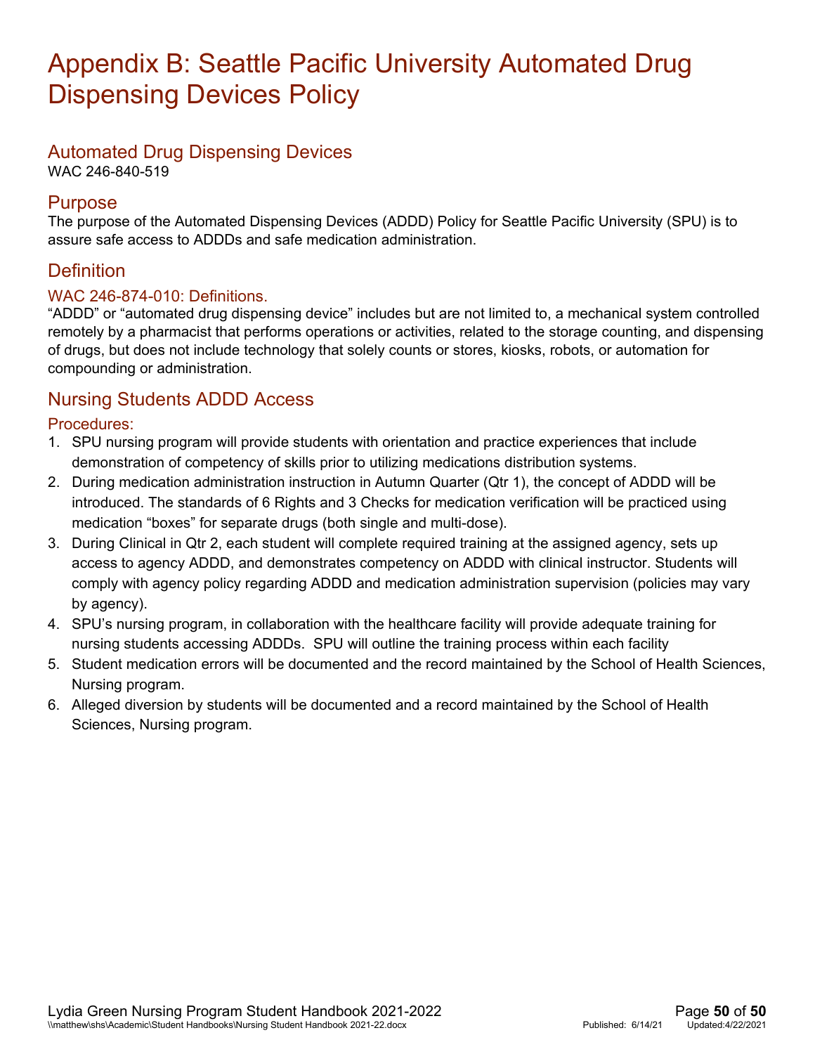# Appendix B: Seattle Pacific University Automated Drug Dispensing Devices Policy

## Automated Drug Dispensing Devices

WAC 246-840-519

## Purpose

The purpose of the Automated Dispensing Devices (ADDD) Policy for Seattle Pacific University (SPU) is to assure safe access to ADDDs and safe medication administration.

## Definition

### WAC 246-874-010: Definitions.

“ADDD” or “automated drug dispensing device” includes but are not limited to, a mechanical system controlled remotely by a pharmacist that performs operations or activities, related to the storage counting, and dispensing of drugs, but does not include technology that solely counts or stores, kiosks, robots, or automation for compounding or administration.

## Nursing Students ADDD Access

### Procedures:

1. SPU nursing program will provide students with orientation and practice experiences that include demonstration of competency of skills prior to utilizing medications distribution systems.
2. During medication administration instruction in Autumn Quarter (Qtr 1), the concept of ADDD will be introduced. The standards of 6 Rights and 3 Checks for medication verification will be practiced using medication “boxes” for separate drugs (both single and multi-dose).
3. During Clinical in Qtr 2, each student will complete required training at the assigned agency, sets up access to agency ADDD, and demonstrates competency on ADDD with clinical instructor. Students will comply with agency policy regarding ADDD and medication administration supervision (policies may vary by agency).
4. SPU’s nursing program, in collaboration with the healthcare facility will provide adequate training for nursing students accessing ADDDs. SPU will outline the training process within each facility
5. Student medication errors will be documented and the record maintained by the School of Health Sciences, Nursing program.
6. Alleged diversion by students will be documented and a record maintained by the School of Health Sciences, Nursing program.